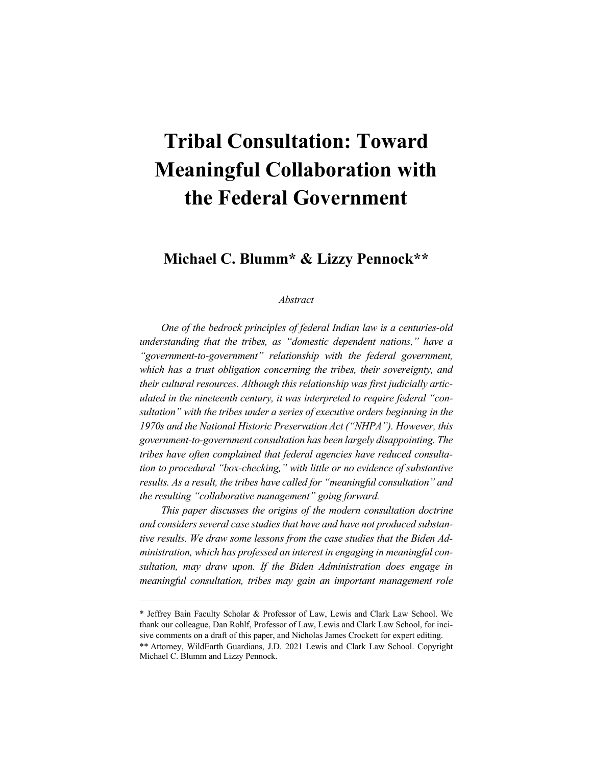# Tribal Consultation: Toward Meaningful Collaboration with the Federal Government

## Michael C. Blumm* & Lizzy Pennock**

*Abstract*

*One of the bedrock principles of federal Indian law is a centuries-old understanding that the tribes, as "domestic dependent nations," have a "government-to-government" relationship with the federal government, which has a trust obligation concerning the tribes, their sovereignty, and their cultural resources. Although this relationship was first judicially articulated in the nineteenth century, it was interpreted to require federal "consultation" with the tribes under a series of executive orders beginning in the 1970s and the National Historic Preservation Act ("NHPA"). However, this government-to-government consultation has been largely disappointing. The tribes have often complained that federal agencies have reduced consultation to procedural "box-checking," with little or no evidence of substantive results. As a result, the tribes have called for "meaningful consultation" and the resulting "collaborative management" going forward.*

*This paper discusses the origins of the modern consultation doctrine and considers several case studies that have and have not produced substantive results. We draw some lessons from the case studies that the Biden Administration, which has professed an interest in engaging in meaningful consultation, may draw upon. If the Biden Administration does engage in meaningful consultation, tribes may gain an important management role*

---

* Jeffrey Bain Faculty Scholar & Professor of Law, Lewis and Clark Law School. We thank our colleague, Dan Rohlf, Professor of Law, Lewis and Clark Law School, for incisive comments on a draft of this paper, and Nicholas James Crockett for expert editing.

** Attorney, WildEarth Guardians, J.D. 2021 Lewis and Clark Law School. Copyright Michael C. Blumm and Lizzy Pennock.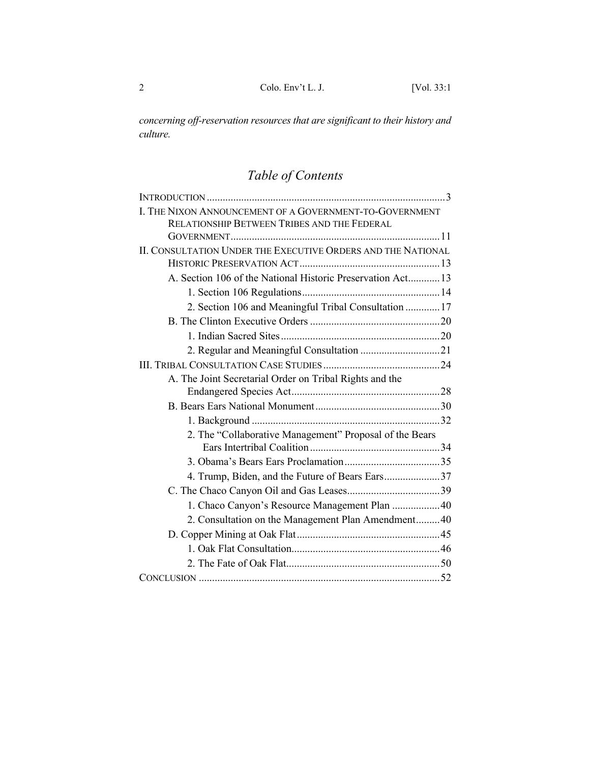*concerning off-reservation resources that are significant to their history and culture.*

## *Table of Contents*

INTRODUCTION .......... 3

I. THE NIXON ANNOUNCEMENT OF A GOVERNMENT-TO-GOVERNMENT RELATIONSHIP BETWEEN TRIBES AND THE FEDERAL GOVERNMENT .......... 11

II. CONSULTATION UNDER THE EXECUTIVE ORDERS AND THE NATIONAL HISTORIC PRESERVATION ACT .......... 13

- A. Section 106 of the National Historic Preservation Act .......... 13
  - 1. Section 106 Regulations .......... 14
  - 2. Section 106 and Meaningful Tribal Consultation .......... 17
- B. The Clinton Executive Orders .......... 20
  - 1. Indian Sacred Sites .......... 20
  - 2. Regular and Meaningful Consultation .......... 21

III. TRIBAL CONSULTATION CASE STUDIES .......... 24

- A. The Joint Secretarial Order on Tribal Rights and the Endangered Species Act .......... 28
- B. Bears Ears National Monument .......... 30
  - 1. Background .......... 32
  - 2. The "Collaborative Management" Proposal of the Bears Ears Intertribal Coalition .......... 34
  - 3. Obama's Bears Ears Proclamation .......... 35
  - 4. Trump, Biden, and the Future of Bears Ears .......... 37
- C. The Chaco Canyon Oil and Gas Leases .......... 39
  - 1. Chaco Canyon's Resource Management Plan .......... 40
  - 2. Consultation on the Management Plan Amendment .......... 40
- D. Copper Mining at Oak Flat .......... 45
  - 1. Oak Flat Consultation .......... 46
  - 2. The Fate of Oak Flat .......... 50

CONCLUSION .......... 52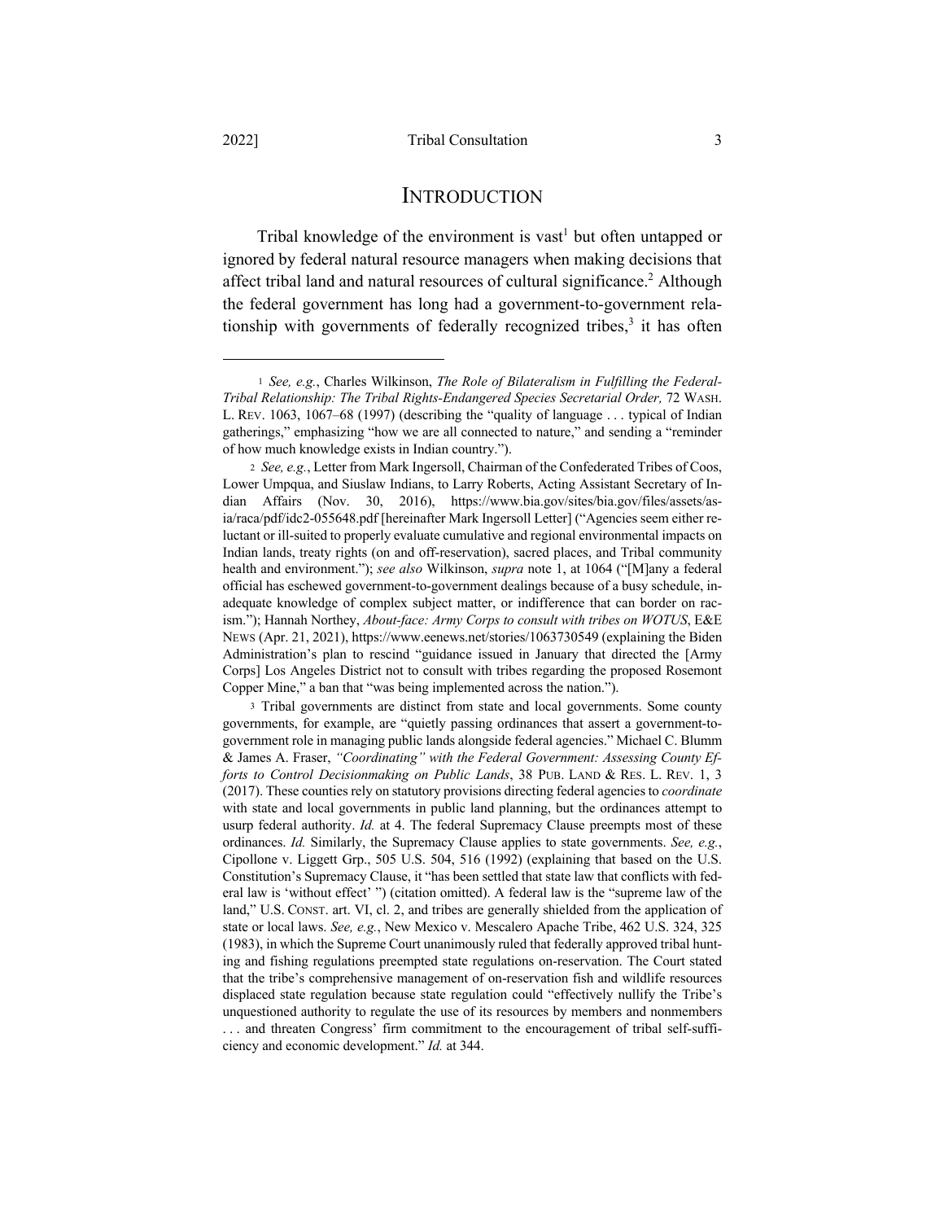# INTRODUCTION

Tribal knowledge of the environment is vast[1] but often untapped or ignored by federal natural resource managers when making decisions that affect tribal land and natural resources of cultural significance.[2] Although the federal government has long had a government-to-government relationship with governments of federally recognized tribes,[3] it has often

---

[1] *See, e.g.*, Charles Wilkinson, *The Role of Bilateralism in Fulfilling the Federal-Tribal Relationship: The Tribal Rights-Endangered Species Secretarial Order,* 72 WASH. L. REV. 1063, 1067–68 (1997) (describing the "quality of language . . . typical of Indian gatherings," emphasizing "how we are all connected to nature," and sending a "reminder of how much knowledge exists in Indian country.").

[2] *See, e.g.*, Letter from Mark Ingersoll, Chairman of the Confederated Tribes of Coos, Lower Umpqua, and Siuslaw Indians, to Larry Roberts, Acting Assistant Secretary of Indian Affairs (Nov. 30, 2016), https://www.bia.gov/sites/bia.gov/files/assets/as-ia/raca/pdf/idc2-055648.pdf [hereinafter Mark Ingersoll Letter] ("Agencies seem either reluctant or ill-suited to properly evaluate cumulative and regional environmental impacts on Indian lands, treaty rights (on and off-reservation), sacred places, and Tribal community health and environment."); *see also* Wilkinson, *supra* note 1, at 1064 ("[M]any a federal official has eschewed government-to-government dealings because of a busy schedule, inadequate knowledge of complex subject matter, or indifference that can border on racism."); Hannah Northey, *About-face: Army Corps to consult with tribes on WOTUS*, E&E NEWS (Apr. 21, 2021), https://www.eenews.net/stories/1063730549 (explaining the Biden Administration's plan to rescind "guidance issued in January that directed the [Army Corps] Los Angeles District not to consult with tribes regarding the proposed Rosemont Copper Mine," a ban that "was being implemented across the nation.").

[3] Tribal governments are distinct from state and local governments. Some county governments, for example, are "quietly passing ordinances that assert a government-to-government role in managing public lands alongside federal agencies." Michael C. Blumm & James A. Fraser, *"Coordinating" with the Federal Government: Assessing County Efforts to Control Decisionmaking on Public Lands*, 38 PUB. LAND & RES. L. REV. 1, 3 (2017). These counties rely on statutory provisions directing federal agencies to *coordinate* with state and local governments in public land planning, but the ordinances attempt to usurp federal authority. *Id.* at 4. The federal Supremacy Clause preempts most of these ordinances. *Id.* Similarly, the Supremacy Clause applies to state governments. *See, e.g.*, Cipollone v. Liggett Grp., 505 U.S. 504, 516 (1992) (explaining that based on the U.S. Constitution's Supremacy Clause, it "has been settled that state law that conflicts with federal law is 'without effect' ") (citation omitted). A federal law is the "supreme law of the land," U.S. CONST. art. VI, cl. 2, and tribes are generally shielded from the application of state or local laws. *See, e.g.*, New Mexico v. Mescalero Apache Tribe, 462 U.S. 324, 325 (1983), in which the Supreme Court unanimously ruled that federally approved tribal hunting and fishing regulations preempted state regulations on-reservation. The Court stated that the tribe's comprehensive management of on-reservation fish and wildlife resources displaced state regulation because state regulation could "effectively nullify the Tribe's unquestioned authority to regulate the use of its resources by members and nonmembers . . . and threaten Congress' firm commitment to the encouragement of tribal self-sufficiency and economic development." *Id.* at 344.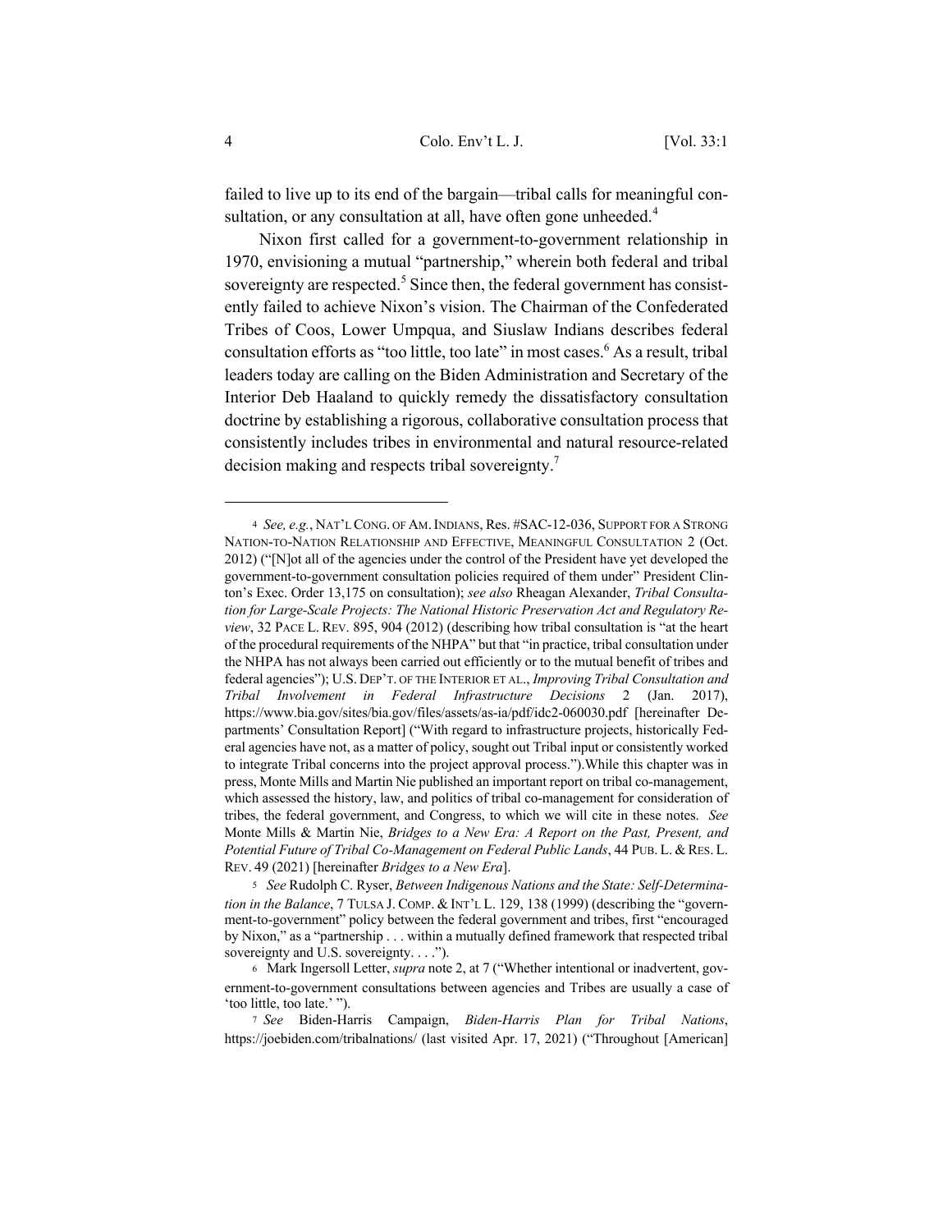failed to live up to its end of the bargain—tribal calls for meaningful consultation, or any consultation at all, have often gone unheeded.[4]

Nixon first called for a government-to-government relationship in 1970, envisioning a mutual "partnership," wherein both federal and tribal sovereignty are respected.[5] Since then, the federal government has consistently failed to achieve Nixon's vision. The Chairman of the Confederated Tribes of Coos, Lower Umpqua, and Siuslaw Indians describes federal consultation efforts as "too little, too late" in most cases.[6] As a result, tribal leaders today are calling on the Biden Administration and Secretary of the Interior Deb Haaland to quickly remedy the dissatisfactory consultation doctrine by establishing a rigorous, collaborative consultation process that consistently includes tribes in environmental and natural resource-related decision making and respects tribal sovereignty.[7]

---

[4] *See, e.g.*, NAT'L CONG. OF AM. INDIANS, Res. #SAC-12-036, SUPPORT FOR A STRONG NATION-TO-NATION RELATIONSHIP AND EFFECTIVE, MEANINGFUL CONSULTATION 2 (Oct. 2012) ("[N]ot all of the agencies under the control of the President have yet developed the government-to-government consultation policies required of them under" President Clinton's Exec. Order 13,175 on consultation); *see also* Rheagan Alexander, *Tribal Consultation for Large-Scale Projects: The National Historic Preservation Act and Regulatory Review*, 32 PACE L. REV. 895, 904 (2012) (describing how tribal consultation is "at the heart of the procedural requirements of the NHPA" but that "in practice, tribal consultation under the NHPA has not always been carried out efficiently or to the mutual benefit of tribes and federal agencies"); U.S. DEP'T. OF THE INTERIOR ET AL., *Improving Tribal Consultation and Tribal Involvement in Federal Infrastructure Decisions* 2 (Jan. 2017), https://www.bia.gov/sites/bia.gov/files/assets/as-ia/pdf/idc2-060030.pdf [hereinafter Departments' Consultation Report] ("With regard to infrastructure projects, historically Federal agencies have not, as a matter of policy, sought out Tribal input or consistently worked to integrate Tribal concerns into the project approval process.").While this chapter was in press, Monte Mills and Martin Nie published an important report on tribal co-management, which assessed the history, law, and politics of tribal co-management for consideration of tribes, the federal government, and Congress, to which we will cite in these notes. *See* Monte Mills & Martin Nie, *Bridges to a New Era: A Report on the Past, Present, and Potential Future of Tribal Co-Management on Federal Public Lands*, 44 PUB. L. & RES. L. REV. 49 (2021) [hereinafter *Bridges to a New Era*].

[5] *See* Rudolph C. Ryser, *Between Indigenous Nations and the State: Self-Determination in the Balance*, 7 TULSA J. COMP. & INT'L L. 129, 138 (1999) (describing the "government-to-government" policy between the federal government and tribes, first "encouraged by Nixon," as a "partnership . . . within a mutually defined framework that respected tribal sovereignty and U.S. sovereignty. . . .").

[6] Mark Ingersoll Letter, *supra* note 2, at 7 ("Whether intentional or inadvertent, government-to-government consultations between agencies and Tribes are usually a case of 'too little, too late.' ").

[7] *See* Biden-Harris Campaign, *Biden-Harris Plan for Tribal Nations*, https://joebiden.com/tribalnations/ (last visited Apr. 17, 2021) ("Throughout [American]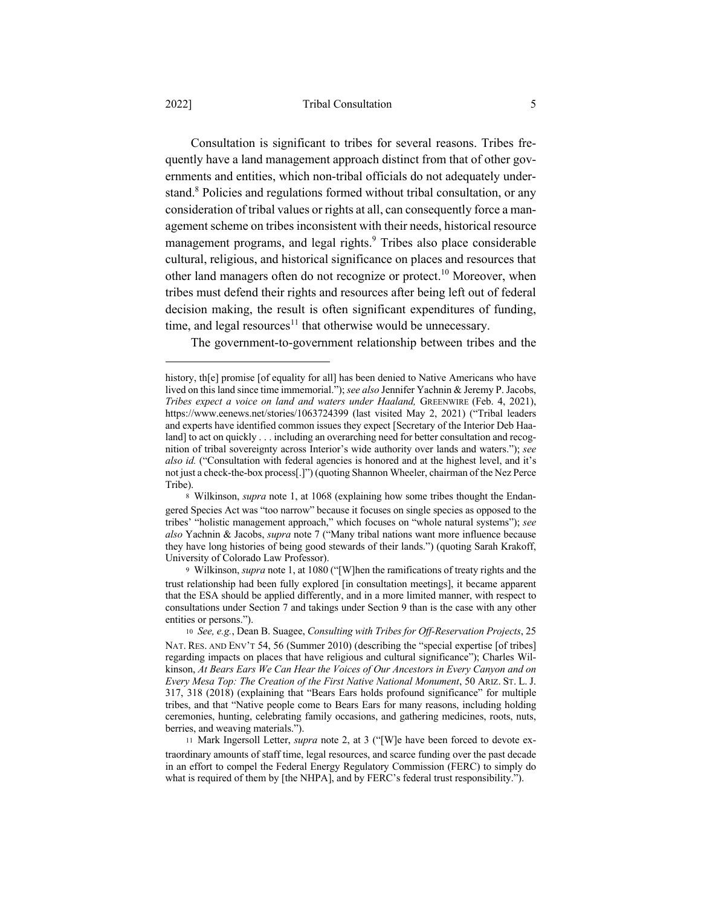Consultation is significant to tribes for several reasons. Tribes frequently have a land management approach distinct from that of other governments and entities, which non-tribal officials do not adequately understand.[8] Policies and regulations formed without tribal consultation, or any consideration of tribal values or rights at all, can consequently force a management scheme on tribes inconsistent with their needs, historical resource management programs, and legal rights.[9] Tribes also place considerable cultural, religious, and historical significance on places and resources that other land managers often do not recognize or protect.[10] Moreover, when tribes must defend their rights and resources after being left out of federal decision making, the result is often significant expenditures of funding, time, and legal resources[11] that otherwise would be unnecessary.

The government-to-government relationship between tribes and the

---

history, th[e] promise [of equality for all] has been denied to Native Americans who have lived on this land since time immemorial."); *see also* Jennifer Yachnin & Jeremy P. Jacobs, *Tribes expect a voice on land and waters under Haaland,* GREENWIRE (Feb. 4, 2021), https://www.eenews.net/stories/1063724399 (last visited May 2, 2021) ("Tribal leaders and experts have identified common issues they expect [Secretary of the Interior Deb Haaland] to act on quickly . . . including an overarching need for better consultation and recognition of tribal sovereignty across Interior's wide authority over lands and waters."); *see also id.* ("Consultation with federal agencies is honored and at the highest level, and it's not just a check-the-box process[.]") (quoting Shannon Wheeler, chairman of the Nez Perce Tribe).

8 Wilkinson, *supra* note 1, at 1068 (explaining how some tribes thought the Endangered Species Act was "too narrow" because it focuses on single species as opposed to the tribes' "holistic management approach," which focuses on "whole natural systems"); *see also* Yachnin & Jacobs, *supra* note 7 ("Many tribal nations want more influence because they have long histories of being good stewards of their lands.") (quoting Sarah Krakoff, University of Colorado Law Professor).

9 Wilkinson, *supra* note 1, at 1080 ("[W]hen the ramifications of treaty rights and the trust relationship had been fully explored [in consultation meetings], it became apparent that the ESA should be applied differently, and in a more limited manner, with respect to consultations under Section 7 and takings under Section 9 than is the case with any other entities or persons.").

10 *See, e.g.*, Dean B. Suagee, *Consulting with Tribes for Off-Reservation Projects*, 25 NAT. RES. AND ENV'T 54, 56 (Summer 2010) (describing the "special expertise [of tribes] regarding impacts on places that have religious and cultural significance"); Charles Wilkinson, *At Bears Ears We Can Hear the Voices of Our Ancestors in Every Canyon and on Every Mesa Top: The Creation of the First Native National Monument*, 50 ARIZ. ST. L. J. 317, 318 (2018) (explaining that "Bears Ears holds profound significance" for multiple tribes, and that "Native people come to Bears Ears for many reasons, including holding ceremonies, hunting, celebrating family occasions, and gathering medicines, roots, nuts, berries, and weaving materials.").

11 Mark Ingersoll Letter, *supra* note 2, at 3 ("[W]e have been forced to devote extraordinary amounts of staff time, legal resources, and scarce funding over the past decade in an effort to compel the Federal Energy Regulatory Commission (FERC) to simply do what is required of them by [the NHPA], and by FERC's federal trust responsibility.").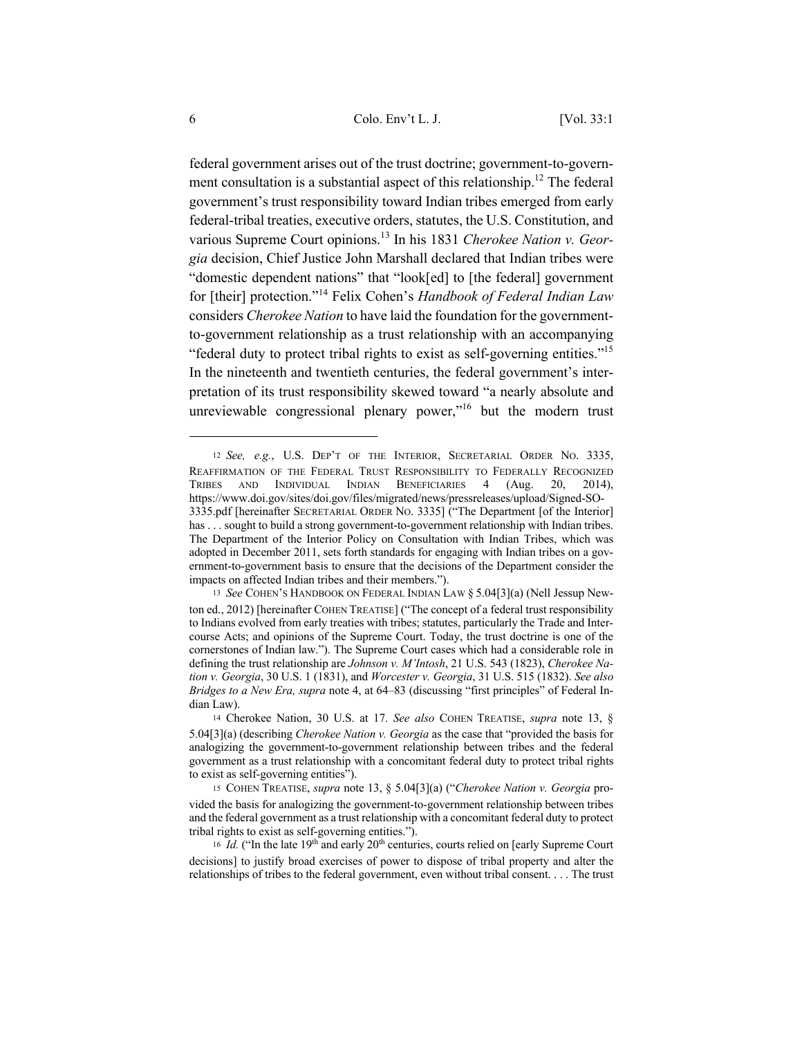federal government arises out of the trust doctrine; government-to-government consultation is a substantial aspect of this relationship.[12] The federal government's trust responsibility toward Indian tribes emerged from early federal-tribal treaties, executive orders, statutes, the U.S. Constitution, and various Supreme Court opinions.[13] In his 1831 *Cherokee Nation v. Georgia* decision, Chief Justice John Marshall declared that Indian tribes were "domestic dependent nations" that "look[ed] to [the federal] government for [their] protection."[14] Felix Cohen's *Handbook of Federal Indian Law* considers *Cherokee Nation* to have laid the foundation for the government-to-government relationship as a trust relationship with an accompanying "federal duty to protect tribal rights to exist as self-governing entities."[15] In the nineteenth and twentieth centuries, the federal government's interpretation of its trust responsibility skewed toward "a nearly absolute and unreviewable congressional plenary power,"[16] but the modern trust

---

12 *See, e.g.*, U.S. DEP'T OF THE INTERIOR, SECRETARIAL ORDER NO. 3335, REAFFIRMATION OF THE FEDERAL TRUST RESPONSIBILITY TO FEDERALLY RECOGNIZED TRIBES AND INDIVIDUAL INDIAN BENEFICIARIES 4 (Aug. 20, 2014), https://www.doi.gov/sites/doi.gov/files/migrated/news/pressreleases/upload/Signed-SO-3335.pdf [hereinafter SECRETARIAL ORDER NO. 3335] ("The Department [of the Interior] has . . . sought to build a strong government-to-government relationship with Indian tribes. The Department of the Interior Policy on Consultation with Indian Tribes, which was adopted in December 2011, sets forth standards for engaging with Indian tribes on a government-to-government basis to ensure that the decisions of the Department consider the impacts on affected Indian tribes and their members.").

13 *See* COHEN'S HANDBOOK ON FEDERAL INDIAN LAW § 5.04[3](a) (Nell Jessup Newton ed., 2012) [hereinafter COHEN TREATISE] ("The concept of a federal trust responsibility to Indians evolved from early treaties with tribes; statutes, particularly the Trade and Intercourse Acts; and opinions of the Supreme Court. Today, the trust doctrine is one of the cornerstones of Indian law."). The Supreme Court cases which had a considerable role in defining the trust relationship are *Johnson v. M'Intosh*, 21 U.S. 543 (1823), *Cherokee Nation v. Georgia*, 30 U.S. 1 (1831), and *Worcester v. Georgia*, 31 U.S. 515 (1832). *See also Bridges to a New Era, supra* note 4, at 64–83 (discussing "first principles" of Federal Indian Law).

14 Cherokee Nation, 30 U.S. at 17. *See also* COHEN TREATISE, *supra* note 13, § 5.04[3](a) (describing *Cherokee Nation v. Georgia* as the case that "provided the basis for analogizing the government-to-government relationship between tribes and the federal government as a trust relationship with a concomitant federal duty to protect tribal rights to exist as self-governing entities").

15 COHEN TREATISE, *supra* note 13, § 5.04[3](a) ("*Cherokee Nation v. Georgia* provided the basis for analogizing the government-to-government relationship between tribes and the federal government as a trust relationship with a concomitant federal duty to protect tribal rights to exist as self-governing entities.").

16 *Id.* ("In the late 19th and early 20th centuries, courts relied on [early Supreme Court decisions] to justify broad exercises of power to dispose of tribal property and alter the relationships of tribes to the federal government, even without tribal consent. . . . The trust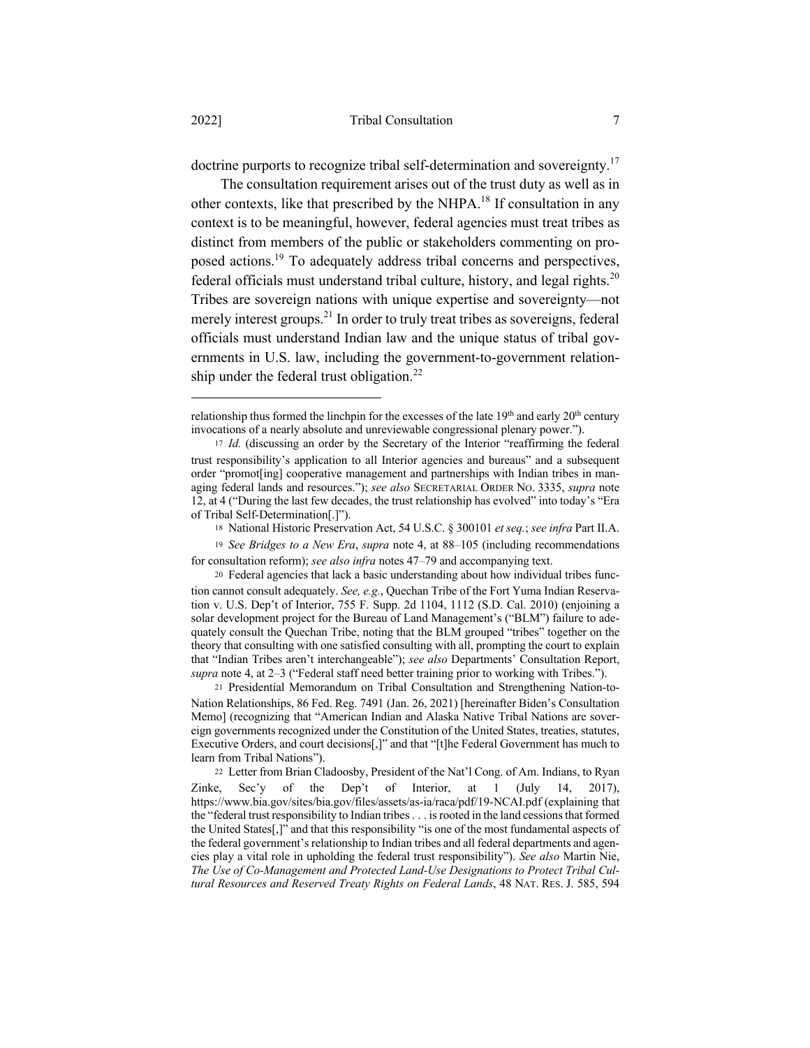doctrine purports to recognize tribal self-determination and sovereignty.[17]

The consultation requirement arises out of the trust duty as well as in other contexts, like that prescribed by the NHPA.[18] If consultation in any context is to be meaningful, however, federal agencies must treat tribes as distinct from members of the public or stakeholders commenting on proposed actions.[19] To adequately address tribal concerns and perspectives, federal officials must understand tribal culture, history, and legal rights.[20] Tribes are sovereign nations with unique expertise and sovereignty—not merely interest groups.[21] In order to truly treat tribes as sovereigns, federal officials must understand Indian law and the unique status of tribal governments in U.S. law, including the government-to-government relationship under the federal trust obligation.[22]

---

relationship thus formed the linchpin for the excesses of the late 19th and early 20th century invocations of a nearly absolute and unreviewable congressional plenary power.").

[17] *Id.* (discussing an order by the Secretary of the Interior "reaffirming the federal trust responsibility's application to all Interior agencies and bureaus" and a subsequent order "promot[ing] cooperative management and partnerships with Indian tribes in managing federal lands and resources."); *see also* SECRETARIAL ORDER NO. 3335, *supra* note 12, at 4 ("During the last few decades, the trust relationship has evolved" into today's "Era of Tribal Self-Determination[.]").

[18] National Historic Preservation Act, 54 U.S.C. § 300101 *et seq.*; *see infra* Part II.A.

[19] *See Bridges to a New Era*, *supra* note 4, at 88–105 (including recommendations for consultation reform); *see also infra* notes 47–79 and accompanying text.

[20] Federal agencies that lack a basic understanding about how individual tribes function cannot consult adequately. *See, e.g.*, Quechan Tribe of the Fort Yuma Indian Reservation v. U.S. Dep't of Interior, 755 F. Supp. 2d 1104, 1112 (S.D. Cal. 2010) (enjoining a solar development project for the Bureau of Land Management's ("BLM") failure to adequately consult the Quechan Tribe, noting that the BLM grouped "tribes" together on the theory that consulting with one satisfied consulting with all, prompting the court to explain that "Indian Tribes aren't interchangeable"); *see also* Departments' Consultation Report, *supra* note 4, at 2–3 ("Federal staff need better training prior to working with Tribes.").

[21] Presidential Memorandum on Tribal Consultation and Strengthening Nation-to-Nation Relationships, 86 Fed. Reg. 7491 (Jan. 26, 2021) [hereinafter Biden's Consultation Memo] (recognizing that "American Indian and Alaska Native Tribal Nations are sovereign governments recognized under the Constitution of the United States, treaties, statutes, Executive Orders, and court decisions[,]" and that "[t]he Federal Government has much to learn from Tribal Nations").

[22] Letter from Brian Cladoosby, President of the Nat'l Cong. of Am. Indians, to Ryan Zinke, Sec'y of the Dep't of Interior, at 1 (July 14, 2017), https://www.bia.gov/sites/bia.gov/files/assets/as-ia/raca/pdf/19-NCAI.pdf (explaining that the "federal trust responsibility to Indian tribes . . . is rooted in the land cessions that formed the United States[,]" and that this responsibility "is one of the most fundamental aspects of the federal government's relationship to Indian tribes and all federal departments and agencies play a vital role in upholding the federal trust responsibility"). *See also* Martin Nie, *The Use of Co-Management and Protected Land-Use Designations to Protect Tribal Cultural Resources and Reserved Treaty Rights on Federal Lands*, 48 NAT. RES. J. 585, 594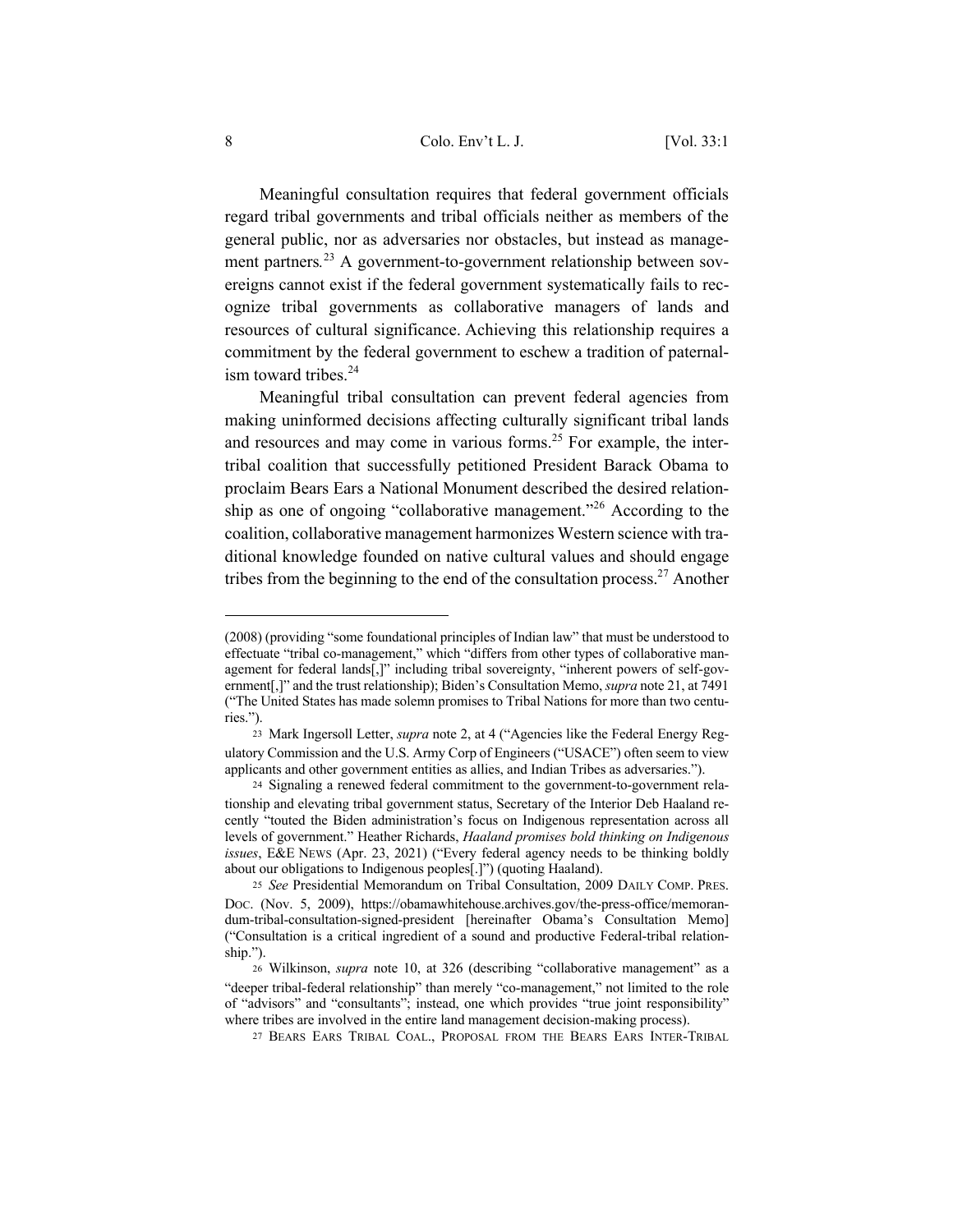Meaningful consultation requires that federal government officials regard tribal governments and tribal officials neither as members of the general public, nor as adversaries nor obstacles, but instead as management partners.[23] A government-to-government relationship between sovereigns cannot exist if the federal government systematically fails to recognize tribal governments as collaborative managers of lands and resources of cultural significance. Achieving this relationship requires a commitment by the federal government to eschew a tradition of paternalism toward tribes.[24]

Meaningful tribal consultation can prevent federal agencies from making uninformed decisions affecting culturally significant tribal lands and resources and may come in various forms.[25] For example, the intertribal coalition that successfully petitioned President Barack Obama to proclaim Bears Ears a National Monument described the desired relationship as one of ongoing "collaborative management."[26] According to the coalition, collaborative management harmonizes Western science with traditional knowledge founded on native cultural values and should engage tribes from the beginning to the end of the consultation process.[27] Another

---

(2008) (providing "some foundational principles of Indian law" that must be understood to effectuate "tribal co-management," which "differs from other types of collaborative management for federal lands[,]" including tribal sovereignty, "inherent powers of self-government[,]" and the trust relationship); Biden's Consultation Memo, *supra* note 21, at 7491 ("The United States has made solemn promises to Tribal Nations for more than two centuries.").

[23] Mark Ingersoll Letter, *supra* note 2, at 4 ("Agencies like the Federal Energy Regulatory Commission and the U.S. Army Corp of Engineers ("USACE") often seem to view applicants and other government entities as allies, and Indian Tribes as adversaries.").

[24] Signaling a renewed federal commitment to the government-to-government relationship and elevating tribal government status, Secretary of the Interior Deb Haaland recently "touted the Biden administration's focus on Indigenous representation across all levels of government." Heather Richards, *Haaland promises bold thinking on Indigenous issues*, E&E NEWS (Apr. 23, 2021) ("Every federal agency needs to be thinking boldly about our obligations to Indigenous peoples[.]") (quoting Haaland).

[25] *See* Presidential Memorandum on Tribal Consultation, 2009 DAILY COMP. PRES. DOC. (Nov. 5, 2009), https://obamawhitehouse.archives.gov/the-press-office/memorandum-tribal-consultation-signed-president [hereinafter Obama's Consultation Memo] ("Consultation is a critical ingredient of a sound and productive Federal-tribal relationship.").

[26] Wilkinson, *supra* note 10, at 326 (describing "collaborative management" as a "deeper tribal-federal relationship" than merely "co-management," not limited to the role of "advisors" and "consultants"; instead, one which provides "true joint responsibility" where tribes are involved in the entire land management decision-making process).

[27] BEARS EARS TRIBAL COAL., PROPOSAL FROM THE BEARS EARS INTER-TRIBAL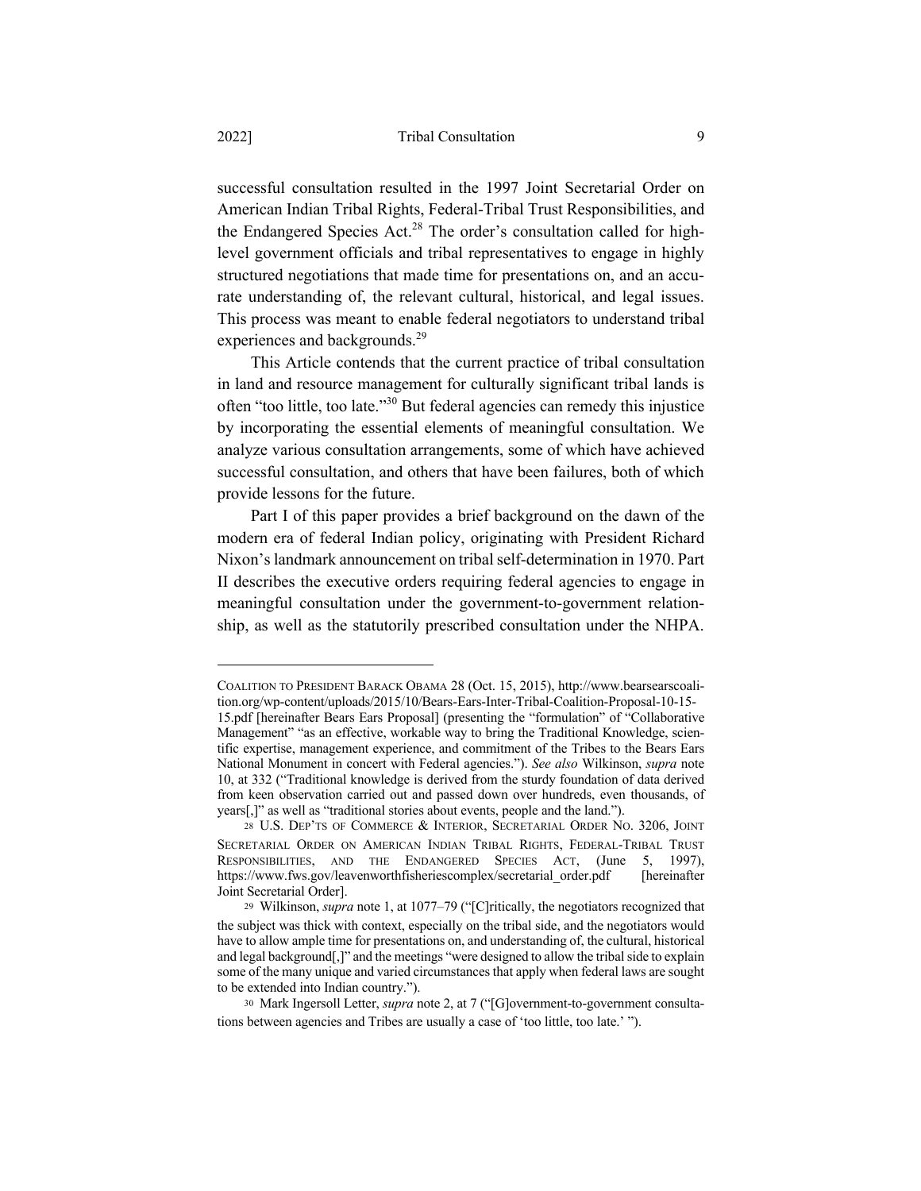successful consultation resulted in the 1997 Joint Secretarial Order on American Indian Tribal Rights, Federal-Tribal Trust Responsibilities, and the Endangered Species Act.[28] The order's consultation called for high-level government officials and tribal representatives to engage in highly structured negotiations that made time for presentations on, and an accurate understanding of, the relevant cultural, historical, and legal issues. This process was meant to enable federal negotiators to understand tribal experiences and backgrounds.[29]

This Article contends that the current practice of tribal consultation in land and resource management for culturally significant tribal lands is often "too little, too late."[30] But federal agencies can remedy this injustice by incorporating the essential elements of meaningful consultation. We analyze various consultation arrangements, some of which have achieved successful consultation, and others that have been failures, both of which provide lessons for the future.

Part I of this paper provides a brief background on the dawn of the modern era of federal Indian policy, originating with President Richard Nixon's landmark announcement on tribal self-determination in 1970. Part II describes the executive orders requiring federal agencies to engage in meaningful consultation under the government-to-government relationship, as well as the statutorily prescribed consultation under the NHPA.

---

COALITION TO PRESIDENT BARACK OBAMA 28 (Oct. 15, 2015), http://www.bearsearscoalition.org/wp-content/uploads/2015/10/Bears-Ears-Inter-Tribal-Coalition-Proposal-10-15-15.pdf [hereinafter Bears Ears Proposal] (presenting the "formulation" of "Collaborative Management" "as an effective, workable way to bring the Traditional Knowledge, scientific expertise, management experience, and commitment of the Tribes to the Bears Ears National Monument in concert with Federal agencies."). *See also* Wilkinson, *supra* note 10, at 332 ("Traditional knowledge is derived from the sturdy foundation of data derived from keen observation carried out and passed down over hundreds, even thousands, of years[,]" as well as "traditional stories about events, people and the land.").

28 U.S. DEP'TS OF COMMERCE & INTERIOR, SECRETARIAL ORDER NO. 3206, JOINT SECRETARIAL ORDER ON AMERICAN INDIAN TRIBAL RIGHTS, FEDERAL-TRIBAL TRUST RESPONSIBILITIES, AND THE ENDANGERED SPECIES ACT, (June 5, 1997), https://www.fws.gov/leavenworthfisheriescomplex/secretarial_order.pdf [hereinafter Joint Secretarial Order].

29 Wilkinson, *supra* note 1, at 1077–79 ("[C]ritically, the negotiators recognized that the subject was thick with context, especially on the tribal side, and the negotiators would have to allow ample time for presentations on, and understanding of, the cultural, historical and legal background[,]" and the meetings "were designed to allow the tribal side to explain some of the many unique and varied circumstances that apply when federal laws are sought to be extended into Indian country.").

30 Mark Ingersoll Letter, *supra* note 2, at 7 ("[G]overnment-to-government consultations between agencies and Tribes are usually a case of 'too little, too late.' ").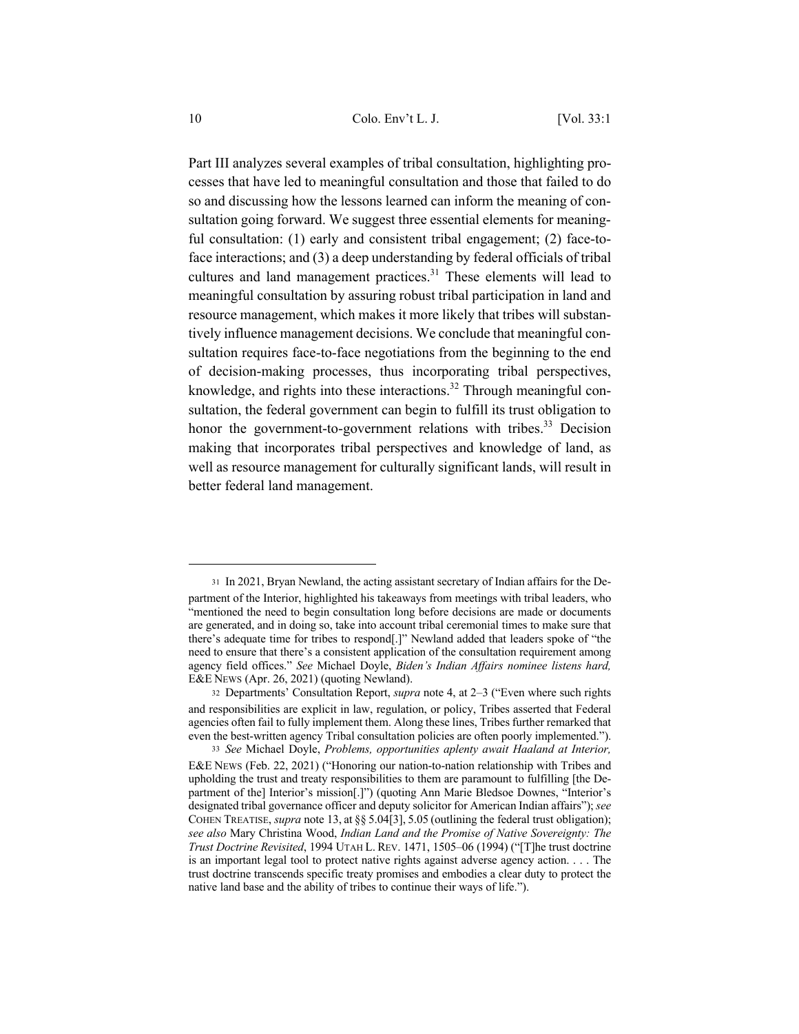Part III analyzes several examples of tribal consultation, highlighting processes that have led to meaningful consultation and those that failed to do so and discussing how the lessons learned can inform the meaning of consultation going forward. We suggest three essential elements for meaningful consultation: (1) early and consistent tribal engagement; (2) face-to-face interactions; and (3) a deep understanding by federal officials of tribal cultures and land management practices.[31] These elements will lead to meaningful consultation by assuring robust tribal participation in land and resource management, which makes it more likely that tribes will substantively influence management decisions. We conclude that meaningful consultation requires face-to-face negotiations from the beginning to the end of decision-making processes, thus incorporating tribal perspectives, knowledge, and rights into these interactions.[32] Through meaningful consultation, the federal government can begin to fulfill its trust obligation to honor the government-to-government relations with tribes.[33] Decision making that incorporates tribal perspectives and knowledge of land, as well as resource management for culturally significant lands, will result in better federal land management.

---

31 In 2021, Bryan Newland, the acting assistant secretary of Indian affairs for the Department of the Interior, highlighted his takeaways from meetings with tribal leaders, who "mentioned the need to begin consultation long before decisions are made or documents are generated, and in doing so, take into account tribal ceremonial times to make sure that there's adequate time for tribes to respond[.]" Newland added that leaders spoke of "the need to ensure that there's a consistent application of the consultation requirement among agency field offices." *See* Michael Doyle, *Biden's Indian Affairs nominee listens hard,* E&E NEWS (Apr. 26, 2021) (quoting Newland).

32 Departments' Consultation Report, *supra* note 4, at 2–3 ("Even where such rights and responsibilities are explicit in law, regulation, or policy, Tribes asserted that Federal agencies often fail to fully implement them. Along these lines, Tribes further remarked that even the best-written agency Tribal consultation policies are often poorly implemented.").

33 *See* Michael Doyle, *Problems, opportunities aplenty await Haaland at Interior,* E&E NEWS (Feb. 22, 2021) ("Honoring our nation-to-nation relationship with Tribes and upholding the trust and treaty responsibilities to them are paramount to fulfilling [the Department of the] Interior's mission[.]") (quoting Ann Marie Bledsoe Downes, "Interior's designated tribal governance officer and deputy solicitor for American Indian affairs"); *see* COHEN TREATISE, *supra* note 13, at §§ 5.04[3], 5.05 (outlining the federal trust obligation); *see also* Mary Christina Wood, *Indian Land and the Promise of Native Sovereignty: The Trust Doctrine Revisited*, 1994 UTAH L. REV. 1471, 1505–06 (1994) ("[T]he trust doctrine is an important legal tool to protect native rights against adverse agency action. . . . The trust doctrine transcends specific treaty promises and embodies a clear duty to protect the native land base and the ability of tribes to continue their ways of life.").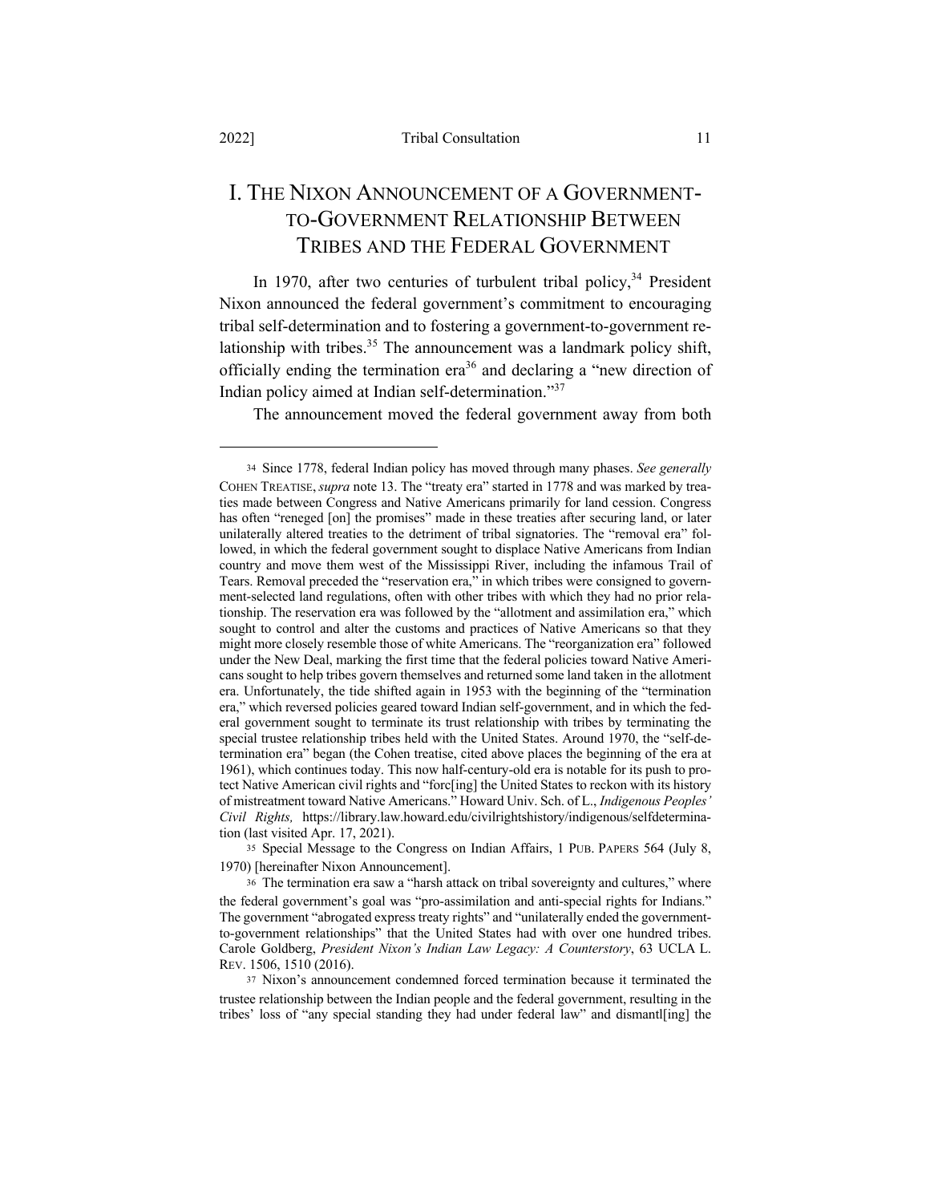# I. THE NIXON ANNOUNCEMENT OF A GOVERNMENT-TO-GOVERNMENT RELATIONSHIP BETWEEN TRIBES AND THE FEDERAL GOVERNMENT

In 1970, after two centuries of turbulent tribal policy,[34] President Nixon announced the federal government's commitment to encouraging tribal self-determination and to fostering a government-to-government relationship with tribes.[35] The announcement was a landmark policy shift, officially ending the termination era[36] and declaring a "new direction of Indian policy aimed at Indian self-determination."[37]

The announcement moved the federal government away from both

---

[34] Since 1778, federal Indian policy has moved through many phases. *See generally* COHEN TREATISE, *supra* note 13. The "treaty era" started in 1778 and was marked by treaties made between Congress and Native Americans primarily for land cession. Congress has often "reneged [on] the promises" made in these treaties after securing land, or later unilaterally altered treaties to the detriment of tribal signatories. The "removal era" followed, in which the federal government sought to displace Native Americans from Indian country and move them west of the Mississippi River, including the infamous Trail of Tears. Removal preceded the "reservation era," in which tribes were consigned to government-selected land regulations, often with other tribes with which they had no prior relationship. The reservation era was followed by the "allotment and assimilation era," which sought to control and alter the customs and practices of Native Americans so that they might more closely resemble those of white Americans. The "reorganization era" followed under the New Deal, marking the first time that the federal policies toward Native Americans sought to help tribes govern themselves and returned some land taken in the allotment era. Unfortunately, the tide shifted again in 1953 with the beginning of the "termination era," which reversed policies geared toward Indian self-government, and in which the federal government sought to terminate its trust relationship with tribes by terminating the special trustee relationship tribes held with the United States. Around 1970, the "self-determination era" began (the Cohen treatise, cited above places the beginning of the era at 1961), which continues today. This now half-century-old era is notable for its push to protect Native American civil rights and "forc[ing] the United States to reckon with its history of mistreatment toward Native Americans." Howard Univ. Sch. of L., *Indigenous Peoples' Civil Rights,* https://library.law.howard.edu/civilrightshistory/indigenous/selfdetermination (last visited Apr. 17, 2021).

[35] Special Message to the Congress on Indian Affairs, 1 PUB. PAPERS 564 (July 8, 1970) [hereinafter Nixon Announcement].

[36] The termination era saw a "harsh attack on tribal sovereignty and cultures," where the federal government's goal was "pro-assimilation and anti-special rights for Indians." The government "abrogated express treaty rights" and "unilaterally ended the government-to-government relationships" that the United States had with over one hundred tribes. Carole Goldberg, *President Nixon's Indian Law Legacy: A Counterstory*, 63 UCLA L. REV. 1506, 1510 (2016).

[37] Nixon's announcement condemned forced termination because it terminated the trustee relationship between the Indian people and the federal government, resulting in the tribes' loss of "any special standing they had under federal law" and dismantl[ing] the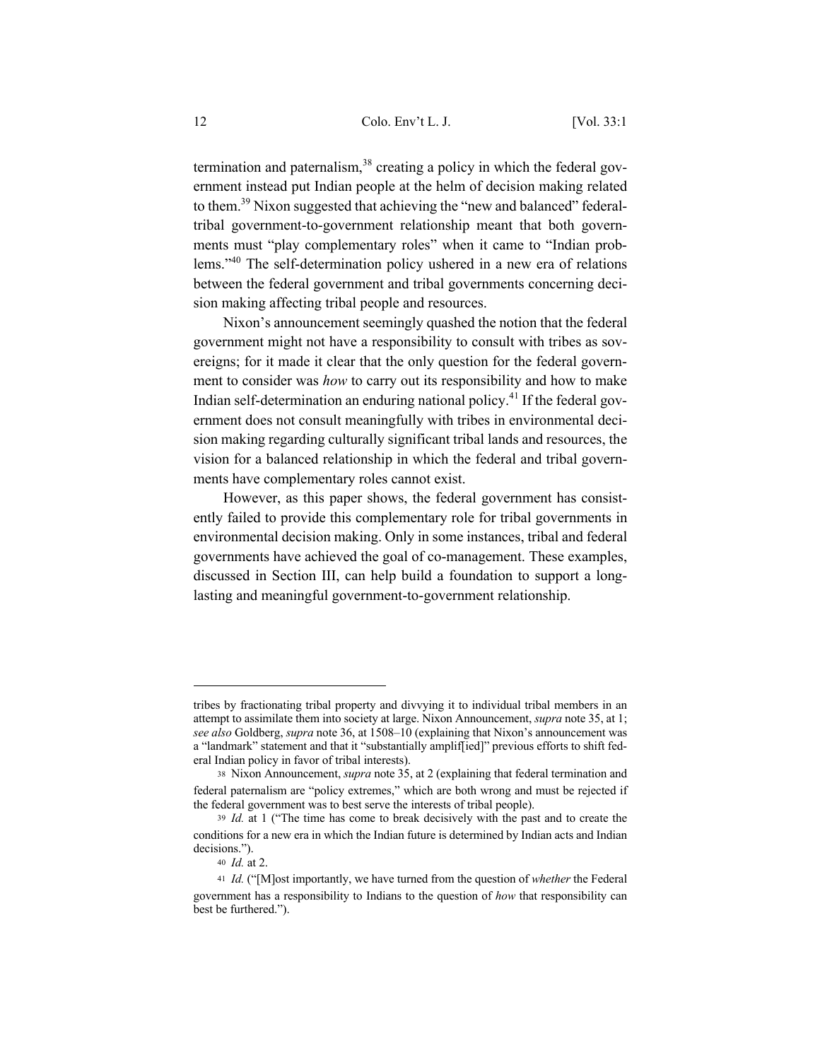termination and paternalism,[38] creating a policy in which the federal government instead put Indian people at the helm of decision making related to them.[39] Nixon suggested that achieving the "new and balanced" federal-tribal government-to-government relationship meant that both governments must "play complementary roles" when it came to "Indian problems."[40] The self-determination policy ushered in a new era of relations between the federal government and tribal governments concerning decision making affecting tribal people and resources.

Nixon's announcement seemingly quashed the notion that the federal government might not have a responsibility to consult with tribes as sovereigns; for it made it clear that the only question for the federal government to consider was *how* to carry out its responsibility and how to make Indian self-determination an enduring national policy.[41] If the federal government does not consult meaningfully with tribes in environmental decision making regarding culturally significant tribal lands and resources, the vision for a balanced relationship in which the federal and tribal governments have complementary roles cannot exist.

However, as this paper shows, the federal government has consistently failed to provide this complementary role for tribal governments in environmental decision making. Only in some instances, tribal and federal governments have achieved the goal of co-management. These examples, discussed in Section III, can help build a foundation to support a long-lasting and meaningful government-to-government relationship.

---

tribes by fractionating tribal property and divvying it to individual tribal members in an attempt to assimilate them into society at large. Nixon Announcement, *supra* note 35, at 1; *see also* Goldberg, *supra* note 36, at 1508–10 (explaining that Nixon's announcement was a "landmark" statement and that it "substantially amplif[ied]" previous efforts to shift federal Indian policy in favor of tribal interests).

38 Nixon Announcement, *supra* note 35, at 2 (explaining that federal termination and federal paternalism are "policy extremes," which are both wrong and must be rejected if the federal government was to best serve the interests of tribal people).

39 *Id.* at 1 ("The time has come to break decisively with the past and to create the conditions for a new era in which the Indian future is determined by Indian acts and Indian decisions.").

40 *Id.* at 2.

41 *Id.* ("[M]ost importantly, we have turned from the question of *whether* the Federal government has a responsibility to Indians to the question of *how* that responsibility can best be furthered.").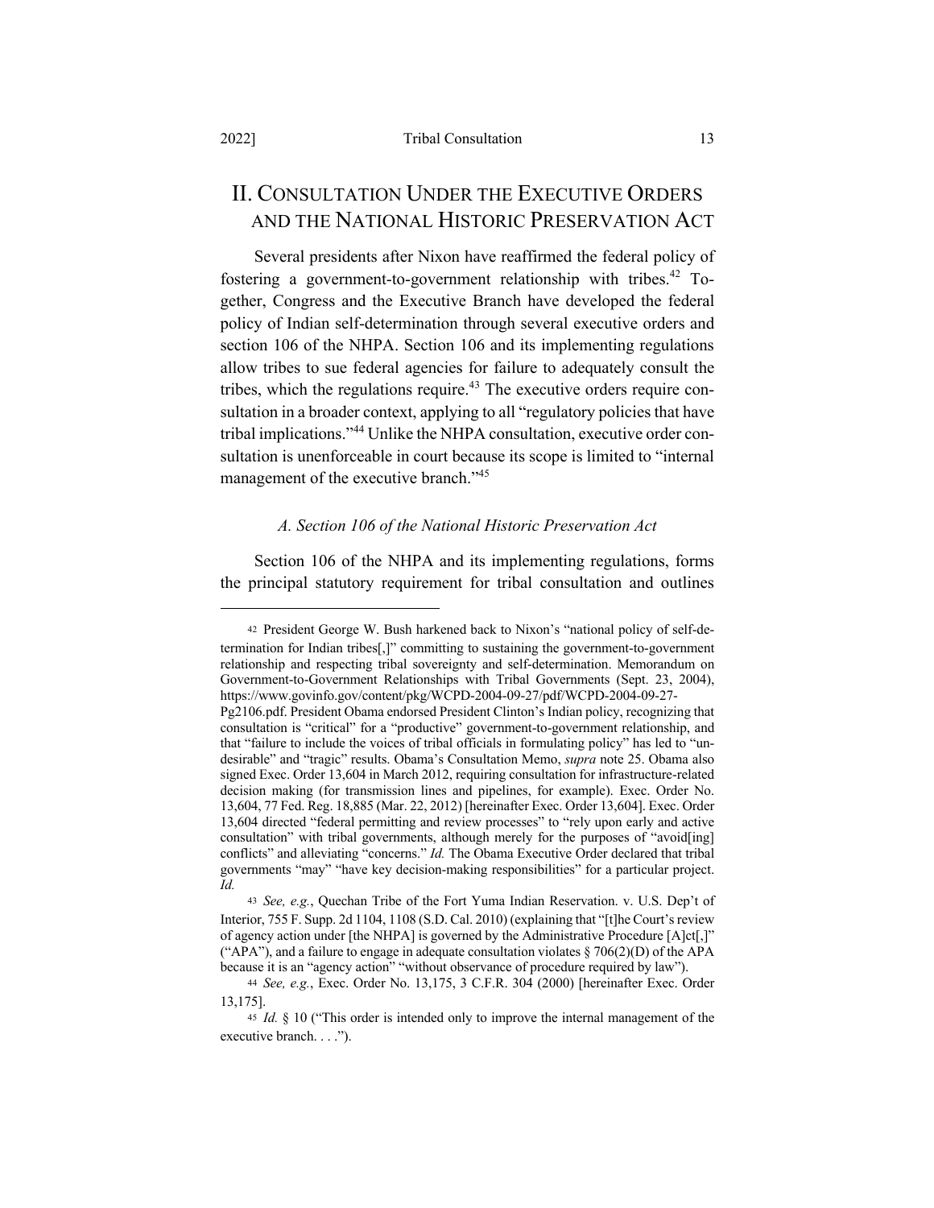## II. Consultation Under the Executive Orders and the National Historic Preservation Act

Several presidents after Nixon have reaffirmed the federal policy of fostering a government-to-government relationship with tribes.[42] Together, Congress and the Executive Branch have developed the federal policy of Indian self-determination through several executive orders and section 106 of the NHPA. Section 106 and its implementing regulations allow tribes to sue federal agencies for failure to adequately consult the tribes, which the regulations require.[43] The executive orders require consultation in a broader context, applying to all "regulatory policies that have tribal implications."[44] Unlike the NHPA consultation, executive order consultation is unenforceable in court because its scope is limited to "internal management of the executive branch."[45]

### *A. Section 106 of the National Historic Preservation Act*

Section 106 of the NHPA and its implementing regulations, forms the principal statutory requirement for tribal consultation and outlines

---

[42] President George W. Bush harkened back to Nixon's "national policy of self-determination for Indian tribes[,]" committing to sustaining the government-to-government relationship and respecting tribal sovereignty and self-determination. Memorandum on Government-to-Government Relationships with Tribal Governments (Sept. 23, 2004), https://www.govinfo.gov/content/pkg/WCPD-2004-09-27/pdf/WCPD-2004-09-27-Pg2106.pdf. President Obama endorsed President Clinton's Indian policy, recognizing that consultation is "critical" for a "productive" government-to-government relationship, and that "failure to include the voices of tribal officials in formulating policy" has led to "undesirable" and "tragic" results. Obama's Consultation Memo, *supra* note 25. Obama also signed Exec. Order 13,604 in March 2012, requiring consultation for infrastructure-related decision making (for transmission lines and pipelines, for example). Exec. Order No. 13,604, 77 Fed. Reg. 18,885 (Mar. 22, 2012) [hereinafter Exec. Order 13,604]. Exec. Order 13,604 directed "federal permitting and review processes" to "rely upon early and active consultation" with tribal governments, although merely for the purposes of "avoid[ing] conflicts" and alleviating "concerns." *Id.* The Obama Executive Order declared that tribal governments "may" "have key decision-making responsibilities" for a particular project. *Id.*

[43] *See, e.g.*, Quechan Tribe of the Fort Yuma Indian Reservation. v. U.S. Dep't of Interior, 755 F. Supp. 2d 1104, 1108 (S.D. Cal. 2010) (explaining that "[t]he Court's review of agency action under [the NHPA] is governed by the Administrative Procedure [A]ct[,]" ("APA"), and a failure to engage in adequate consultation violates § 706(2)(D) of the APA because it is an "agency action" "without observance of procedure required by law").

[44] *See, e.g.*, Exec. Order No. 13,175, 3 C.F.R. 304 (2000) [hereinafter Exec. Order 13,175].

[45] *Id.* § 10 ("This order is intended only to improve the internal management of the executive branch. . . .").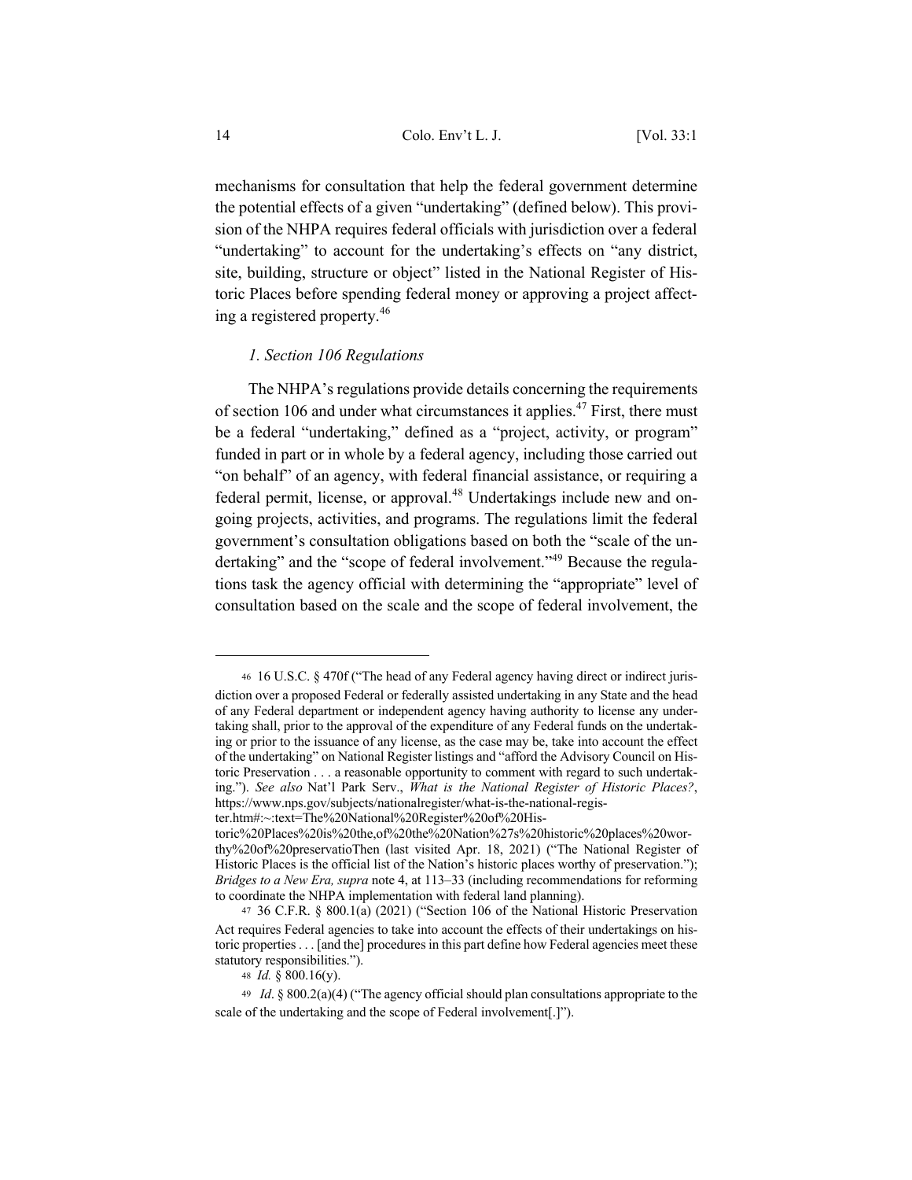mechanisms for consultation that help the federal government determine the potential effects of a given "undertaking" (defined below). This provision of the NHPA requires federal officials with jurisdiction over a federal "undertaking" to account for the undertaking's effects on "any district, site, building, structure or object" listed in the National Register of Historic Places before spending federal money or approving a project affecting a registered property.[46]

### *1. Section 106 Regulations*

The NHPA's regulations provide details concerning the requirements of section 106 and under what circumstances it applies.[47] First, there must be a federal "undertaking," defined as a "project, activity, or program" funded in part or in whole by a federal agency, including those carried out "on behalf" of an agency, with federal financial assistance, or requiring a federal permit, license, or approval.[48] Undertakings include new and ongoing projects, activities, and programs. The regulations limit the federal government's consultation obligations based on both the "scale of the undertaking" and the "scope of federal involvement."[49] Because the regulations task the agency official with determining the "appropriate" level of consultation based on the scale and the scope of federal involvement, the

---

[46] 16 U.S.C. § 470f ("The head of any Federal agency having direct or indirect jurisdiction over a proposed Federal or federally assisted undertaking in any State and the head of any Federal department or independent agency having authority to license any undertaking shall, prior to the approval of the expenditure of any Federal funds on the undertaking or prior to the issuance of any license, as the case may be, take into account the effect of the undertaking" on National Register listings and "afford the Advisory Council on Historic Preservation . . . a reasonable opportunity to comment with regard to such undertaking."). *See also* Nat'l Park Serv., *What is the National Register of Historic Places?*, https://www.nps.gov/subjects/nationalregister/what-is-the-national-register.htm#:~:text=The%20National%20Register%20of%20Historic%20Places%20is%20the,of%20the%20Nation%27s%20historic%20places%20worthy%20of%20preservatioThen (last visited Apr. 18, 2021) ("The National Register of Historic Places is the official list of the Nation's historic places worthy of preservation."); *Bridges to a New Era*, *supra* note 4, at 113–33 (including recommendations for reforming to coordinate the NHPA implementation with federal land planning).

[47] 36 C.F.R. § 800.1(a) (2021) ("Section 106 of the National Historic Preservation Act requires Federal agencies to take into account the effects of their undertakings on historic properties . . . [and the] procedures in this part define how Federal agencies meet these statutory responsibilities.").

[48] *Id.* § 800.16(y).

[49] *Id*. § 800.2(a)(4) ("The agency official should plan consultations appropriate to the scale of the undertaking and the scope of Federal involvement[.]").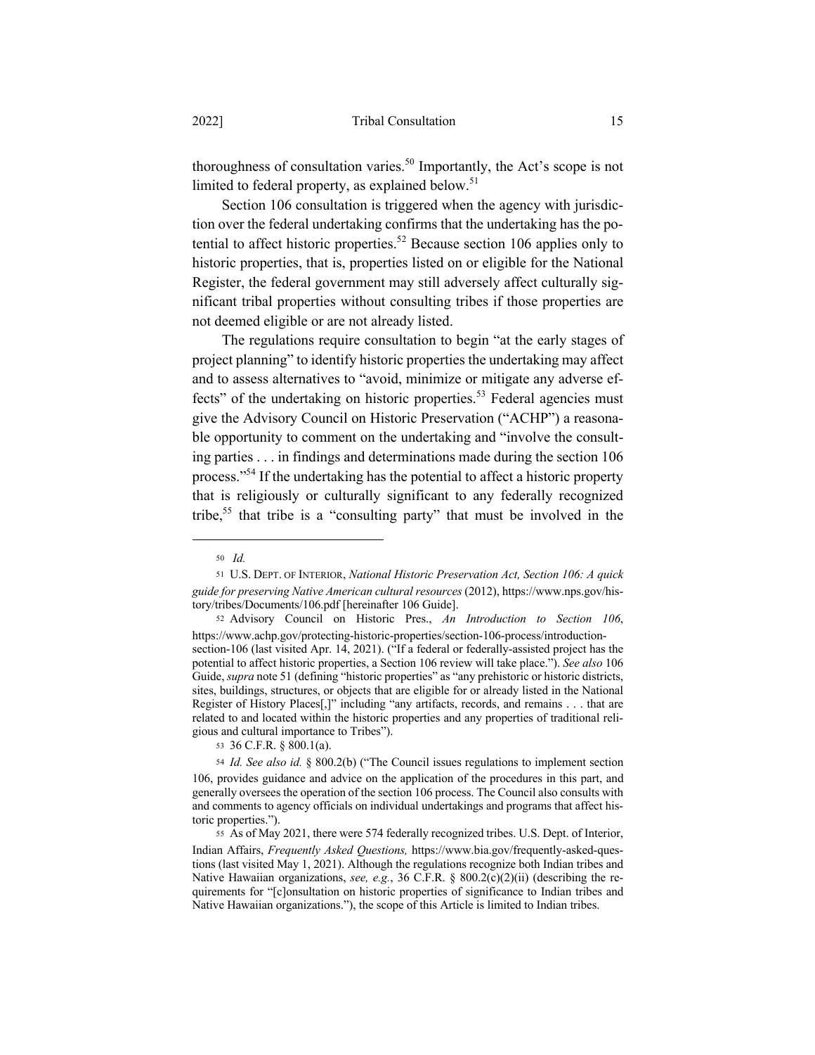thoroughness of consultation varies.[50] Importantly, the Act's scope is not limited to federal property, as explained below.[51]

Section 106 consultation is triggered when the agency with jurisdiction over the federal undertaking confirms that the undertaking has the potential to affect historic properties.[52] Because section 106 applies only to historic properties, that is, properties listed on or eligible for the National Register, the federal government may still adversely affect culturally significant tribal properties without consulting tribes if those properties are not deemed eligible or are not already listed.

The regulations require consultation to begin "at the early stages of project planning" to identify historic properties the undertaking may affect and to assess alternatives to "avoid, minimize or mitigate any adverse effects" of the undertaking on historic properties.[53] Federal agencies must give the Advisory Council on Historic Preservation ("ACHP") a reasonable opportunity to comment on the undertaking and "involve the consulting parties . . . in findings and determinations made during the section 106 process."[54] If the undertaking has the potential to affect a historic property that is religiously or culturally significant to any federally recognized tribe,[55] that tribe is a "consulting party" that must be involved in the

---

[50] *Id.*

[51] U.S. DEPT. OF INTERIOR, *National Historic Preservation Act, Section 106: A quick guide for preserving Native American cultural resources* (2012), https://www.nps.gov/history/tribes/Documents/106.pdf [hereinafter 106 Guide].

[52] Advisory Council on Historic Pres., *An Introduction to Section 106*, https://www.achp.gov/protecting-historic-properties/section-106-process/introduction-section-106 (last visited Apr. 14, 2021). ("If a federal or federally-assisted project has the potential to affect historic properties, a Section 106 review will take place."). *See also* 106 Guide, *supra* note 51 (defining "historic properties" as "any prehistoric or historic districts, sites, buildings, structures, or objects that are eligible for or already listed in the National Register of History Places[,]" including "any artifacts, records, and remains . . . that are related to and located within the historic properties and any properties of traditional religious and cultural importance to Tribes").

[53] 36 C.F.R. § 800.1(a).

[54] *Id. See also id.* § 800.2(b) ("The Council issues regulations to implement section 106, provides guidance and advice on the application of the procedures in this part, and generally oversees the operation of the section 106 process. The Council also consults with and comments to agency officials on individual undertakings and programs that affect historic properties.").

[55] As of May 2021, there were 574 federally recognized tribes. U.S. Dept. of Interior, Indian Affairs, *Frequently Asked Questions,* https://www.bia.gov/frequently-asked-questions (last visited May 1, 2021). Although the regulations recognize both Indian tribes and Native Hawaiian organizations, *see, e.g.*, 36 C.F.R. § 800.2(c)(2)(ii) (describing the requirements for "[c]onsultation on historic properties of significance to Indian tribes and Native Hawaiian organizations."), the scope of this Article is limited to Indian tribes.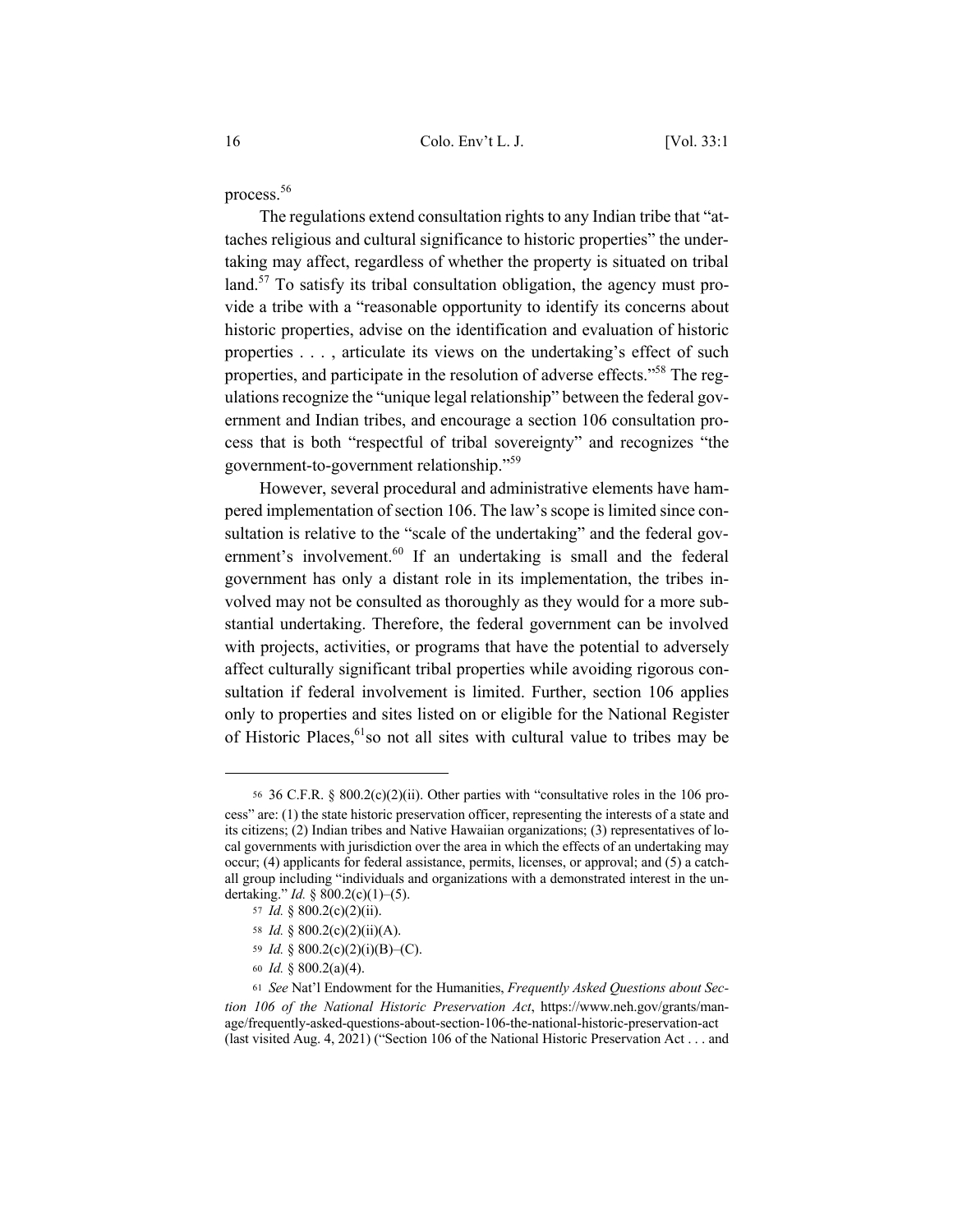process.[56]

The regulations extend consultation rights to any Indian tribe that "attaches religious and cultural significance to historic properties" the undertaking may affect, regardless of whether the property is situated on tribal land.[57] To satisfy its tribal consultation obligation, the agency must provide a tribe with a "reasonable opportunity to identify its concerns about historic properties, advise on the identification and evaluation of historic properties . . . , articulate its views on the undertaking's effect of such properties, and participate in the resolution of adverse effects."[58] The regulations recognize the "unique legal relationship" between the federal government and Indian tribes, and encourage a section 106 consultation process that is both "respectful of tribal sovereignty" and recognizes "the government-to-government relationship."[59]

However, several procedural and administrative elements have hampered implementation of section 106. The law's scope is limited since consultation is relative to the "scale of the undertaking" and the federal government's involvement.[60] If an undertaking is small and the federal government has only a distant role in its implementation, the tribes involved may not be consulted as thoroughly as they would for a more substantial undertaking. Therefore, the federal government can be involved with projects, activities, or programs that have the potential to adversely affect culturally significant tribal properties while avoiding rigorous consultation if federal involvement is limited. Further, section 106 applies only to properties and sites listed on or eligible for the National Register of Historic Places,[61] so not all sites with cultural value to tribes may be

---

56 36 C.F.R. § 800.2(c)(2)(ii). Other parties with "consultative roles in the 106 process" are: (1) the state historic preservation officer, representing the interests of a state and its citizens; (2) Indian tribes and Native Hawaiian organizations; (3) representatives of local governments with jurisdiction over the area in which the effects of an undertaking may occur; (4) applicants for federal assistance, permits, licenses, or approval; and (5) a catch-all group including "individuals and organizations with a demonstrated interest in the undertaking." *Id.* § 800.2(c)(1)–(5).

57 *Id.* § 800.2(c)(2)(ii).

58 *Id.* § 800.2(c)(2)(ii)(A).

59 *Id.* § 800.2(c)(2)(i)(B)–(C).

60 *Id.* § 800.2(a)(4).

61 *See* Nat'l Endowment for the Humanities, *Frequently Asked Questions about Section 106 of the National Historic Preservation Act*, https://www.neh.gov/grants/manage/frequently-asked-questions-about-section-106-the-national-historic-preservation-act (last visited Aug. 4, 2021) ("Section 106 of the National Historic Preservation Act . . . and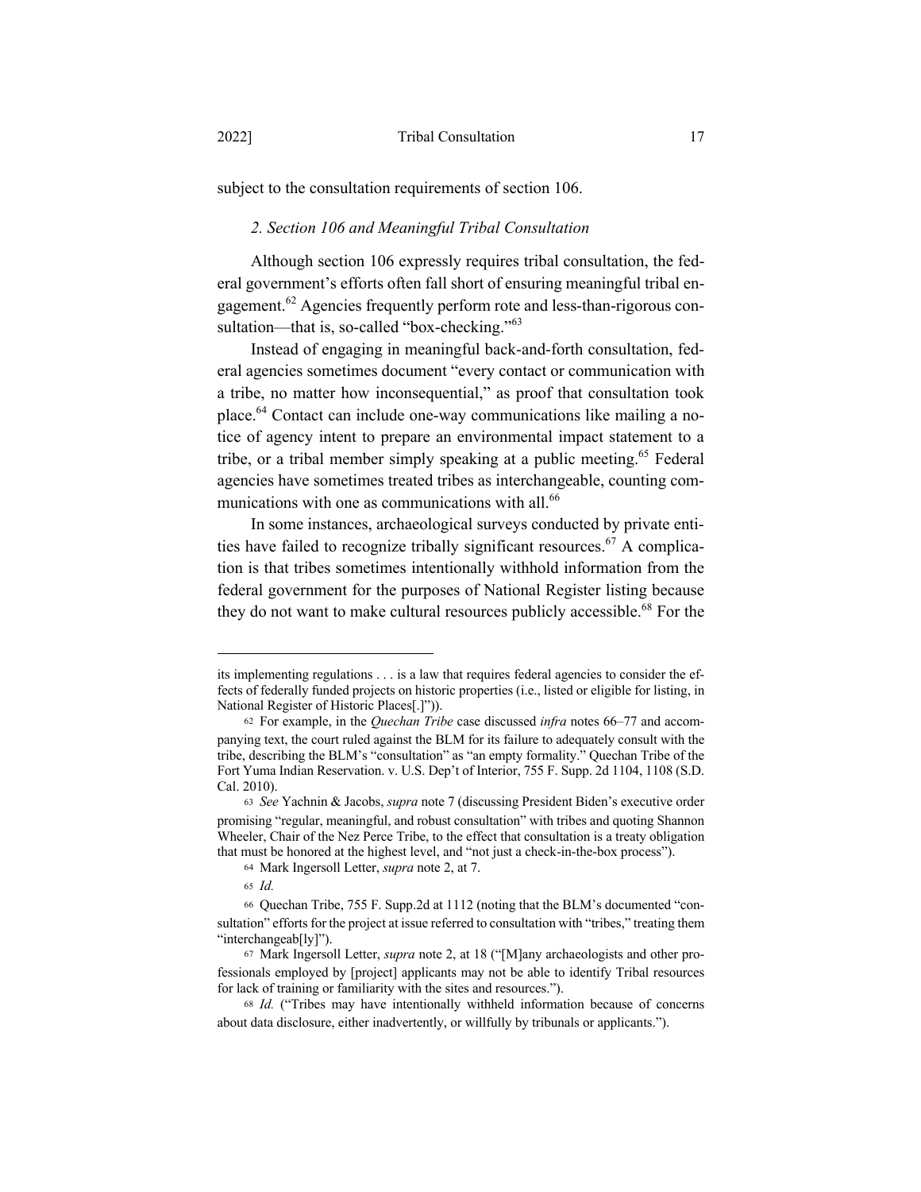subject to the consultation requirements of section 106.

### *2. Section 106 and Meaningful Tribal Consultation*

Although section 106 expressly requires tribal consultation, the federal government's efforts often fall short of ensuring meaningful tribal engagement.[62] Agencies frequently perform rote and less-than-rigorous consultation—that is, so-called "box-checking."[63]

Instead of engaging in meaningful back-and-forth consultation, federal agencies sometimes document "every contact or communication with a tribe, no matter how inconsequential," as proof that consultation took place.[64] Contact can include one-way communications like mailing a notice of agency intent to prepare an environmental impact statement to a tribe, or a tribal member simply speaking at a public meeting.[65] Federal agencies have sometimes treated tribes as interchangeable, counting communications with one as communications with all.[66]

In some instances, archaeological surveys conducted by private entities have failed to recognize tribally significant resources.[67] A complication is that tribes sometimes intentionally withhold information from the federal government for the purposes of National Register listing because they do not want to make cultural resources publicly accessible.[68] For the

---

its implementing regulations . . . is a law that requires federal agencies to consider the effects of federally funded projects on historic properties (i.e., listed or eligible for listing, in National Register of Historic Places[.]")).

62 For example, in the *Quechan Tribe* case discussed *infra* notes 66–77 and accompanying text, the court ruled against the BLM for its failure to adequately consult with the tribe, describing the BLM's "consultation" as "an empty formality." Quechan Tribe of the Fort Yuma Indian Reservation. v. U.S. Dep't of Interior, 755 F. Supp. 2d 1104, 1108 (S.D. Cal. 2010).

63 *See* Yachnin & Jacobs, *supra* note 7 (discussing President Biden's executive order promising "regular, meaningful, and robust consultation" with tribes and quoting Shannon Wheeler, Chair of the Nez Perce Tribe, to the effect that consultation is a treaty obligation that must be honored at the highest level, and "not just a check-in-the-box process").

64 Mark Ingersoll Letter, *supra* note 2, at 7.

65 *Id.*

66 Quechan Tribe, 755 F. Supp.2d at 1112 (noting that the BLM's documented "consultation" efforts for the project at issue referred to consultation with "tribes," treating them "interchangeab[ly]").

67 Mark Ingersoll Letter, *supra* note 2, at 18 ("[M]any archaeologists and other professionals employed by [project] applicants may not be able to identify Tribal resources for lack of training or familiarity with the sites and resources.").

68 *Id.* ("Tribes may have intentionally withheld information because of concerns about data disclosure, either inadvertently, or willfully by tribunals or applicants.").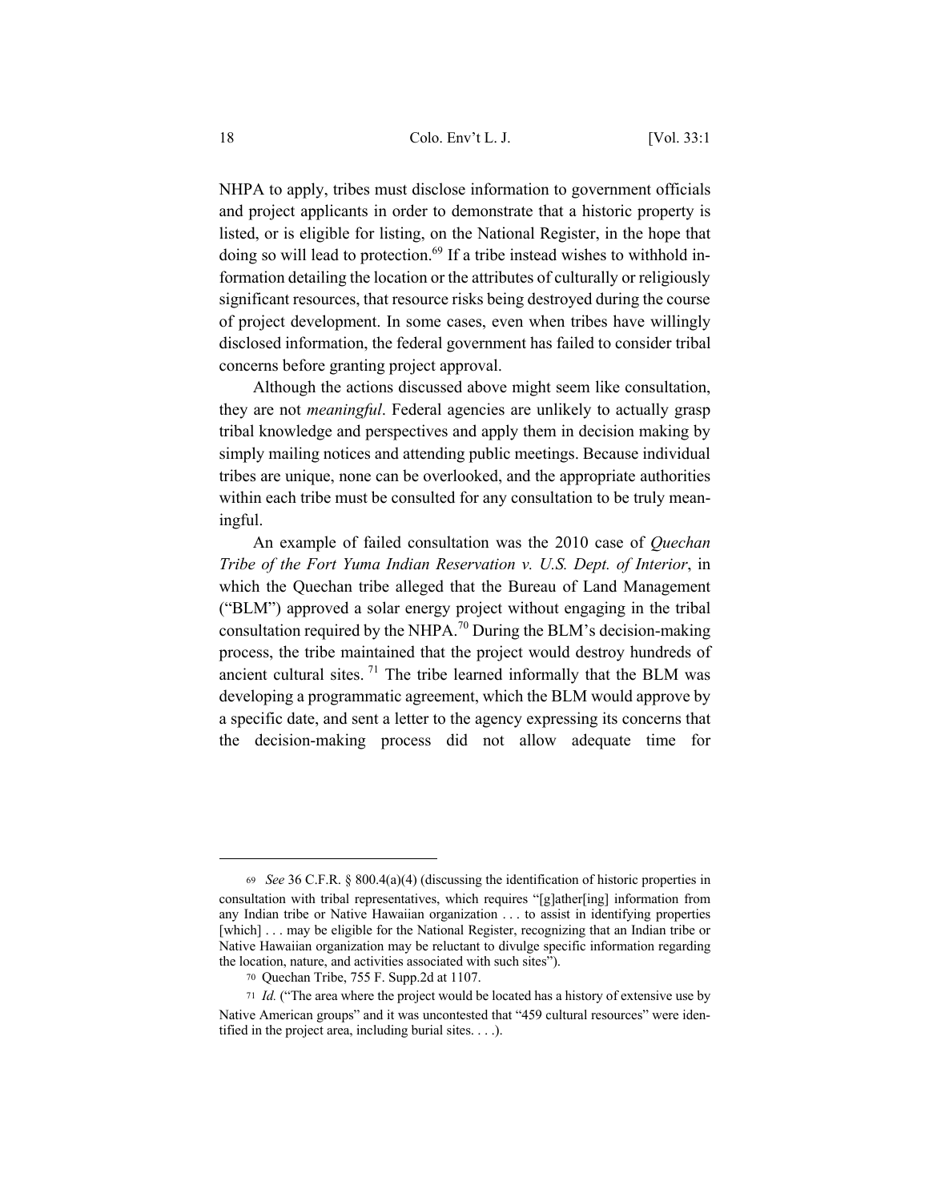NHPA to apply, tribes must disclose information to government officials and project applicants in order to demonstrate that a historic property is listed, or is eligible for listing, on the National Register, in the hope that doing so will lead to protection.[69] If a tribe instead wishes to withhold information detailing the location or the attributes of culturally or religiously significant resources, that resource risks being destroyed during the course of project development. In some cases, even when tribes have willingly disclosed information, the federal government has failed to consider tribal concerns before granting project approval.

Although the actions discussed above might seem like consultation, they are not *meaningful*. Federal agencies are unlikely to actually grasp tribal knowledge and perspectives and apply them in decision making by simply mailing notices and attending public meetings. Because individual tribes are unique, none can be overlooked, and the appropriate authorities within each tribe must be consulted for any consultation to be truly meaningful.

An example of failed consultation was the 2010 case of *Quechan Tribe of the Fort Yuma Indian Reservation v. U.S. Dept. of Interior*, in which the Quechan tribe alleged that the Bureau of Land Management ("BLM") approved a solar energy project without engaging in the tribal consultation required by the NHPA.[70] During the BLM's decision-making process, the tribe maintained that the project would destroy hundreds of ancient cultural sites.[71] The tribe learned informally that the BLM was developing a programmatic agreement, which the BLM would approve by a specific date, and sent a letter to the agency expressing its concerns that the decision-making process did not allow adequate time for

---

[69] *See* 36 C.F.R. § 800.4(a)(4) (discussing the identification of historic properties in consultation with tribal representatives, which requires "[g]ather[ing] information from any Indian tribe or Native Hawaiian organization . . . to assist in identifying properties [which] . . . may be eligible for the National Register, recognizing that an Indian tribe or Native Hawaiian organization may be reluctant to divulge specific information regarding the location, nature, and activities associated with such sites").

[70] Quechan Tribe, 755 F. Supp.2d at 1107.

[71] *Id.* ("The area where the project would be located has a history of extensive use by Native American groups" and it was uncontested that "459 cultural resources" were identified in the project area, including burial sites. . . .).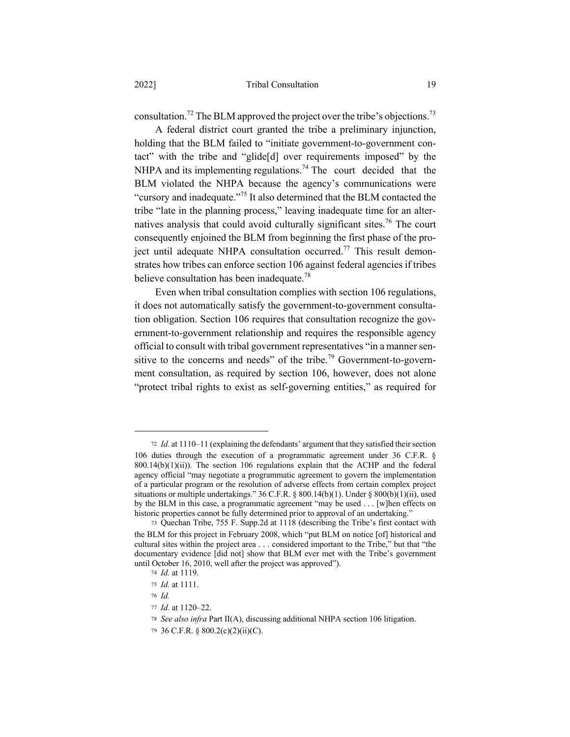consultation.[72] The BLM approved the project over the tribe's objections.[73]

A federal district court granted the tribe a preliminary injunction, holding that the BLM failed to "initiate government-to-government contact" with the tribe and "glide[d] over requirements imposed" by the NHPA and its implementing regulations.[74] The court decided that the BLM violated the NHPA because the agency's communications were "cursory and inadequate."[75] It also determined that the BLM contacted the tribe "late in the planning process," leaving inadequate time for an alternatives analysis that could avoid culturally significant sites.[76] The court consequently enjoined the BLM from beginning the first phase of the project until adequate NHPA consultation occurred.[77] This result demonstrates how tribes can enforce section 106 against federal agencies if tribes believe consultation has been inadequate.[78]

Even when tribal consultation complies with section 106 regulations, it does not automatically satisfy the government-to-government consultation obligation. Section 106 requires that consultation recognize the government-to-government relationship and requires the responsible agency official to consult with tribal government representatives "in a manner sensitive to the concerns and needs" of the tribe.[79] Government-to-government consultation, as required by section 106, however, does not alone "protect tribal rights to exist as self-governing entities," as required for

---

72 *Id.* at 1110–11 (explaining the defendants' argument that they satisfied their section 106 duties through the execution of a programmatic agreement under 36 C.F.R. § 800.14(b)(1)(ii)). The section 106 regulations explain that the ACHP and the federal agency official "may negotiate a programmatic agreement to govern the implementation of a particular program or the resolution of adverse effects from certain complex project situations or multiple undertakings." 36 C.F.R. § 800.14(b)(1). Under § 800(b)(1)(ii), used by the BLM in this case, a programmatic agreement "may be used . . . [w]hen effects on historic properties cannot be fully determined prior to approval of an undertaking."

73 Quechan Tribe, 755 F. Supp.2d at 1118 (describing the Tribe's first contact with the BLM for this project in February 2008, which "put BLM on notice [of] historical and cultural sites within the project area . . . considered important to the Tribe," but that "the documentary evidence [did not] show that BLM ever met with the Tribe's government until October 16, 2010, well after the project was approved").

74 *Id.* at 1119.

75 *Id.* at 1111.

76 *Id.*

77 *Id.* at 1120–22.

78 *See also infra* Part II(A), discussing additional NHPA section 106 litigation.

79 36 C.F.R. § 800.2(c)(2)(ii)(C).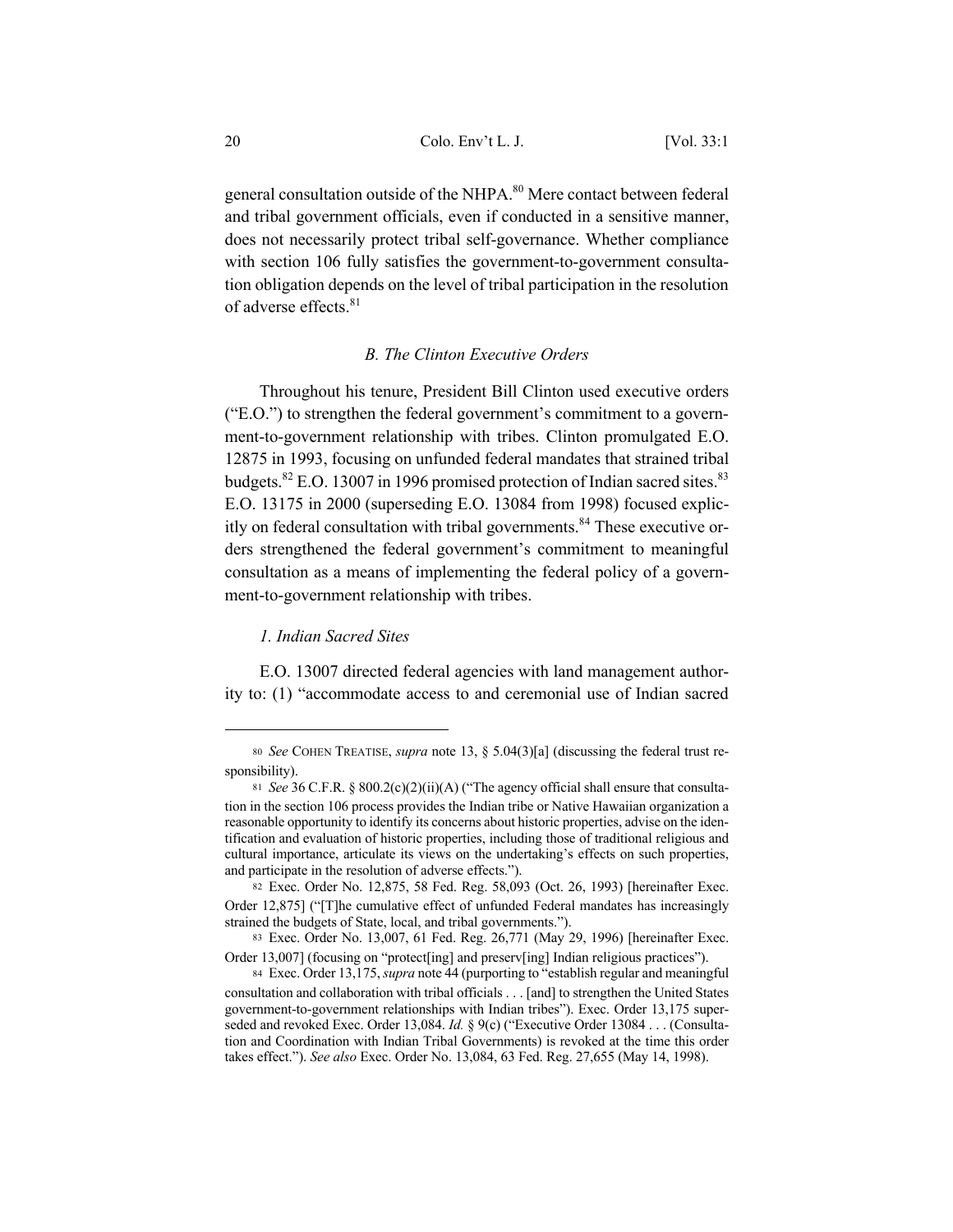general consultation outside of the NHPA.[80] Mere contact between federal and tribal government officials, even if conducted in a sensitive manner, does not necessarily protect tribal self-governance. Whether compliance with section 106 fully satisfies the government-to-government consultation obligation depends on the level of tribal participation in the resolution of adverse effects.[81]

### *B. The Clinton Executive Orders*

Throughout his tenure, President Bill Clinton used executive orders ("E.O.") to strengthen the federal government's commitment to a government-to-government relationship with tribes. Clinton promulgated E.O. 12875 in 1993, focusing on unfunded federal mandates that strained tribal budgets.[82] E.O. 13007 in 1996 promised protection of Indian sacred sites.[83] E.O. 13175 in 2000 (superseding E.O. 13084 from 1998) focused explicitly on federal consultation with tribal governments.[84] These executive orders strengthened the federal government's commitment to meaningful consultation as a means of implementing the federal policy of a government-to-government relationship with tribes.

#### *1. Indian Sacred Sites*

E.O. 13007 directed federal agencies with land management authority to: (1) "accommodate access to and ceremonial use of Indian sacred

---

80 *See* COHEN TREATISE, *supra* note 13, § 5.04(3)[a] (discussing the federal trust responsibility).

81 *See* 36 C.F.R. § 800.2(c)(2)(ii)(A) ("The agency official shall ensure that consultation in the section 106 process provides the Indian tribe or Native Hawaiian organization a reasonable opportunity to identify its concerns about historic properties, advise on the identification and evaluation of historic properties, including those of traditional religious and cultural importance, articulate its views on the undertaking's effects on such properties, and participate in the resolution of adverse effects.").

82 Exec. Order No. 12,875, 58 Fed. Reg. 58,093 (Oct. 26, 1993) [hereinafter Exec. Order 12,875] ("[T]he cumulative effect of unfunded Federal mandates has increasingly strained the budgets of State, local, and tribal governments.").

83 Exec. Order No. 13,007, 61 Fed. Reg. 26,771 (May 29, 1996) [hereinafter Exec. Order 13,007] (focusing on "protect[ing] and preserv[ing] Indian religious practices").

84 Exec. Order 13,175, *supra* note 44 (purporting to "establish regular and meaningful consultation and collaboration with tribal officials . . . [and] to strengthen the United States government-to-government relationships with Indian tribes"). Exec. Order 13,175 superseded and revoked Exec. Order 13,084. *Id.* § 9(c) ("Executive Order 13084 . . . (Consultation and Coordination with Indian Tribal Governments) is revoked at the time this order takes effect."). *See also* Exec. Order No. 13,084, 63 Fed. Reg. 27,655 (May 14, 1998).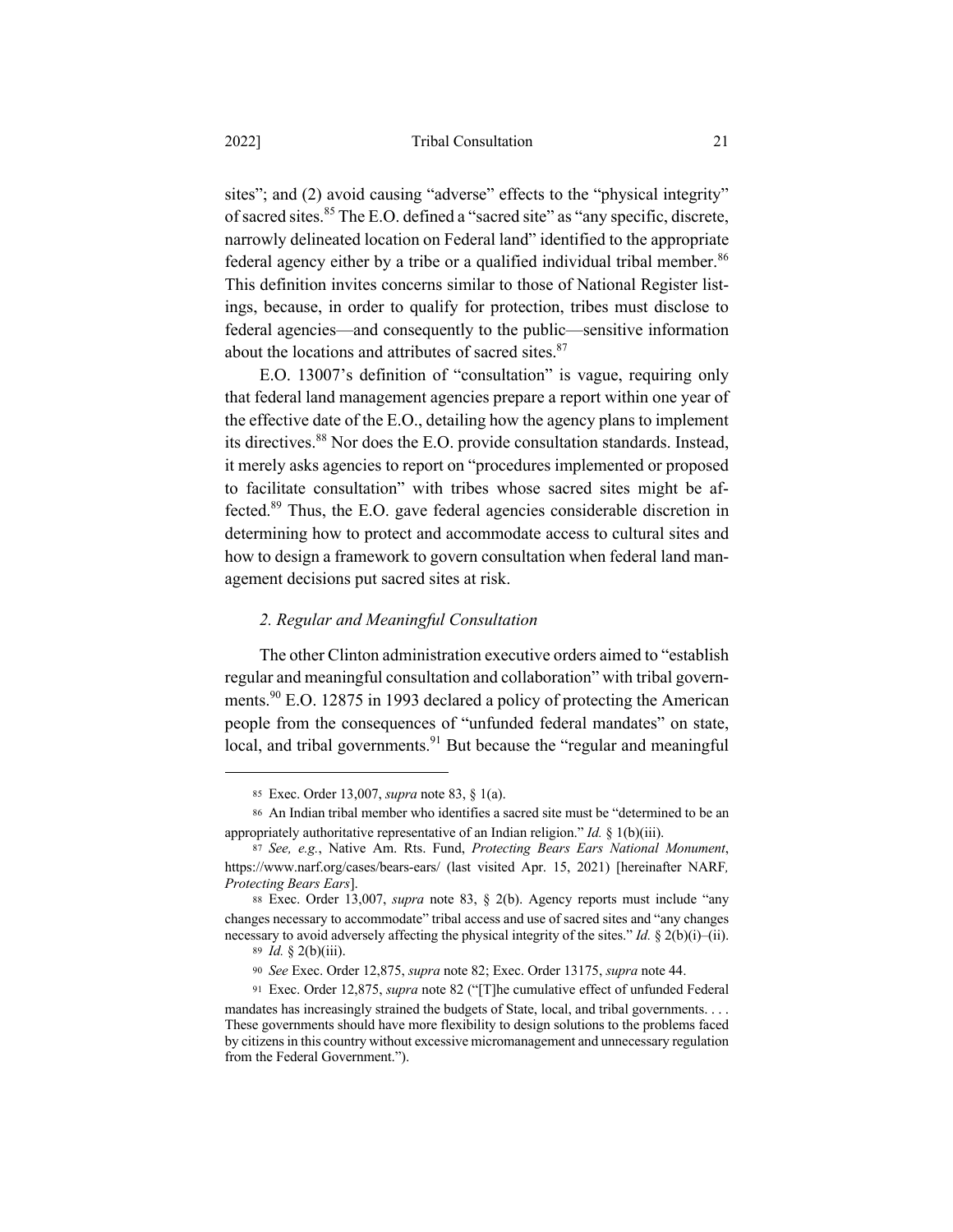sites"; and (2) avoid causing "adverse" effects to the "physical integrity" of sacred sites.[85] The E.O. defined a "sacred site" as "any specific, discrete, narrowly delineated location on Federal land" identified to the appropriate federal agency either by a tribe or a qualified individual tribal member.[86] This definition invites concerns similar to those of National Register listings, because, in order to qualify for protection, tribes must disclose to federal agencies—and consequently to the public—sensitive information about the locations and attributes of sacred sites.[87]

E.O. 13007's definition of "consultation" is vague, requiring only that federal land management agencies prepare a report within one year of the effective date of the E.O., detailing how the agency plans to implement its directives.[88] Nor does the E.O. provide consultation standards. Instead, it merely asks agencies to report on "procedures implemented or proposed to facilitate consultation" with tribes whose sacred sites might be affected.[89] Thus, the E.O. gave federal agencies considerable discretion in determining how to protect and accommodate access to cultural sites and how to design a framework to govern consultation when federal land management decisions put sacred sites at risk.

### *2. Regular and Meaningful Consultation*

The other Clinton administration executive orders aimed to "establish regular and meaningful consultation and collaboration" with tribal governments.[90] E.O. 12875 in 1993 declared a policy of protecting the American people from the consequences of "unfunded federal mandates" on state, local, and tribal governments.[91] But because the "regular and meaningful

---

85 Exec. Order 13,007, *supra* note 83, § 1(a).

86 An Indian tribal member who identifies a sacred site must be "determined to be an appropriately authoritative representative of an Indian religion." *Id.* § 1(b)(iii).

87 *See, e.g.*, Native Am. Rts. Fund, *Protecting Bears Ears National Monument*, https://www.narf.org/cases/bears-ears/ (last visited Apr. 15, 2021) [hereinafter NARF*, Protecting Bears Ears*].

88 Exec. Order 13,007, *supra* note 83, § 2(b). Agency reports must include "any changes necessary to accommodate" tribal access and use of sacred sites and "any changes necessary to avoid adversely affecting the physical integrity of the sites." *Id.* § 2(b)(i)–(ii).

89 *Id.* § 2(b)(iii).

90 *See* Exec. Order 12,875, *supra* note 82; Exec. Order 13175, *supra* note 44.

91 Exec. Order 12,875, *supra* note 82 ("[T]he cumulative effect of unfunded Federal mandates has increasingly strained the budgets of State, local, and tribal governments. . . . These governments should have more flexibility to design solutions to the problems faced by citizens in this country without excessive micromanagement and unnecessary regulation from the Federal Government.").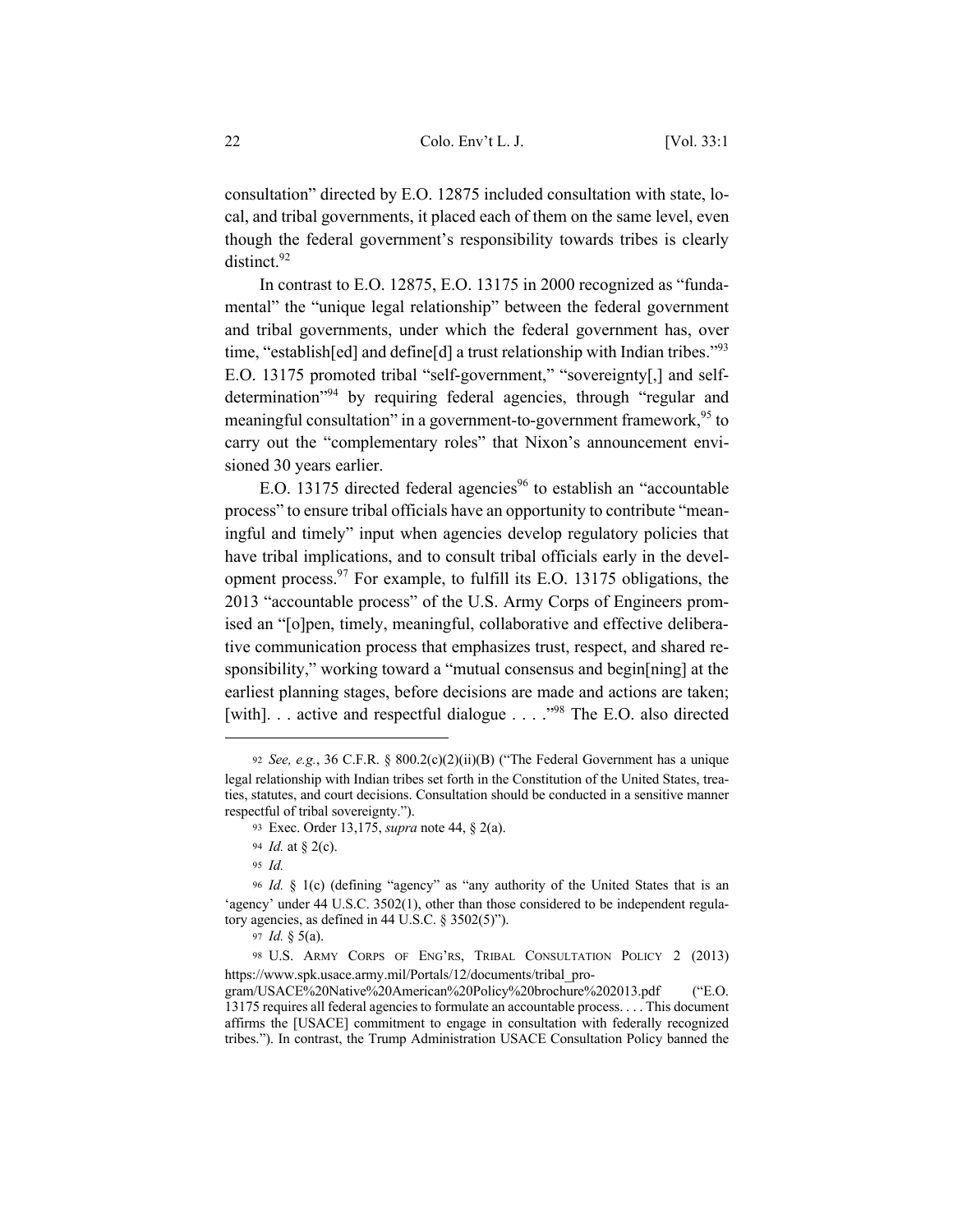consultation" directed by E.O. 12875 included consultation with state, local, and tribal governments, it placed each of them on the same level, even though the federal government's responsibility towards tribes is clearly distinct.[92]

In contrast to E.O. 12875, E.O. 13175 in 2000 recognized as "fundamental" the "unique legal relationship" between the federal government and tribal governments, under which the federal government has, over time, "establish[ed] and define[d] a trust relationship with Indian tribes."[93] E.O. 13175 promoted tribal "self-government," "sovereignty[,] and self-determination"[94] by requiring federal agencies, through "regular and meaningful consultation" in a government-to-government framework,[95] to carry out the "complementary roles" that Nixon's announcement envisioned 30 years earlier.

E.O. 13175 directed federal agencies[96] to establish an "accountable process" to ensure tribal officials have an opportunity to contribute "meaningful and timely" input when agencies develop regulatory policies that have tribal implications, and to consult tribal officials early in the development process.[97] For example, to fulfill its E.O. 13175 obligations, the 2013 "accountable process" of the U.S. Army Corps of Engineers promised an "[o]pen, timely, meaningful, collaborative and effective deliberative communication process that emphasizes trust, respect, and shared responsibility," working toward a "mutual consensus and begin[ning] at the earliest planning stages, before decisions are made and actions are taken; [with]. . . active and respectful dialogue . . . ."[98] The E.O. also directed

---

[92] *See, e.g.*, 36 C.F.R. § 800.2(c)(2)(ii)(B) ("The Federal Government has a unique legal relationship with Indian tribes set forth in the Constitution of the United States, treaties, statutes, and court decisions. Consultation should be conducted in a sensitive manner respectful of tribal sovereignty.").

[93] Exec. Order 13,175, *supra* note 44, § 2(a).

[94] *Id.* at § 2(c).

[95] *Id.*

[96] *Id.* § 1(c) (defining "agency" as "any authority of the United States that is an 'agency' under 44 U.S.C. 3502(1), other than those considered to be independent regulatory agencies, as defined in 44 U.S.C. § 3502(5)").

[97] *Id.* § 5(a).

[98] U.S. ARMY CORPS OF ENG'RS, TRIBAL CONSULTATION POLICY 2 (2013) https://www.spk.usace.army.mil/Portals/12/documents/tribal_program/USACE%20Native%20American%20Policy%20brochure%202013.pdf ("E.O. 13175 requires all federal agencies to formulate an accountable process. . . . This document affirms the [USACE] commitment to engage in consultation with federally recognized tribes."). In contrast, the Trump Administration USACE Consultation Policy banned the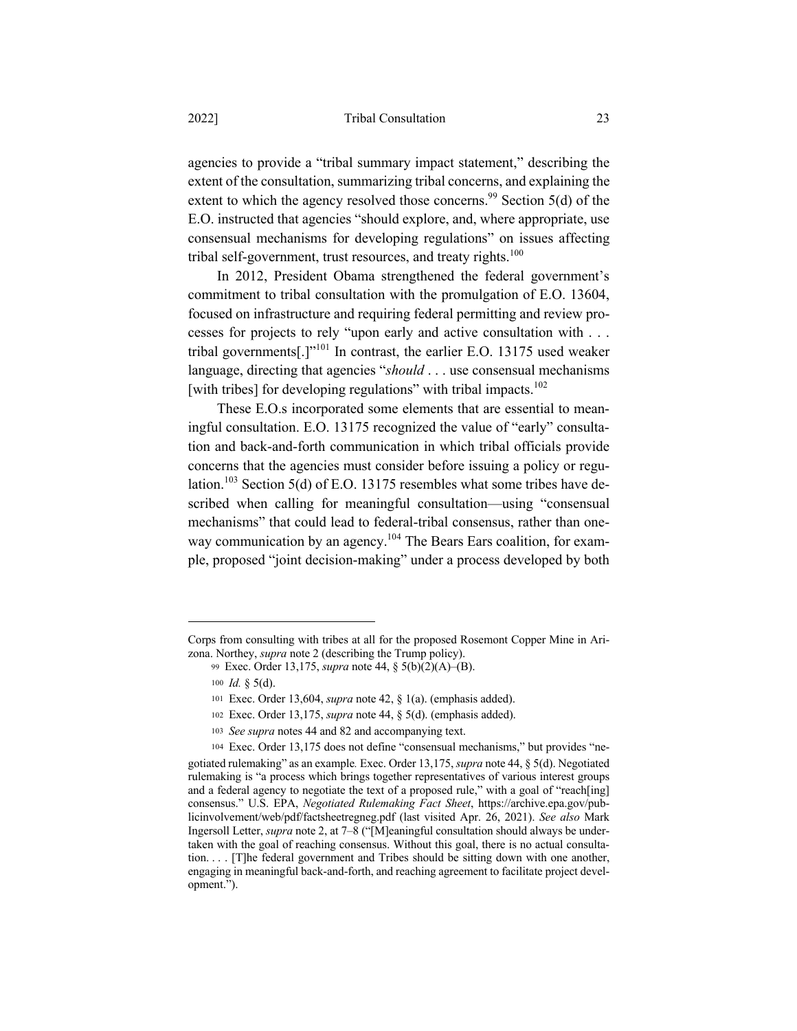agencies to provide a "tribal summary impact statement," describing the extent of the consultation, summarizing tribal concerns, and explaining the extent to which the agency resolved those concerns.[99] Section 5(d) of the E.O. instructed that agencies "should explore, and, where appropriate, use consensual mechanisms for developing regulations" on issues affecting tribal self-government, trust resources, and treaty rights.[100]

In 2012, President Obama strengthened the federal government's commitment to tribal consultation with the promulgation of E.O. 13604, focused on infrastructure and requiring federal permitting and review processes for projects to rely "upon early and active consultation with . . . tribal governments[.]"[101] In contrast, the earlier E.O. 13175 used weaker language, directing that agencies "*should* . . . use consensual mechanisms [with tribes] for developing regulations" with tribal impacts.[102]

These E.O.s incorporated some elements that are essential to meaningful consultation. E.O. 13175 recognized the value of "early" consultation and back-and-forth communication in which tribal officials provide concerns that the agencies must consider before issuing a policy or regulation.[103] Section 5(d) of E.O. 13175 resembles what some tribes have described when calling for meaningful consultation—using "consensual mechanisms" that could lead to federal-tribal consensus, rather than one-way communication by an agency.[104] The Bears Ears coalition, for example, proposed "joint decision-making" under a process developed by both

---

Corps from consulting with tribes at all for the proposed Rosemont Copper Mine in Arizona. Northey, *supra* note 2 (describing the Trump policy).

99 Exec. Order 13,175, *supra* note 44, § 5(b)(2)(A)–(B).

100 *Id.* § 5(d).

101 Exec. Order 13,604, *supra* note 42, § 1(a). (emphasis added).

102 Exec. Order 13,175, *supra* note 44, § 5(d). (emphasis added).

103 *See supra* notes 44 and 82 and accompanying text.

104 Exec. Order 13,175 does not define "consensual mechanisms," but provides "negotiated rulemaking" as an example. Exec. Order 13,175, *supra* note 44, § 5(d). Negotiated rulemaking is "a process which brings together representatives of various interest groups and a federal agency to negotiate the text of a proposed rule," with a goal of "reach[ing] consensus." U.S. EPA, *Negotiated Rulemaking Fact Sheet*, https://archive.epa.gov/publicinvolvement/web/pdf/factsheetregneg.pdf (last visited Apr. 26, 2021). *See also* Mark Ingersoll Letter, *supra* note 2, at 7–8 ("[M]eaningful consultation should always be undertaken with the goal of reaching consensus. Without this goal, there is no actual consultation. . . . [T]he federal government and Tribes should be sitting down with one another, engaging in meaningful back-and-forth, and reaching agreement to facilitate project development.").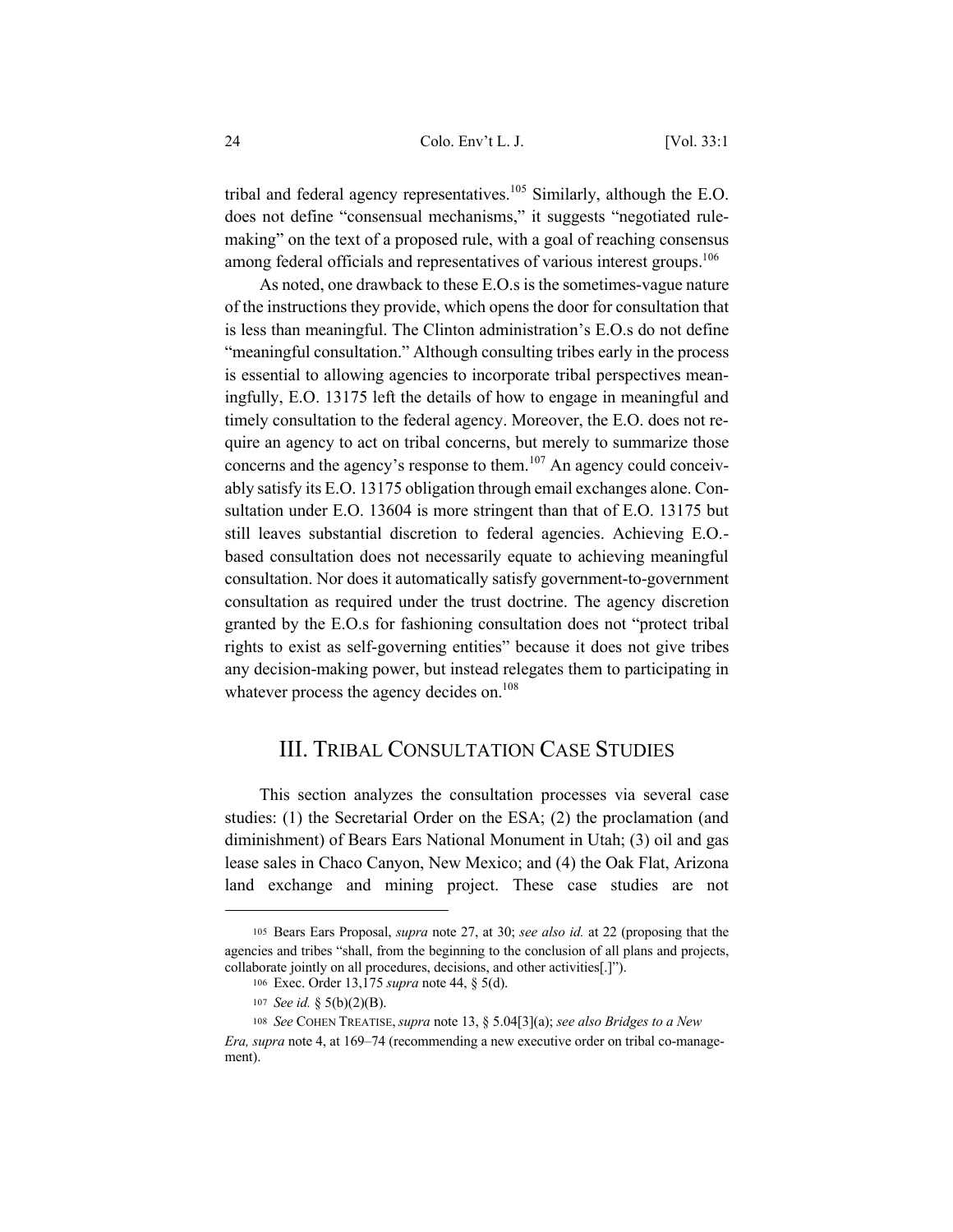tribal and federal agency representatives.[105] Similarly, although the E.O. does not define "consensual mechanisms," it suggests "negotiated rule-making" on the text of a proposed rule, with a goal of reaching consensus among federal officials and representatives of various interest groups.[106]

As noted, one drawback to these E.O.s is the sometimes-vague nature of the instructions they provide, which opens the door for consultation that is less than meaningful. The Clinton administration's E.O.s do not define "meaningful consultation." Although consulting tribes early in the process is essential to allowing agencies to incorporate tribal perspectives meaningfully, E.O. 13175 left the details of how to engage in meaningful and timely consultation to the federal agency. Moreover, the E.O. does not require an agency to act on tribal concerns, but merely to summarize those concerns and the agency's response to them.[107] An agency could conceivably satisfy its E.O. 13175 obligation through email exchanges alone. Consultation under E.O. 13604 is more stringent than that of E.O. 13175 but still leaves substantial discretion to federal agencies. Achieving E.O.-based consultation does not necessarily equate to achieving meaningful consultation. Nor does it automatically satisfy government-to-government consultation as required under the trust doctrine. The agency discretion granted by the E.O.s for fashioning consultation does not "protect tribal rights to exist as self-governing entities" because it does not give tribes any decision-making power, but instead relegates them to participating in whatever process the agency decides on.[108]

## III. Tribal Consultation Case Studies

This section analyzes the consultation processes via several case studies: (1) the Secretarial Order on the ESA; (2) the proclamation (and diminishment) of Bears Ears National Monument in Utah; (3) oil and gas lease sales in Chaco Canyon, New Mexico; and (4) the Oak Flat, Arizona land exchange and mining project. These case studies are not

---

105 Bears Ears Proposal, *supra* note 27, at 30; *see also id.* at 22 (proposing that the agencies and tribes "shall, from the beginning to the conclusion of all plans and projects, collaborate jointly on all procedures, decisions, and other activities[.]").

106 Exec. Order 13,175 *supra* note 44, § 5(d).

107 *See id.* § 5(b)(2)(B).

108 *See* COHEN TREATISE, *supra* note 13, § 5.04[3](a); *see also Bridges to a New Era, supra* note 4, at 169–74 (recommending a new executive order on tribal co-management).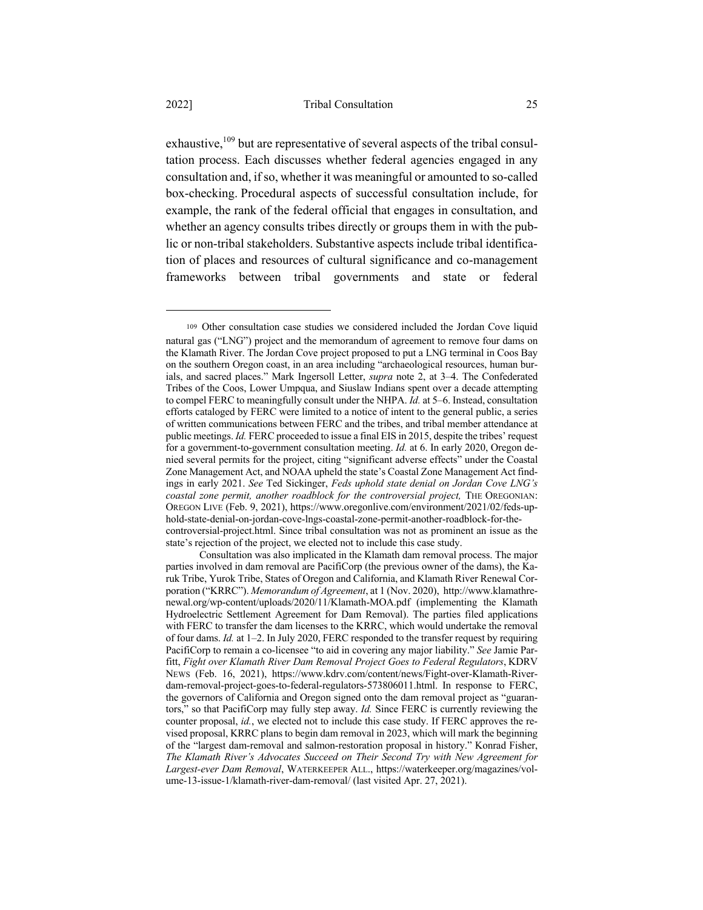exhaustive,[109] but are representative of several aspects of the tribal consultation process. Each discusses whether federal agencies engaged in any consultation and, if so, whether it was meaningful or amounted to so-called box-checking. Procedural aspects of successful consultation include, for example, the rank of the federal official that engages in consultation, and whether an agency consults tribes directly or groups them in with the public or non-tribal stakeholders. Substantive aspects include tribal identification of places and resources of cultural significance and co-management frameworks between tribal governments and state or federal

---

109 Other consultation case studies we considered included the Jordan Cove liquid natural gas ("LNG") project and the memorandum of agreement to remove four dams on the Klamath River. The Jordan Cove project proposed to put a LNG terminal in Coos Bay on the southern Oregon coast, in an area including "archaeological resources, human burials, and sacred places." Mark Ingersoll Letter, *supra* note 2, at 3–4. The Confederated Tribes of the Coos, Lower Umpqua, and Siuslaw Indians spent over a decade attempting to compel FERC to meaningfully consult under the NHPA. *Id.* at 5–6. Instead, consultation efforts cataloged by FERC were limited to a notice of intent to the general public, a series of written communications between FERC and the tribes, and tribal member attendance at public meetings. *Id.* FERC proceeded to issue a final EIS in 2015, despite the tribes' request for a government-to-government consultation meeting. *Id.* at 6. In early 2020, Oregon denied several permits for the project, citing "significant adverse effects" under the Coastal Zone Management Act, and NOAA upheld the state's Coastal Zone Management Act findings in early 2021. *See* Ted Sickinger, *Feds uphold state denial on Jordan Cove LNG's coastal zone permit, another roadblock for the controversial project,* THE OREGONIAN: OREGON LIVE (Feb. 9, 2021), https://www.oregonlive.com/environment/2021/02/feds-uphold-state-denial-on-jordan-cove-lngs-coastal-zone-permit-another-roadblock-for-the-controversial-project.html. Since tribal consultation was not as prominent an issue as the state's rejection of the project, we elected not to include this case study.

Consultation was also implicated in the Klamath dam removal process. The major parties involved in dam removal are PacifiCorp (the previous owner of the dams), the Karuk Tribe, Yurok Tribe, States of Oregon and California, and Klamath River Renewal Corporation ("KRRC"). *Memorandum of Agreement*, at 1 (Nov. 2020), http://www.klamathrenewal.org/wp-content/uploads/2020/11/Klamath-MOA.pdf (implementing the Klamath Hydroelectric Settlement Agreement for Dam Removal). The parties filed applications with FERC to transfer the dam licenses to the KRRC, which would undertake the removal of four dams. *Id.* at 1–2. In July 2020, FERC responded to the transfer request by requiring PacifiCorp to remain a co-licensee "to aid in covering any major liability." *See* Jamie Parfitt, *Fight over Klamath River Dam Removal Project Goes to Federal Regulators*, KDRV NEWS (Feb. 16, 2021), https://www.kdrv.com/content/news/Fight-over-Klamath-River-dam-removal-project-goes-to-federal-regulators-573806011.html. In response to FERC, the governors of California and Oregon signed onto the dam removal project as "guarantors," so that PacifiCorp may fully step away. *Id.* Since FERC is currently reviewing the counter proposal, *id.*, we elected not to include this case study. If FERC approves the revised proposal, KRRC plans to begin dam removal in 2023, which will mark the beginning of the "largest dam-removal and salmon-restoration proposal in history." Konrad Fisher, *The Klamath River's Advocates Succeed on Their Second Try with New Agreement for Largest-ever Dam Removal*, WATERKEEPER ALL., https://waterkeeper.org/magazines/volume-13-issue-1/klamath-river-dam-removal/ (last visited Apr. 27, 2021).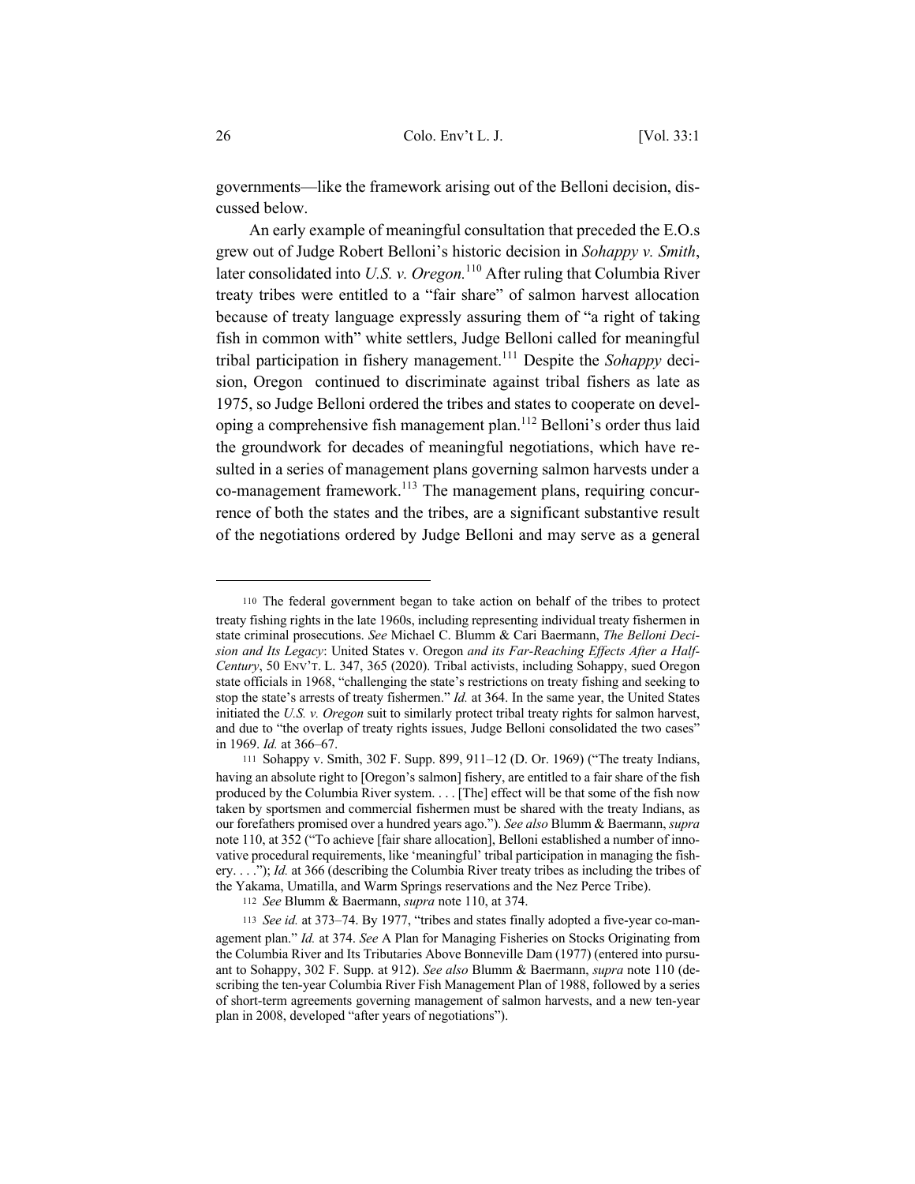governments—like the framework arising out of the Belloni decision, discussed below.

An early example of meaningful consultation that preceded the E.O.s grew out of Judge Robert Belloni's historic decision in *Sohappy v. Smith*, later consolidated into *U.S. v. Oregon.*[110] After ruling that Columbia River treaty tribes were entitled to a "fair share" of salmon harvest allocation because of treaty language expressly assuring them of "a right of taking fish in common with" white settlers, Judge Belloni called for meaningful tribal participation in fishery management.[111] Despite the *Sohappy* decision, Oregon continued to discriminate against tribal fishers as late as 1975, so Judge Belloni ordered the tribes and states to cooperate on developing a comprehensive fish management plan.[112] Belloni's order thus laid the groundwork for decades of meaningful negotiations, which have resulted in a series of management plans governing salmon harvests under a co-management framework.[113] The management plans, requiring concurrence of both the states and the tribes, are a significant substantive result of the negotiations ordered by Judge Belloni and may serve as a general

---

110 The federal government began to take action on behalf of the tribes to protect treaty fishing rights in the late 1960s, including representing individual treaty fishermen in state criminal prosecutions. *See* Michael C. Blumm & Cari Baermann, *The Belloni Decision and Its Legacy*: United States v. Oregon *and its Far-Reaching Effects After a Half-Century*, 50 ENV'T. L. 347, 365 (2020). Tribal activists, including Sohappy, sued Oregon state officials in 1968, "challenging the state's restrictions on treaty fishing and seeking to stop the state's arrests of treaty fishermen." *Id.* at 364. In the same year, the United States initiated the *U.S. v. Oregon* suit to similarly protect tribal treaty rights for salmon harvest, and due to "the overlap of treaty rights issues, Judge Belloni consolidated the two cases" in 1969. *Id.* at 366–67.

111 Sohappy v. Smith, 302 F. Supp. 899, 911–12 (D. Or. 1969) ("The treaty Indians, having an absolute right to [Oregon's salmon] fishery, are entitled to a fair share of the fish produced by the Columbia River system. . . . [The] effect will be that some of the fish now taken by sportsmen and commercial fishermen must be shared with the treaty Indians, as our forefathers promised over a hundred years ago."). *See also* Blumm & Baermann, *supra* note 110, at 352 ("To achieve [fair share allocation], Belloni established a number of innovative procedural requirements, like 'meaningful' tribal participation in managing the fishery. . . ."); *Id.* at 366 (describing the Columbia River treaty tribes as including the tribes of the Yakama, Umatilla, and Warm Springs reservations and the Nez Perce Tribe).

112 *See* Blumm & Baermann, *supra* note 110, at 374.

113 *See id.* at 373–74. By 1977, "tribes and states finally adopted a five-year co-management plan." *Id.* at 374. *See* A Plan for Managing Fisheries on Stocks Originating from the Columbia River and Its Tributaries Above Bonneville Dam (1977) (entered into pursuant to Sohappy, 302 F. Supp. at 912). *See also* Blumm & Baermann, *supra* note 110 (describing the ten-year Columbia River Fish Management Plan of 1988, followed by a series of short-term agreements governing management of salmon harvests, and a new ten-year plan in 2008, developed "after years of negotiations").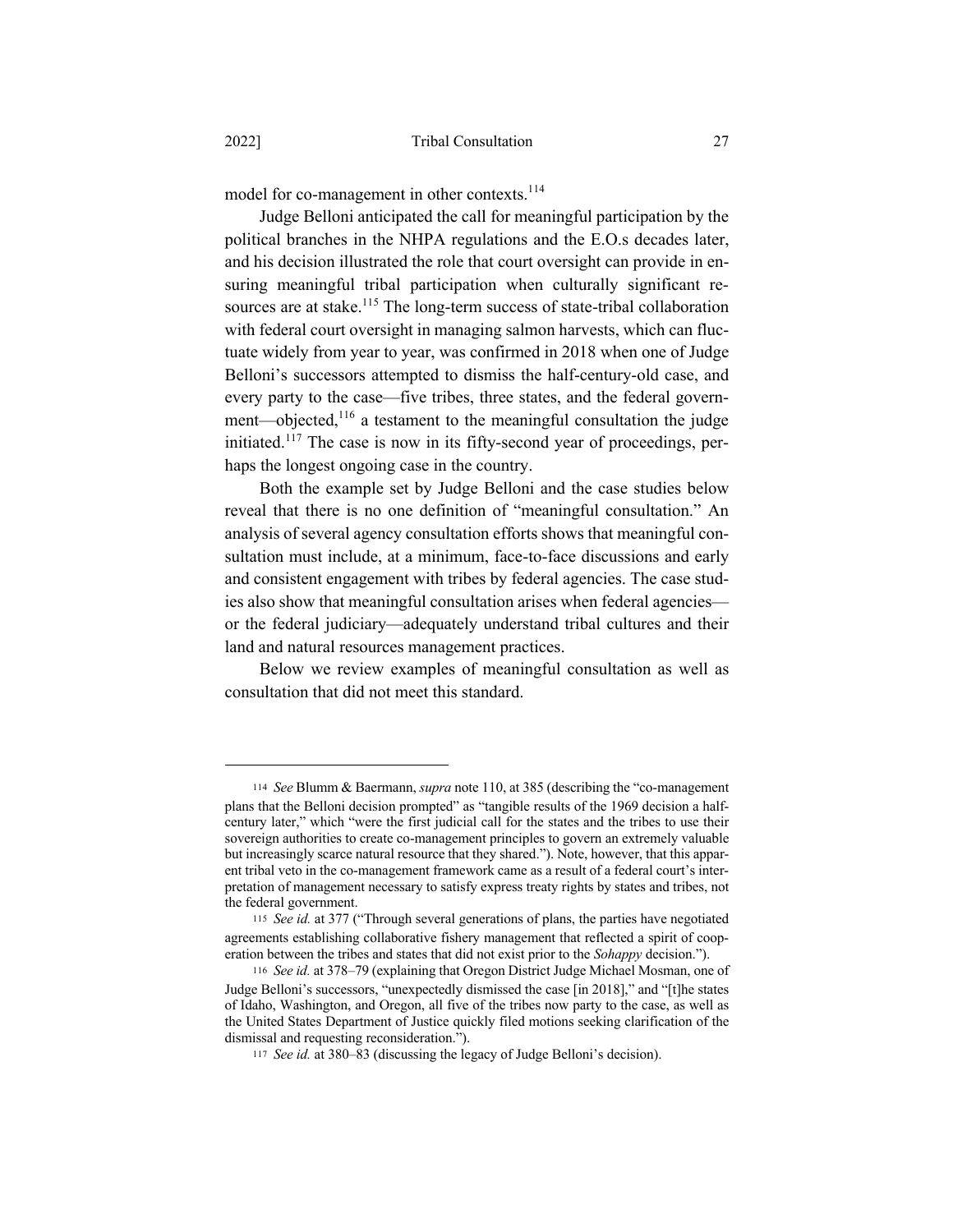model for co-management in other contexts.[114]

Judge Belloni anticipated the call for meaningful participation by the political branches in the NHPA regulations and the E.O.s decades later, and his decision illustrated the role that court oversight can provide in ensuring meaningful tribal participation when culturally significant resources are at stake.[115] The long-term success of state-tribal collaboration with federal court oversight in managing salmon harvests, which can fluctuate widely from year to year, was confirmed in 2018 when one of Judge Belloni's successors attempted to dismiss the half-century-old case, and every party to the case—five tribes, three states, and the federal government—objected,[116] a testament to the meaningful consultation the judge initiated.[117] The case is now in its fifty-second year of proceedings, perhaps the longest ongoing case in the country.

Both the example set by Judge Belloni and the case studies below reveal that there is no one definition of "meaningful consultation." An analysis of several agency consultation efforts shows that meaningful consultation must include, at a minimum, face-to-face discussions and early and consistent engagement with tribes by federal agencies. The case studies also show that meaningful consultation arises when federal agencies—or the federal judiciary—adequately understand tribal cultures and their land and natural resources management practices.

Below we review examples of meaningful consultation as well as consultation that did not meet this standard.

---

114 *See* Blumm & Baermann, *supra* note 110, at 385 (describing the "co-management plans that the Belloni decision prompted" as "tangible results of the 1969 decision a half-century later," which "were the first judicial call for the states and the tribes to use their sovereign authorities to create co-management principles to govern an extremely valuable but increasingly scarce natural resource that they shared."). Note, however, that this apparent tribal veto in the co-management framework came as a result of a federal court's interpretation of management necessary to satisfy express treaty rights by states and tribes, not the federal government.

115 *See id.* at 377 ("Through several generations of plans, the parties have negotiated agreements establishing collaborative fishery management that reflected a spirit of cooperation between the tribes and states that did not exist prior to the *Sohappy* decision.").

116 *See id.* at 378–79 (explaining that Oregon District Judge Michael Mosman, one of Judge Belloni's successors, "unexpectedly dismissed the case [in 2018]," and "[t]he states of Idaho, Washington, and Oregon, all five of the tribes now party to the case, as well as the United States Department of Justice quickly filed motions seeking clarification of the dismissal and requesting reconsideration.").

117 *See id.* at 380–83 (discussing the legacy of Judge Belloni's decision).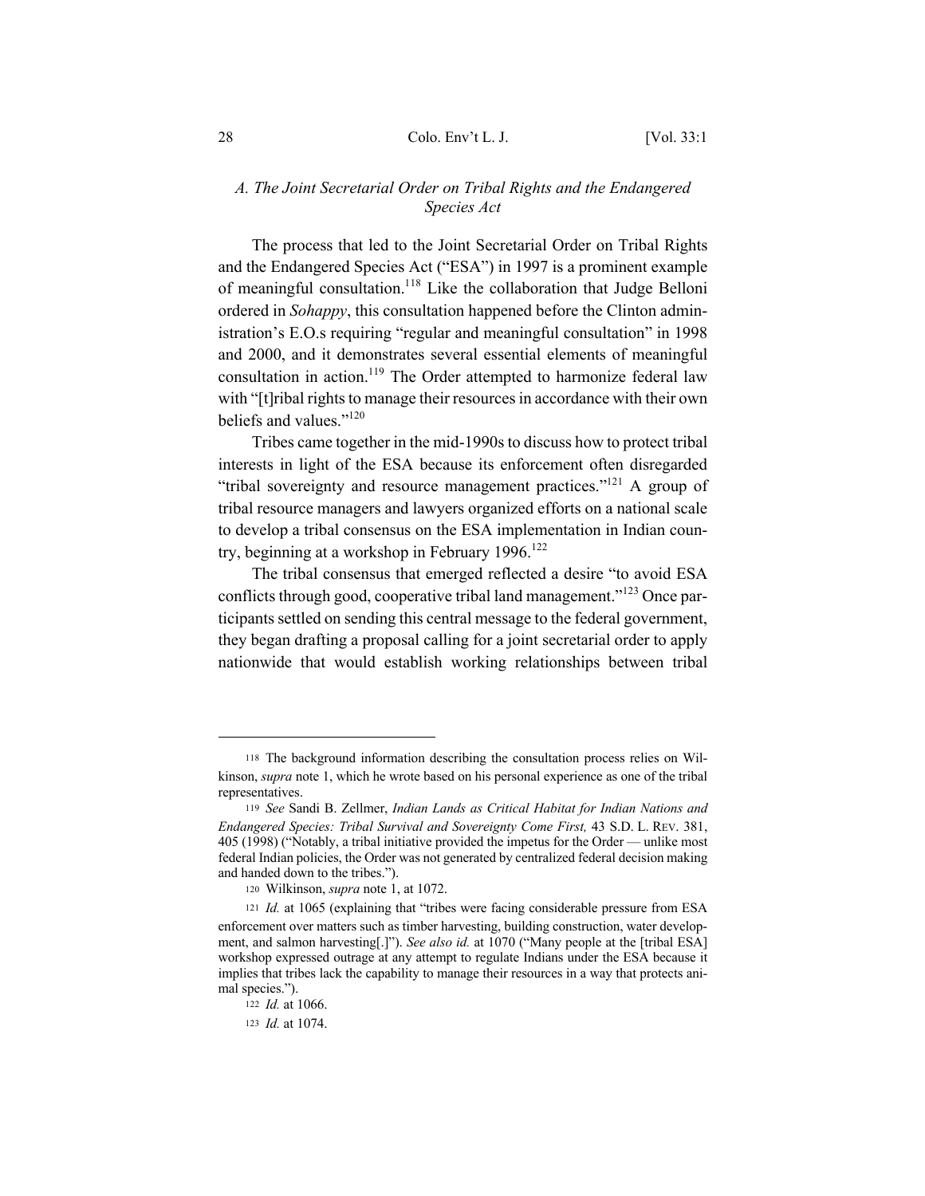### *A. The Joint Secretarial Order on Tribal Rights and the Endangered Species Act*

The process that led to the Joint Secretarial Order on Tribal Rights and the Endangered Species Act ("ESA") in 1997 is a prominent example of meaningful consultation.[118] Like the collaboration that Judge Belloni ordered in *Sohappy*, this consultation happened before the Clinton administration's E.O.s requiring "regular and meaningful consultation" in 1998 and 2000, and it demonstrates several essential elements of meaningful consultation in action.[119] The Order attempted to harmonize federal law with "[t]ribal rights to manage their resources in accordance with their own beliefs and values."[120]

Tribes came together in the mid-1990s to discuss how to protect tribal interests in light of the ESA because its enforcement often disregarded "tribal sovereignty and resource management practices."[121] A group of tribal resource managers and lawyers organized efforts on a national scale to develop a tribal consensus on the ESA implementation in Indian country, beginning at a workshop in February 1996.[122]

The tribal consensus that emerged reflected a desire "to avoid ESA conflicts through good, cooperative tribal land management."[123] Once participants settled on sending this central message to the federal government, they began drafting a proposal calling for a joint secretarial order to apply nationwide that would establish working relationships between tribal

---

118 The background information describing the consultation process relies on Wilkinson, *supra* note 1, which he wrote based on his personal experience as one of the tribal representatives.

119 *See* Sandi B. Zellmer, *Indian Lands as Critical Habitat for Indian Nations and Endangered Species: Tribal Survival and Sovereignty Come First,* 43 S.D. L. REV. 381, 405 (1998) ("Notably, a tribal initiative provided the impetus for the Order — unlike most federal Indian policies, the Order was not generated by centralized federal decision making and handed down to the tribes.").

120 Wilkinson, *supra* note 1, at 1072.

121 *Id.* at 1065 (explaining that "tribes were facing considerable pressure from ESA enforcement over matters such as timber harvesting, building construction, water development, and salmon harvesting[.]"). *See also id.* at 1070 ("Many people at the [tribal ESA] workshop expressed outrage at any attempt to regulate Indians under the ESA because it implies that tribes lack the capability to manage their resources in a way that protects animal species.").

122 *Id.* at 1066.

123 *Id.* at 1074.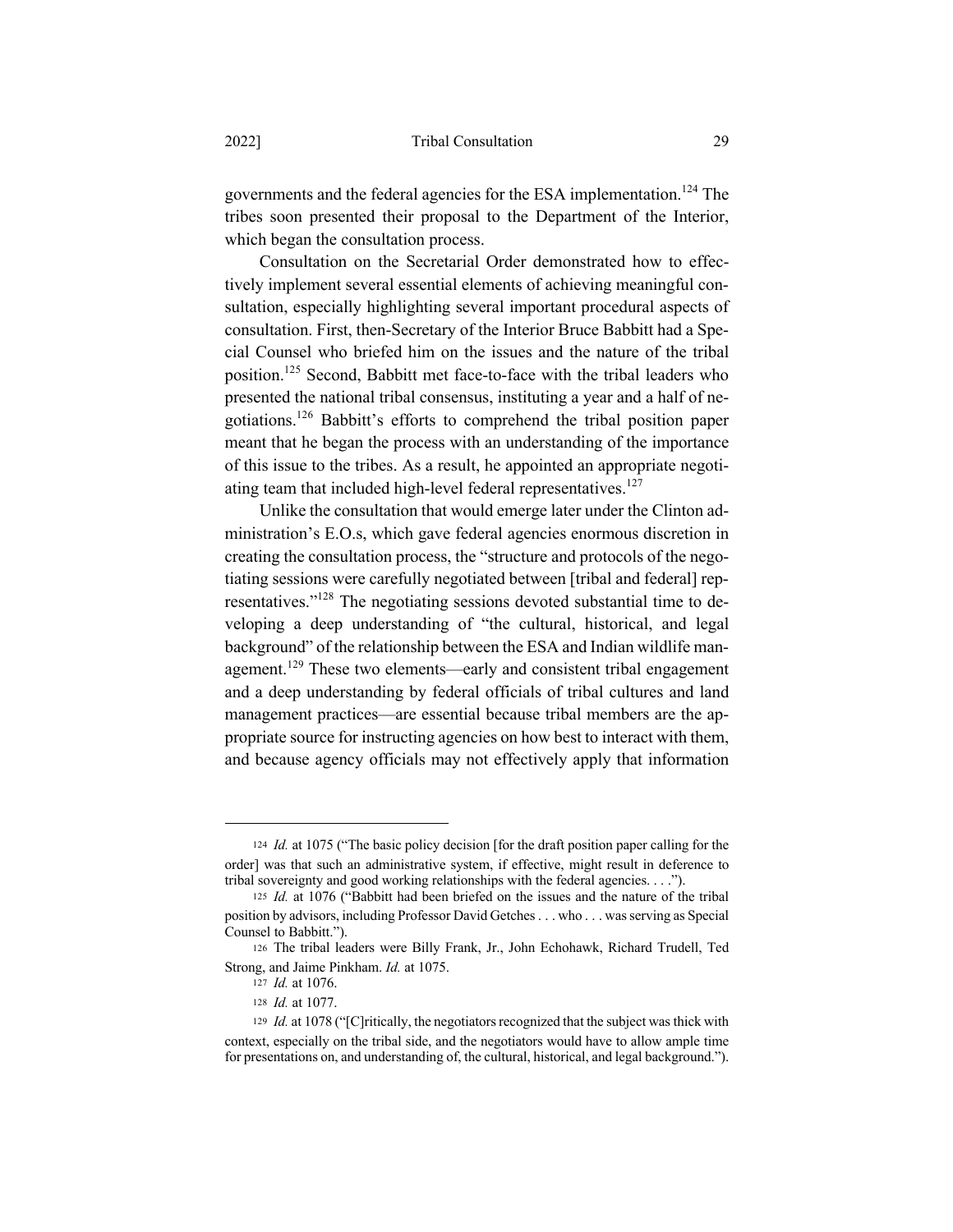governments and the federal agencies for the ESA implementation.[124] The tribes soon presented their proposal to the Department of the Interior, which began the consultation process.

Consultation on the Secretarial Order demonstrated how to effectively implement several essential elements of achieving meaningful consultation, especially highlighting several important procedural aspects of consultation. First, then-Secretary of the Interior Bruce Babbitt had a Special Counsel who briefed him on the issues and the nature of the tribal position.[125] Second, Babbitt met face-to-face with the tribal leaders who presented the national tribal consensus, instituting a year and a half of negotiations.[126] Babbitt's efforts to comprehend the tribal position paper meant that he began the process with an understanding of the importance of this issue to the tribes. As a result, he appointed an appropriate negotiating team that included high-level federal representatives.[127]

Unlike the consultation that would emerge later under the Clinton administration's E.O.s, which gave federal agencies enormous discretion in creating the consultation process, the "structure and protocols of the negotiating sessions were carefully negotiated between [tribal and federal] representatives."[128] The negotiating sessions devoted substantial time to developing a deep understanding of "the cultural, historical, and legal background" of the relationship between the ESA and Indian wildlife management.[129] These two elements—early and consistent tribal engagement and a deep understanding by federal officials of tribal cultures and land management practices—are essential because tribal members are the appropriate source for instructing agencies on how best to interact with them, and because agency officials may not effectively apply that information

---

[124] *Id.* at 1075 ("The basic policy decision [for the draft position paper calling for the order] was that such an administrative system, if effective, might result in deference to tribal sovereignty and good working relationships with the federal agencies. . . .").

[125] *Id.* at 1076 ("Babbitt had been briefed on the issues and the nature of the tribal position by advisors, including Professor David Getches . . . who . . . was serving as Special Counsel to Babbitt.").

[126] The tribal leaders were Billy Frank, Jr., John Echohawk, Richard Trudell, Ted Strong, and Jaime Pinkham. *Id.* at 1075.

[127] *Id.* at 1076.

[128] *Id.* at 1077.

[129] *Id.* at 1078 ("[C]ritically, the negotiators recognized that the subject was thick with context, especially on the tribal side, and the negotiators would have to allow ample time for presentations on, and understanding of, the cultural, historical, and legal background.").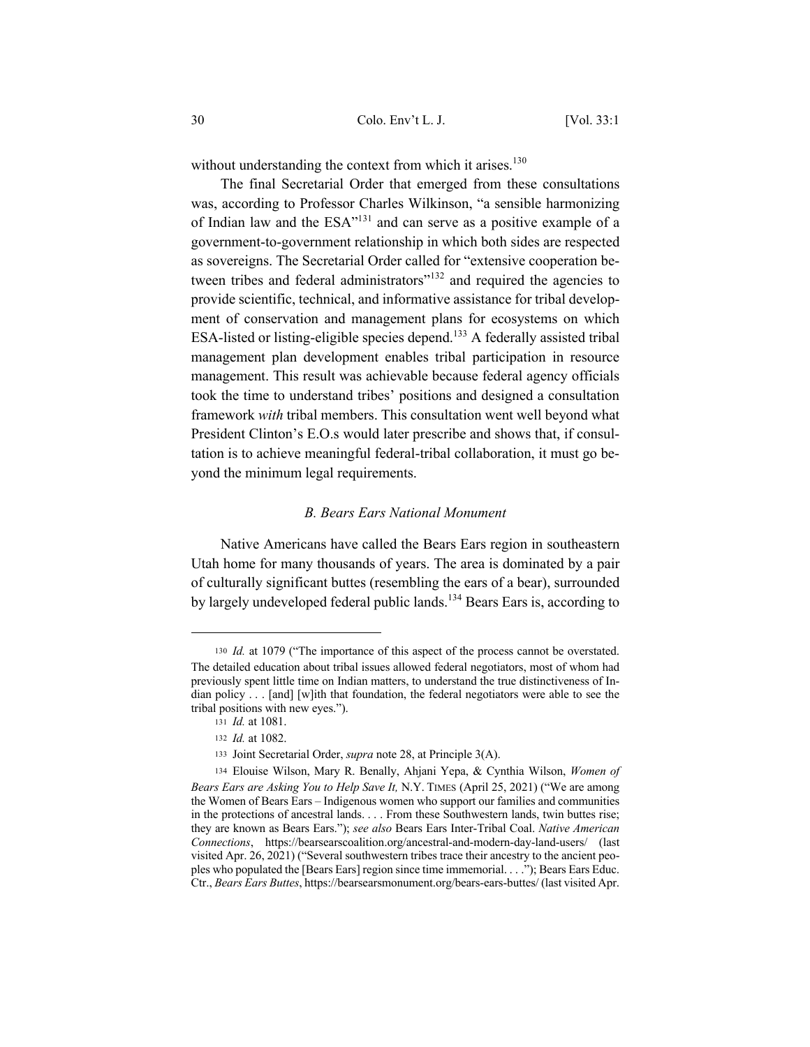without understanding the context from which it arises.[130]

The final Secretarial Order that emerged from these consultations was, according to Professor Charles Wilkinson, "a sensible harmonizing of Indian law and the ESA"[131] and can serve as a positive example of a government-to-government relationship in which both sides are respected as sovereigns. The Secretarial Order called for "extensive cooperation between tribes and federal administrators"[132] and required the agencies to provide scientific, technical, and informative assistance for tribal development of conservation and management plans for ecosystems on which ESA-listed or listing-eligible species depend.[133] A federally assisted tribal management plan development enables tribal participation in resource management. This result was achievable because federal agency officials took the time to understand tribes' positions and designed a consultation framework *with* tribal members. This consultation went well beyond what President Clinton's E.O.s would later prescribe and shows that, if consultation is to achieve meaningful federal-tribal collaboration, it must go beyond the minimum legal requirements.

### *B. Bears Ears National Monument*

Native Americans have called the Bears Ears region in southeastern Utah home for many thousands of years. The area is dominated by a pair of culturally significant buttes (resembling the ears of a bear), surrounded by largely undeveloped federal public lands.[134] Bears Ears is, according to

---

[130] *Id.* at 1079 ("The importance of this aspect of the process cannot be overstated. The detailed education about tribal issues allowed federal negotiators, most of whom had previously spent little time on Indian matters, to understand the true distinctiveness of Indian policy . . . [and] [w]ith that foundation, the federal negotiators were able to see the tribal positions with new eyes.").

[131] *Id.* at 1081.

[132] *Id.* at 1082.

[133] Joint Secretarial Order, *supra* note 28, at Principle 3(A).

[134] Elouise Wilson, Mary R. Benally, Ahjani Yepa, & Cynthia Wilson, *Women of Bears Ears are Asking You to Help Save It,* N.Y. TIMES (April 25, 2021) ("We are among the Women of Bears Ears – Indigenous women who support our families and communities in the protections of ancestral lands. . . . From these Southwestern lands, twin buttes rise; they are known as Bears Ears."); *see also* Bears Ears Inter-Tribal Coal. *Native American Connections*, https://bearsearscoalition.org/ancestral-and-modern-day-land-users/ (last visited Apr. 26, 2021) ("Several southwestern tribes trace their ancestry to the ancient peoples who populated the [Bears Ears] region since time immemorial. . . ."); Bears Ears Educ. Ctr., *Bears Ears Buttes*, https://bearsearsmonument.org/bears-ears-buttes/ (last visited Apr.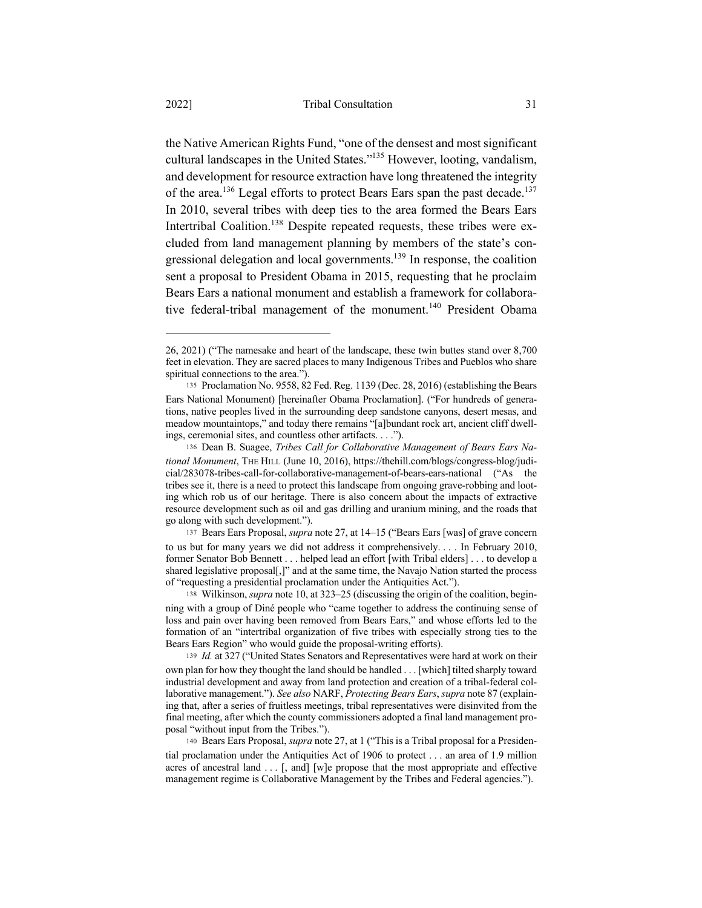the Native American Rights Fund, "one of the densest and most significant cultural landscapes in the United States."[135] However, looting, vandalism, and development for resource extraction have long threatened the integrity of the area.[136] Legal efforts to protect Bears Ears span the past decade.[137] In 2010, several tribes with deep ties to the area formed the Bears Ears Intertribal Coalition.[138] Despite repeated requests, these tribes were excluded from land management planning by members of the state's congressional delegation and local governments.[139] In response, the coalition sent a proposal to President Obama in 2015, requesting that he proclaim Bears Ears a national monument and establish a framework for collaborative federal-tribal management of the monument.[140] President Obama

---

26, 2021) ("The namesake and heart of the landscape, these twin buttes stand over 8,700 feet in elevation. They are sacred places to many Indigenous Tribes and Pueblos who share spiritual connections to the area.").

135 Proclamation No. 9558, 82 Fed. Reg. 1139 (Dec. 28, 2016) (establishing the Bears Ears National Monument) [hereinafter Obama Proclamation]. ("For hundreds of generations, native peoples lived in the surrounding deep sandstone canyons, desert mesas, and meadow mountaintops," and today there remains "[a]bundant rock art, ancient cliff dwellings, ceremonial sites, and countless other artifacts. . . .").

136 Dean B. Suagee, *Tribes Call for Collaborative Management of Bears Ears National Monument*, THE HILL (June 10, 2016), https://thehill.com/blogs/congress-blog/judicial/283078-tribes-call-for-collaborative-management-of-bears-ears-national ("As the tribes see it, there is a need to protect this landscape from ongoing grave-robbing and looting which rob us of our heritage. There is also concern about the impacts of extractive resource development such as oil and gas drilling and uranium mining, and the roads that go along with such development.").

137 Bears Ears Proposal, *supra* note 27, at 14–15 ("Bears Ears [was] of grave concern to us but for many years we did not address it comprehensively. . . . In February 2010, former Senator Bob Bennett . . . helped lead an effort [with Tribal elders] . . . to develop a shared legislative proposal[,]" and at the same time, the Navajo Nation started the process of "requesting a presidential proclamation under the Antiquities Act.").

138 Wilkinson, *supra* note 10, at 323–25 (discussing the origin of the coalition, beginning with a group of Diné people who "came together to address the continuing sense of loss and pain over having been removed from Bears Ears," and whose efforts led to the formation of an "intertribal organization of five tribes with especially strong ties to the Bears Ears Region" who would guide the proposal-writing efforts).

139 *Id.* at 327 ("United States Senators and Representatives were hard at work on their own plan for how they thought the land should be handled . . . [which] tilted sharply toward industrial development and away from land protection and creation of a tribal-federal collaborative management."). *See also* NARF, *Protecting Bears Ears*, *supra* note 87 (explaining that, after a series of fruitless meetings, tribal representatives were disinvited from the final meeting, after which the county commissioners adopted a final land management proposal "without input from the Tribes.").

140 Bears Ears Proposal, *supra* note 27, at 1 ("This is a Tribal proposal for a Presidential proclamation under the Antiquities Act of 1906 to protect . . . an area of 1.9 million acres of ancestral land . . . [, and] [w]e propose that the most appropriate and effective management regime is Collaborative Management by the Tribes and Federal agencies.").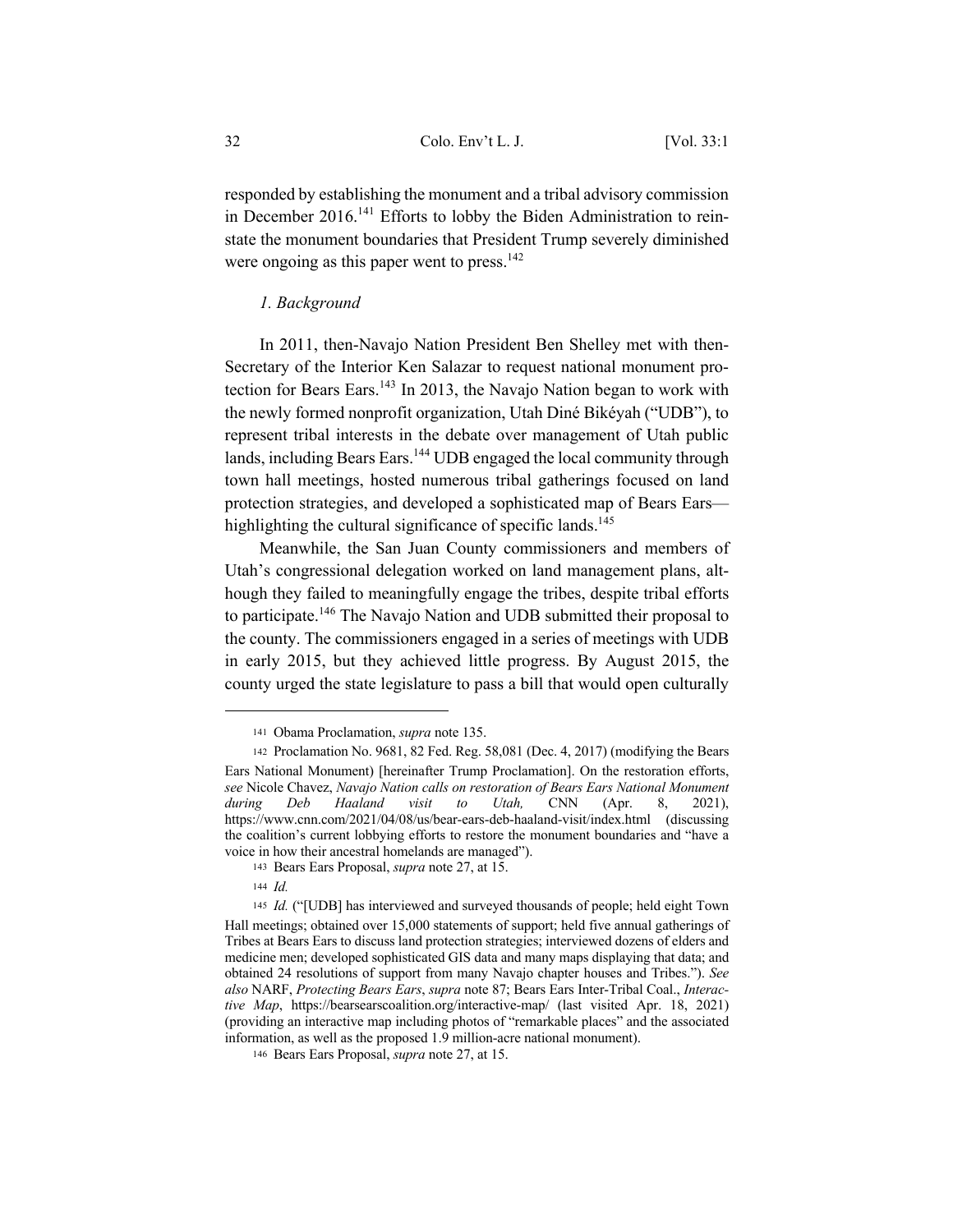responded by establishing the monument and a tribal advisory commission in December 2016.[141] Efforts to lobby the Biden Administration to reinstate the monument boundaries that President Trump severely diminished were ongoing as this paper went to press.[142]

*1. Background*

In 2011, then-Navajo Nation President Ben Shelley met with then-Secretary of the Interior Ken Salazar to request national monument protection for Bears Ears.[143] In 2013, the Navajo Nation began to work with the newly formed nonprofit organization, Utah Diné Bikéyah ("UDB"), to represent tribal interests in the debate over management of Utah public lands, including Bears Ears.[144] UDB engaged the local community through town hall meetings, hosted numerous tribal gatherings focused on land protection strategies, and developed a sophisticated map of Bears Ears—highlighting the cultural significance of specific lands.[145]

Meanwhile, the San Juan County commissioners and members of Utah's congressional delegation worked on land management plans, although they failed to meaningfully engage the tribes, despite tribal efforts to participate.[146] The Navajo Nation and UDB submitted their proposal to the county. The commissioners engaged in a series of meetings with UDB in early 2015, but they achieved little progress. By August 2015, the county urged the state legislature to pass a bill that would open culturally

---

141 Obama Proclamation, *supra* note 135.

142 Proclamation No. 9681, 82 Fed. Reg. 58,081 (Dec. 4, 2017) (modifying the Bears Ears National Monument) [hereinafter Trump Proclamation]. On the restoration efforts, *see* Nicole Chavez, *Navajo Nation calls on restoration of Bears Ears National Monument during Deb Haaland visit to Utah,* CNN (Apr. 8, 2021), https://www.cnn.com/2021/04/08/us/bear-ears-deb-haaland-visit/index.html (discussing the coalition's current lobbying efforts to restore the monument boundaries and "have a voice in how their ancestral homelands are managed").

143 Bears Ears Proposal, *supra* note 27, at 15.

144 *Id.*

145 *Id.* ("[UDB] has interviewed and surveyed thousands of people; held eight Town Hall meetings; obtained over 15,000 statements of support; held five annual gatherings of Tribes at Bears Ears to discuss land protection strategies; interviewed dozens of elders and medicine men; developed sophisticated GIS data and many maps displaying that data; and obtained 24 resolutions of support from many Navajo chapter houses and Tribes."). *See also* NARF, *Protecting Bears Ears*, *supra* note 87; Bears Ears Inter-Tribal Coal., *Interactive Map*, https://bearsearscoalition.org/interactive-map/ (last visited Apr. 18, 2021) (providing an interactive map including photos of "remarkable places" and the associated information, as well as the proposed 1.9 million-acre national monument).

146 Bears Ears Proposal, *supra* note 27, at 15.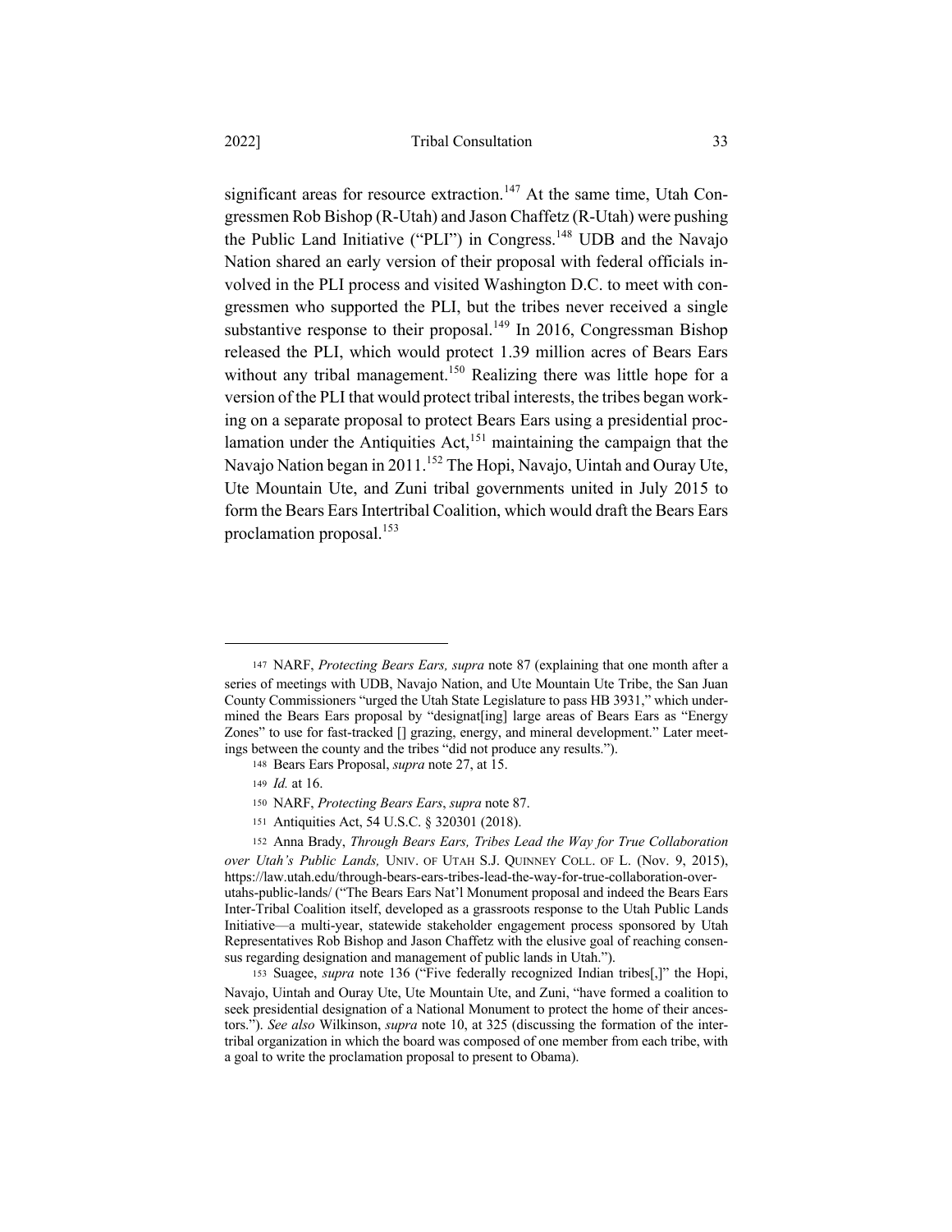significant areas for resource extraction.[147] At the same time, Utah Congressmen Rob Bishop (R-Utah) and Jason Chaffetz (R-Utah) were pushing the Public Land Initiative ("PLI") in Congress.[148] UDB and the Navajo Nation shared an early version of their proposal with federal officials involved in the PLI process and visited Washington D.C. to meet with congressmen who supported the PLI, but the tribes never received a single substantive response to their proposal.[149] In 2016, Congressman Bishop released the PLI, which would protect 1.39 million acres of Bears Ears without any tribal management.[150] Realizing there was little hope for a version of the PLI that would protect tribal interests, the tribes began working on a separate proposal to protect Bears Ears using a presidential proclamation under the Antiquities Act,[151] maintaining the campaign that the Navajo Nation began in 2011.[152] The Hopi, Navajo, Uintah and Ouray Ute, Ute Mountain Ute, and Zuni tribal governments united in July 2015 to form the Bears Ears Intertribal Coalition, which would draft the Bears Ears proclamation proposal.[153]

---

147 NARF, *Protecting Bears Ears, supra* note 87 (explaining that one month after a series of meetings with UDB, Navajo Nation, and Ute Mountain Ute Tribe, the San Juan County Commissioners "urged the Utah State Legislature to pass HB 3931," which undermined the Bears Ears proposal by "designat[ing] large areas of Bears Ears as "Energy Zones" to use for fast-tracked [] grazing, energy, and mineral development." Later meetings between the county and the tribes "did not produce any results.").

148 Bears Ears Proposal, *supra* note 27, at 15.

149 *Id.* at 16.

150 NARF, *Protecting Bears Ears*, *supra* note 87.

151 Antiquities Act, 54 U.S.C. § 320301 (2018).

152 Anna Brady, *Through Bears Ears, Tribes Lead the Way for True Collaboration over Utah's Public Lands,* UNIV. OF UTAH S.J. QUINNEY COLL. OF L. (Nov. 9, 2015), https://law.utah.edu/through-bears-ears-tribes-lead-the-way-for-true-collaboration-over-utahs-public-lands/ ("The Bears Ears Nat'l Monument proposal and indeed the Bears Ears Inter-Tribal Coalition itself, developed as a grassroots response to the Utah Public Lands Initiative—a multi-year, statewide stakeholder engagement process sponsored by Utah Representatives Rob Bishop and Jason Chaffetz with the elusive goal of reaching consensus regarding designation and management of public lands in Utah.").

153 Suagee, *supra* note 136 ("Five federally recognized Indian tribes[,]" the Hopi, Navajo, Uintah and Ouray Ute, Ute Mountain Ute, and Zuni, "have formed a coalition to seek presidential designation of a National Monument to protect the home of their ancestors."). *See also* Wilkinson, *supra* note 10, at 325 (discussing the formation of the intertribal organization in which the board was composed of one member from each tribe, with a goal to write the proclamation proposal to present to Obama).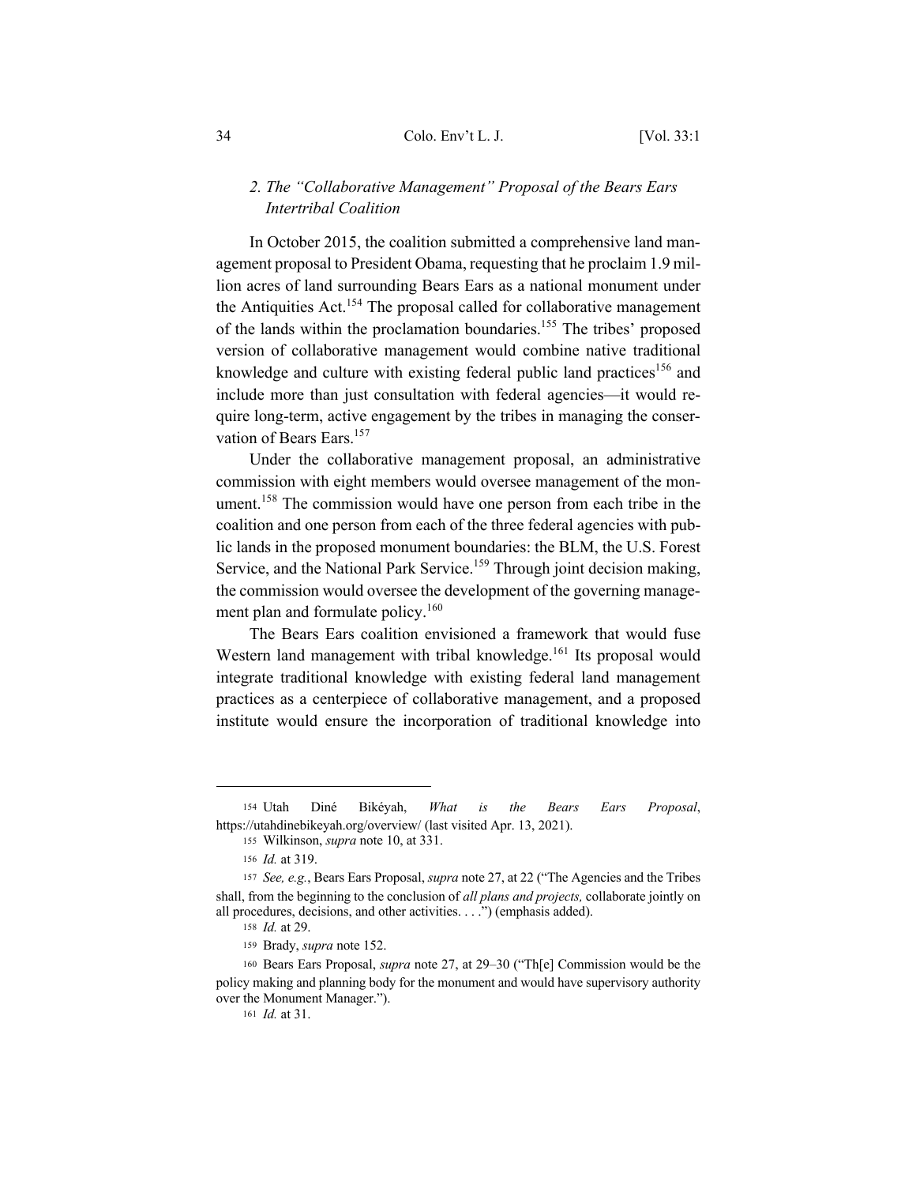### 2. *The "Collaborative Management" Proposal of the Bears Ears Intertribal Coalition*

In October 2015, the coalition submitted a comprehensive land management proposal to President Obama, requesting that he proclaim 1.9 million acres of land surrounding Bears Ears as a national monument under the Antiquities Act.[154] The proposal called for collaborative management of the lands within the proclamation boundaries.[155] The tribes' proposed version of collaborative management would combine native traditional knowledge and culture with existing federal public land practices[156] and include more than just consultation with federal agencies—it would require long-term, active engagement by the tribes in managing the conservation of Bears Ears.[157]

Under the collaborative management proposal, an administrative commission with eight members would oversee management of the monument.[158] The commission would have one person from each tribe in the coalition and one person from each of the three federal agencies with public lands in the proposed monument boundaries: the BLM, the U.S. Forest Service, and the National Park Service.[159] Through joint decision making, the commission would oversee the development of the governing management plan and formulate policy.[160]

The Bears Ears coalition envisioned a framework that would fuse Western land management with tribal knowledge.[161] Its proposal would integrate traditional knowledge with existing federal land management practices as a centerpiece of collaborative management, and a proposed institute would ensure the incorporation of traditional knowledge into

---

154 Utah Diné Bikéyah, *What is the Bears Ears Proposal*, https://utahdinebikeyah.org/overview/ (last visited Apr. 13, 2021).

155 Wilkinson, *supra* note 10, at 331.

156 *Id.* at 319.

157 *See, e.g.*, Bears Ears Proposal, *supra* note 27, at 22 ("The Agencies and the Tribes shall, from the beginning to the conclusion of *all plans and projects,* collaborate jointly on all procedures, decisions, and other activities. . . .") (emphasis added).

158 *Id.* at 29.

159 Brady, *supra* note 152.

160 Bears Ears Proposal, *supra* note 27, at 29–30 ("Th[e] Commission would be the policy making and planning body for the monument and would have supervisory authority over the Monument Manager.").

161 *Id.* at 31.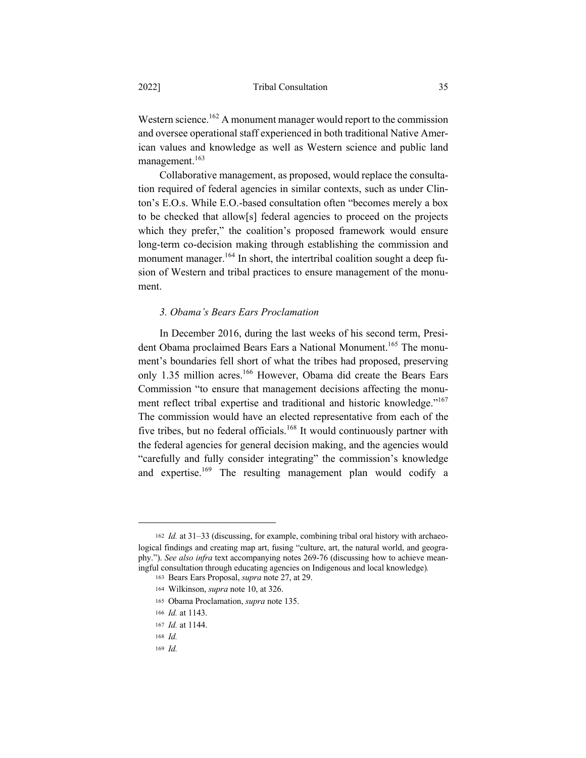Western science.[162] A monument manager would report to the commission and oversee operational staff experienced in both traditional Native American values and knowledge as well as Western science and public land management.[163]

Collaborative management, as proposed, would replace the consultation required of federal agencies in similar contexts, such as under Clinton's E.O.s. While E.O.-based consultation often "becomes merely a box to be checked that allow[s] federal agencies to proceed on the projects which they prefer," the coalition's proposed framework would ensure long-term co-decision making through establishing the commission and monument manager.[164] In short, the intertribal coalition sought a deep fusion of Western and tribal practices to ensure management of the monument.

### *3. Obama's Bears Ears Proclamation*

In December 2016, during the last weeks of his second term, President Obama proclaimed Bears Ears a National Monument.[165] The monument's boundaries fell short of what the tribes had proposed, preserving only 1.35 million acres.[166] However, Obama did create the Bears Ears Commission "to ensure that management decisions affecting the monument reflect tribal expertise and traditional and historic knowledge."[167] The commission would have an elected representative from each of the five tribes, but no federal officials.[168] It would continuously partner with the federal agencies for general decision making, and the agencies would "carefully and fully consider integrating" the commission's knowledge and expertise.[169] The resulting management plan would codify a

---

162 *Id.* at 31–33 (discussing, for example, combining tribal oral history with archaeological findings and creating map art, fusing "culture, art, the natural world, and geography."). *See also infra* text accompanying notes 269-76 (discussing how to achieve meaningful consultation through educating agencies on Indigenous and local knowledge).

163 Bears Ears Proposal, *supra* note 27, at 29.

164 Wilkinson, *supra* note 10, at 326.

165 Obama Proclamation, *supra* note 135.

166 *Id.* at 1143.

167 *Id.* at 1144.

168 *Id.*

169 *Id.*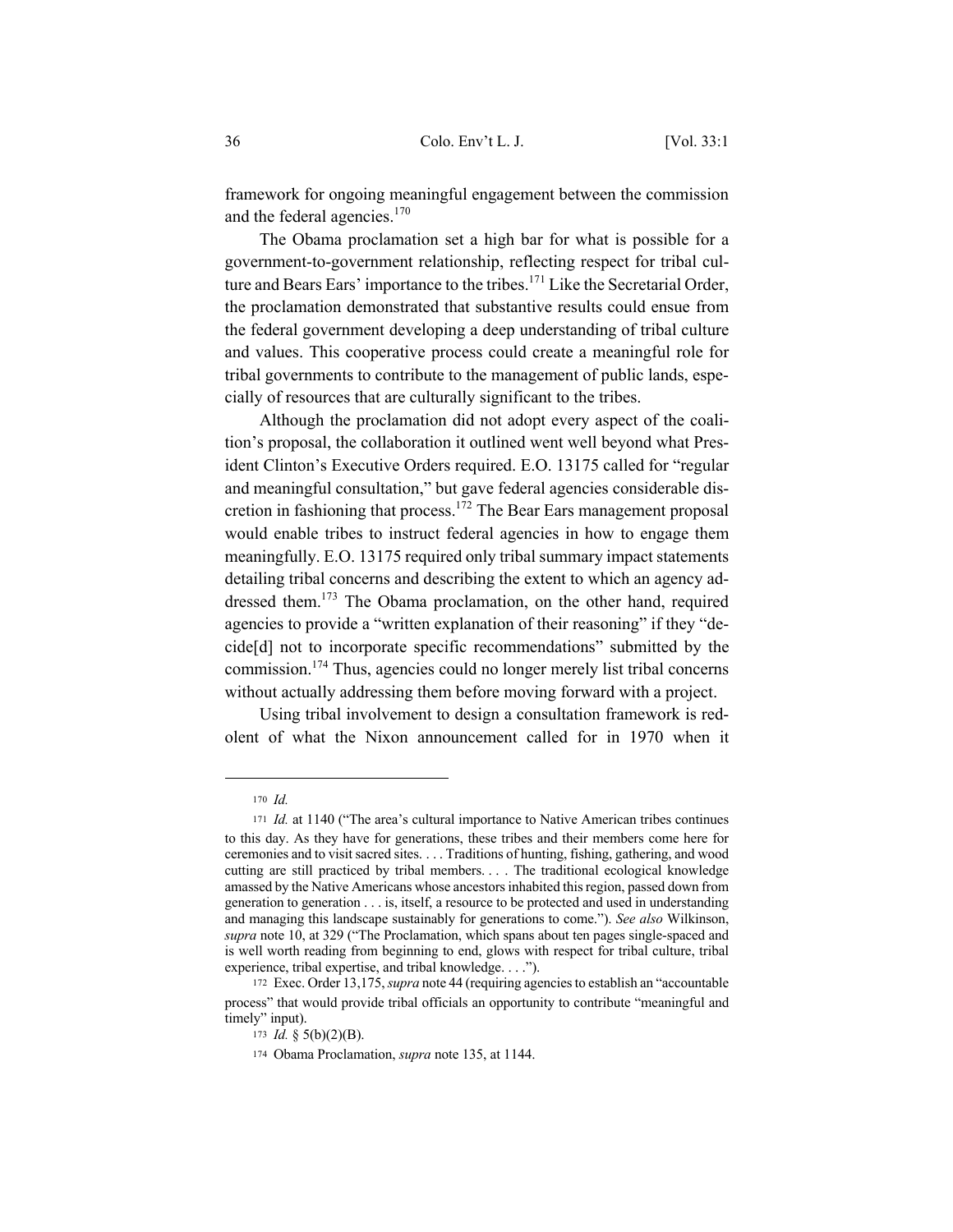framework for ongoing meaningful engagement between the commission and the federal agencies.[170]

The Obama proclamation set a high bar for what is possible for a government-to-government relationship, reflecting respect for tribal culture and Bears Ears' importance to the tribes.[171] Like the Secretarial Order, the proclamation demonstrated that substantive results could ensue from the federal government developing a deep understanding of tribal culture and values. This cooperative process could create a meaningful role for tribal governments to contribute to the management of public lands, especially of resources that are culturally significant to the tribes.

Although the proclamation did not adopt every aspect of the coalition's proposal, the collaboration it outlined went well beyond what President Clinton's Executive Orders required. E.O. 13175 called for "regular and meaningful consultation," but gave federal agencies considerable discretion in fashioning that process.[172] The Bear Ears management proposal would enable tribes to instruct federal agencies in how to engage them meaningfully. E.O. 13175 required only tribal summary impact statements detailing tribal concerns and describing the extent to which an agency addressed them.[173] The Obama proclamation, on the other hand, required agencies to provide a "written explanation of their reasoning" if they "decide[d] not to incorporate specific recommendations" submitted by the commission.[174] Thus, agencies could no longer merely list tribal concerns without actually addressing them before moving forward with a project.

Using tribal involvement to design a consultation framework is redolent of what the Nixon announcement called for in 1970 when it

---

170 *Id.*

171 *Id.* at 1140 ("The area's cultural importance to Native American tribes continues to this day. As they have for generations, these tribes and their members come here for ceremonies and to visit sacred sites. . . . Traditions of hunting, fishing, gathering, and wood cutting are still practiced by tribal members. . . . The traditional ecological knowledge amassed by the Native Americans whose ancestors inhabited this region, passed down from generation to generation . . . is, itself, a resource to be protected and used in understanding and managing this landscape sustainably for generations to come."). *See also* Wilkinson, *supra* note 10, at 329 ("The Proclamation, which spans about ten pages single-spaced and is well worth reading from beginning to end, glows with respect for tribal culture, tribal experience, tribal expertise, and tribal knowledge. . . .").

172 Exec. Order 13,175, *supra* note 44 (requiring agencies to establish an "accountable process" that would provide tribal officials an opportunity to contribute "meaningful and timely" input).

173 *Id.* § 5(b)(2)(B).

174 Obama Proclamation, *supra* note 135, at 1144.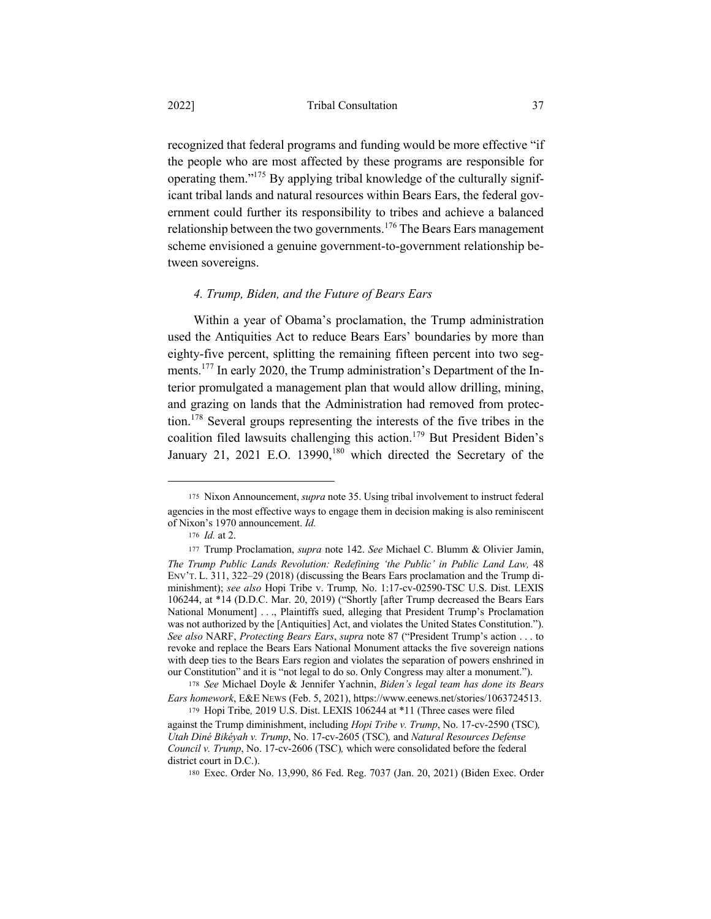recognized that federal programs and funding would be more effective "if the people who are most affected by these programs are responsible for operating them."[175] By applying tribal knowledge of the culturally significant tribal lands and natural resources within Bears Ears, the federal government could further its responsibility to tribes and achieve a balanced relationship between the two governments.[176] The Bears Ears management scheme envisioned a genuine government-to-government relationship between sovereigns.

#### *4. Trump, Biden, and the Future of Bears Ears*

Within a year of Obama's proclamation, the Trump administration used the Antiquities Act to reduce Bears Ears' boundaries by more than eighty-five percent, splitting the remaining fifteen percent into two segments.[177] In early 2020, the Trump administration's Department of the Interior promulgated a management plan that would allow drilling, mining, and grazing on lands that the Administration had removed from protection.[178] Several groups representing the interests of the five tribes in the coalition filed lawsuits challenging this action.[179] But President Biden's January 21, 2021 E.O. 13990,[180] which directed the Secretary of the

---

[175] Nixon Announcement, *supra* note 35. Using tribal involvement to instruct federal agencies in the most effective ways to engage them in decision making is also reminiscent of Nixon's 1970 announcement. *Id.*

[176] *Id.* at 2.

[177] Trump Proclamation, *supra* note 142. *See* Michael C. Blumm & Olivier Jamin, *The Trump Public Lands Revolution: Redefining 'the Public' in Public Land Law,* 48 ENV'T. L. 311, 322–29 (2018) (discussing the Bears Ears proclamation and the Trump diminishment); *see also* Hopi Tribe v. Trump*,* No. 1:17-cv-02590-TSC U.S. Dist. LEXIS 106244, at *14 (D.D.C. Mar. 20, 2019) ("Shortly [after Trump decreased the Bears Ears National Monument] . . ., Plaintiffs sued, alleging that President Trump's Proclamation was not authorized by the [Antiquities] Act, and violates the United States Constitution."). *See also* NARF, *Protecting Bears Ears*, *supra* note 87 ("President Trump's action . . . to revoke and replace the Bears Ears National Monument attacks the five sovereign nations with deep ties to the Bears Ears region and violates the separation of powers enshrined in our Constitution" and it is "not legal to do so. Only Congress may alter a monument.").

[178] *See* Michael Doyle & Jennifer Yachnin, *Biden's legal team has done its Bears Ears homework*, E&E NEWS (Feb. 5, 2021), https://www.eenews.net/stories/1063724513.

[179] Hopi Tribe*,* 2019 U.S. Dist. LEXIS 106244 at *11 (Three cases were filed against the Trump diminishment, including *Hopi Tribe v. Trump*, No. 17-cv-2590 (TSC)*, Utah Diné Bikéyah v. Trump*, No. 17-cv-2605 (TSC)*,* and *Natural Resources Defense Council v. Trump*, No. 17-cv-2606 (TSC)*,* which were consolidated before the federal district court in D.C.).

[180] Exec. Order No. 13,990, 86 Fed. Reg. 7037 (Jan. 20, 2021) (Biden Exec. Order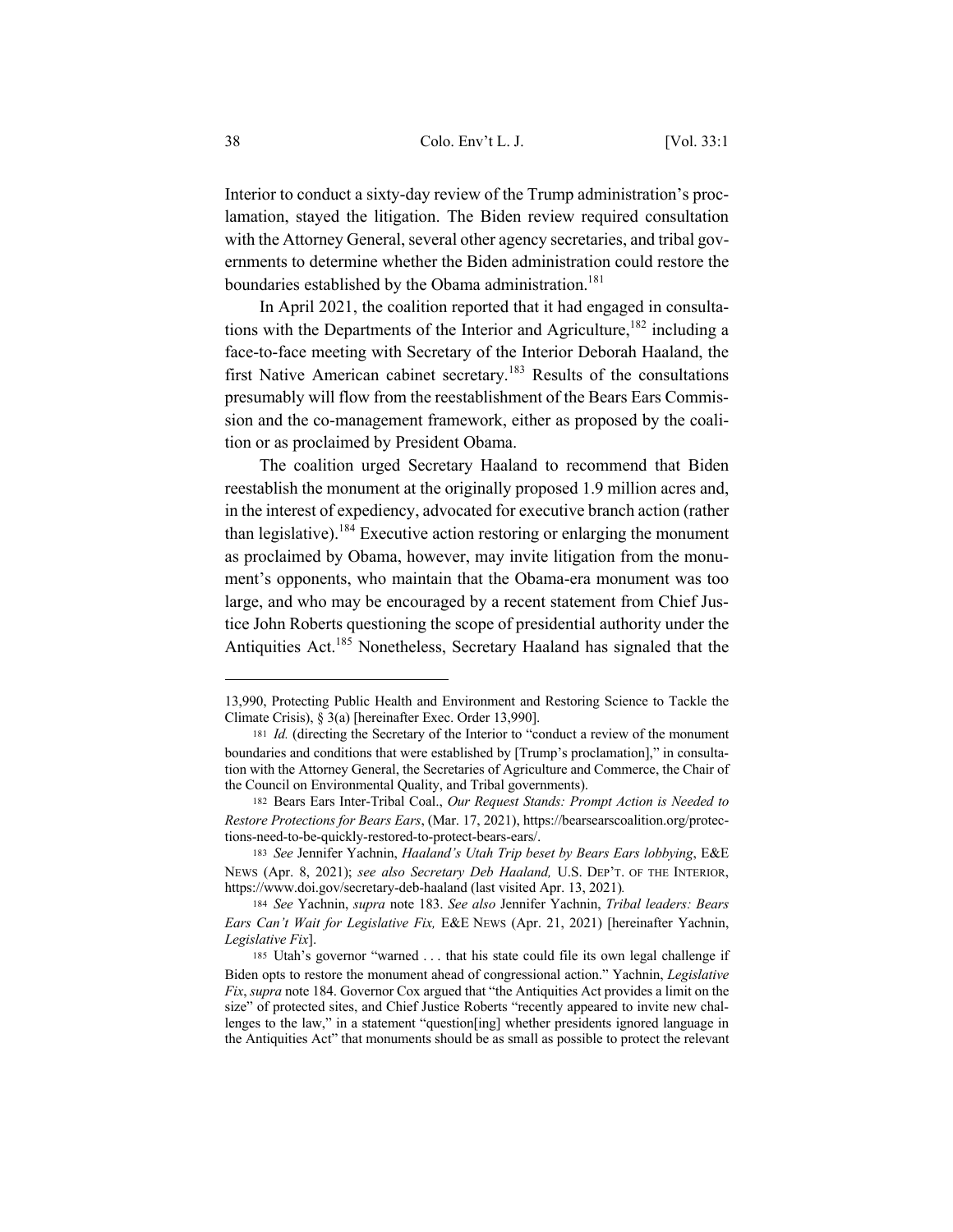Interior to conduct a sixty-day review of the Trump administration's proclamation, stayed the litigation. The Biden review required consultation with the Attorney General, several other agency secretaries, and tribal governments to determine whether the Biden administration could restore the boundaries established by the Obama administration.[181]

In April 2021, the coalition reported that it had engaged in consultations with the Departments of the Interior and Agriculture,[182] including a face-to-face meeting with Secretary of the Interior Deborah Haaland, the first Native American cabinet secretary.[183] Results of the consultations presumably will flow from the reestablishment of the Bears Ears Commission and the co-management framework, either as proposed by the coalition or as proclaimed by President Obama.

The coalition urged Secretary Haaland to recommend that Biden reestablish the monument at the originally proposed 1.9 million acres and, in the interest of expediency, advocated for executive branch action (rather than legislative).[184] Executive action restoring or enlarging the monument as proclaimed by Obama, however, may invite litigation from the monument's opponents, who maintain that the Obama-era monument was too large, and who may be encouraged by a recent statement from Chief Justice John Roberts questioning the scope of presidential authority under the Antiquities Act.[185] Nonetheless, Secretary Haaland has signaled that the

---

13,990, Protecting Public Health and Environment and Restoring Science to Tackle the Climate Crisis), § 3(a) [hereinafter Exec. Order 13,990].

181 *Id.* (directing the Secretary of the Interior to "conduct a review of the monument boundaries and conditions that were established by [Trump's proclamation]," in consultation with the Attorney General, the Secretaries of Agriculture and Commerce, the Chair of the Council on Environmental Quality, and Tribal governments).

182 Bears Ears Inter-Tribal Coal., *Our Request Stands: Prompt Action is Needed to Restore Protections for Bears Ears*, (Mar. 17, 2021), https://bearsearscoalition.org/protections-need-to-be-quickly-restored-to-protect-bears-ears/.

183 *See* Jennifer Yachnin, *Haaland's Utah Trip beset by Bears Ears lobbying*, E&E NEWS (Apr. 8, 2021); *see also Secretary Deb Haaland,* U.S. DEP'T. OF THE INTERIOR, https://www.doi.gov/secretary-deb-haaland (last visited Apr. 13, 2021).

184 *See* Yachnin, *supra* note 183. *See also* Jennifer Yachnin, *Tribal leaders: Bears Ears Can't Wait for Legislative Fix,* E&E NEWS (Apr. 21, 2021) [hereinafter Yachnin, *Legislative Fix*].

185 Utah's governor "warned . . . that his state could file its own legal challenge if Biden opts to restore the monument ahead of congressional action." Yachnin, *Legislative Fix*, *supra* note 184. Governor Cox argued that "the Antiquities Act provides a limit on the size" of protected sites, and Chief Justice Roberts "recently appeared to invite new challenges to the law," in a statement "question[ing] whether presidents ignored language in the Antiquities Act" that monuments should be as small as possible to protect the relevant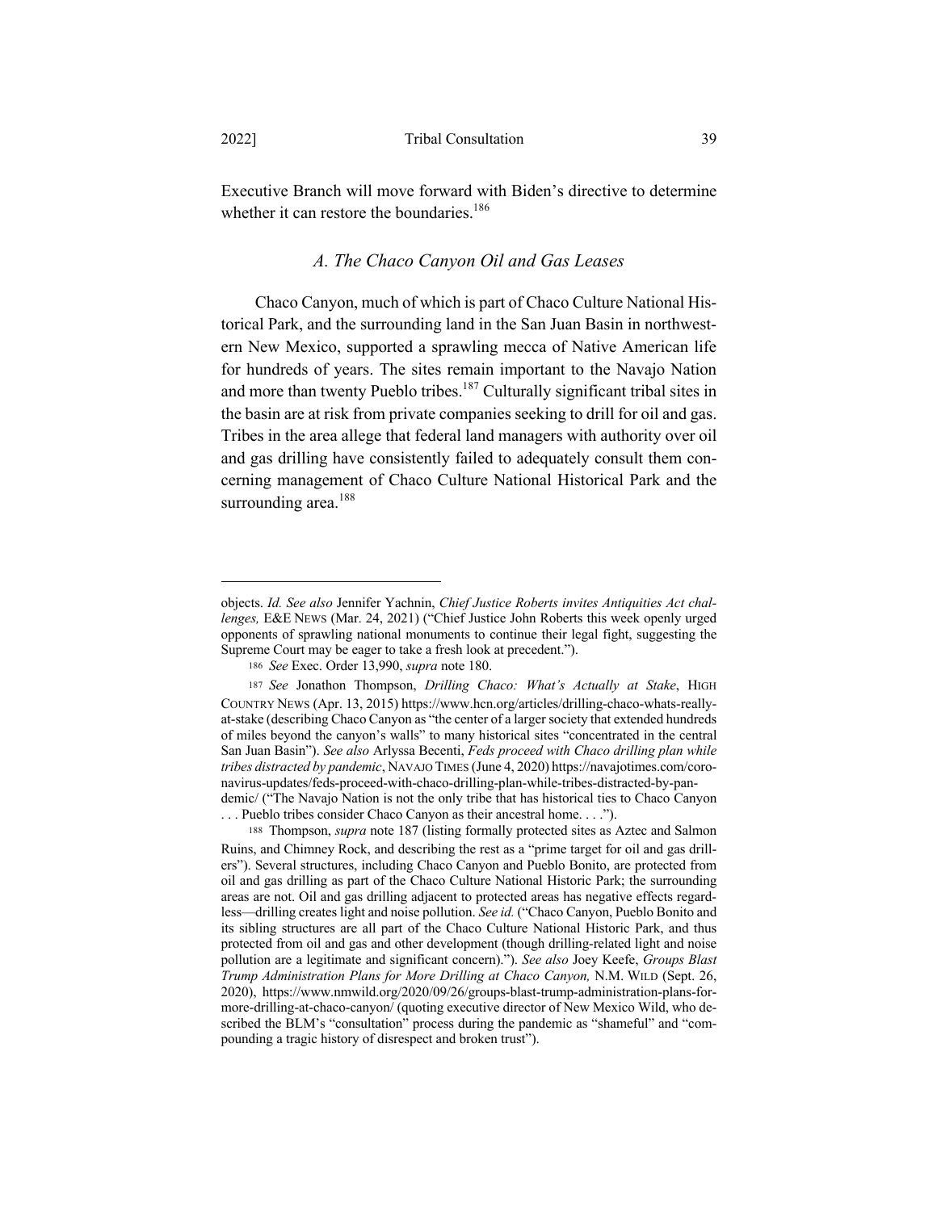Executive Branch will move forward with Biden's directive to determine whether it can restore the boundaries.[186]

### *A. The Chaco Canyon Oil and Gas Leases*

Chaco Canyon, much of which is part of Chaco Culture National Historical Park, and the surrounding land in the San Juan Basin in northwestern New Mexico, supported a sprawling mecca of Native American life for hundreds of years. The sites remain important to the Navajo Nation and more than twenty Pueblo tribes.[187] Culturally significant tribal sites in the basin are at risk from private companies seeking to drill for oil and gas. Tribes in the area allege that federal land managers with authority over oil and gas drilling have consistently failed to adequately consult them concerning management of Chaco Culture National Historical Park and the surrounding area.[188]

---

objects. *Id. See also* Jennifer Yachnin, *Chief Justice Roberts invites Antiquities Act challenges,* E&E NEWS (Mar. 24, 2021) ("Chief Justice John Roberts this week openly urged opponents of sprawling national monuments to continue their legal fight, suggesting the Supreme Court may be eager to take a fresh look at precedent.").

186 *See* Exec. Order 13,990, *supra* note 180.

187 *See* Jonathon Thompson, *Drilling Chaco: What's Actually at Stake*, HIGH COUNTRY NEWS (Apr. 13, 2015) https://www.hcn.org/articles/drilling-chaco-whats-really-at-stake (describing Chaco Canyon as "the center of a larger society that extended hundreds of miles beyond the canyon's walls" to many historical sites "concentrated in the central San Juan Basin"). *See also* Arlyssa Becenti, *Feds proceed with Chaco drilling plan while tribes distracted by pandemic*, NAVAJO TIMES (June 4, 2020) https://navajotimes.com/coronavirus-updates/feds-proceed-with-chaco-drilling-plan-while-tribes-distracted-by-pandemic/ ("The Navajo Nation is not the only tribe that has historical ties to Chaco Canyon . . . Pueblo tribes consider Chaco Canyon as their ancestral home. . . .").

188 Thompson, *supra* note 187 (listing formally protected sites as Aztec and Salmon Ruins, and Chimney Rock, and describing the rest as a "prime target for oil and gas drillers"). Several structures, including Chaco Canyon and Pueblo Bonito, are protected from oil and gas drilling as part of the Chaco Culture National Historic Park; the surrounding areas are not. Oil and gas drilling adjacent to protected areas has negative effects regardless—drilling creates light and noise pollution. *See id.* ("Chaco Canyon, Pueblo Bonito and its sibling structures are all part of the Chaco Culture National Historic Park, and thus protected from oil and gas and other development (though drilling-related light and noise pollution are a legitimate and significant concern)."). *See also* Joey Keefe, *Groups Blast Trump Administration Plans for More Drilling at Chaco Canyon,* N.M. WILD (Sept. 26, 2020), https://www.nmwild.org/2020/09/26/groups-blast-trump-administration-plans-for-more-drilling-at-chaco-canyon/ (quoting executive director of New Mexico Wild, who described the BLM's "consultation" process during the pandemic as "shameful" and "compounding a tragic history of disrespect and broken trust").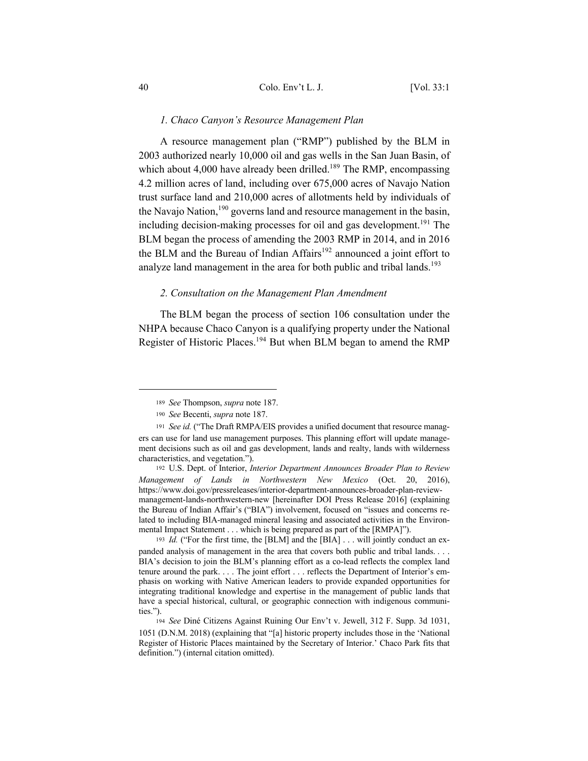### *1. Chaco Canyon's Resource Management Plan*

A resource management plan ("RMP") published by the BLM in 2003 authorized nearly 10,000 oil and gas wells in the San Juan Basin, of which about 4,000 have already been drilled.[189] The RMP, encompassing 4.2 million acres of land, including over 675,000 acres of Navajo Nation trust surface land and 210,000 acres of allotments held by individuals of the Navajo Nation,[190] governs land and resource management in the basin, including decision-making processes for oil and gas development.[191] The BLM began the process of amending the 2003 RMP in 2014, and in 2016 the BLM and the Bureau of Indian Affairs[192] announced a joint effort to analyze land management in the area for both public and tribal lands.[193]

### *2. Consultation on the Management Plan Amendment*

The BLM began the process of section 106 consultation under the NHPA because Chaco Canyon is a qualifying property under the National Register of Historic Places.[194] But when BLM began to amend the RMP

---

189 *See* Thompson, *supra* note 187.

190 *See* Becenti, *supra* note 187.

191 *See id.* ("The Draft RMPA/EIS provides a unified document that resource managers can use for land use management purposes. This planning effort will update management decisions such as oil and gas development, lands and realty, lands with wilderness characteristics, and vegetation.").

192 U.S. Dept. of Interior, *Interior Department Announces Broader Plan to Review Management of Lands in Northwestern New Mexico* (Oct. 20, 2016), https://www.doi.gov/pressreleases/interior-department-announces-broader-plan-review-management-lands-northwestern-new [hereinafter DOI Press Release 2016] (explaining the Bureau of Indian Affair's ("BIA") involvement, focused on "issues and concerns related to including BIA-managed mineral leasing and associated activities in the Environmental Impact Statement . . . which is being prepared as part of the [RMPA]").

193 *Id.* ("For the first time, the [BLM] and the [BIA] . . . will jointly conduct an expanded analysis of management in the area that covers both public and tribal lands. . . . BIA's decision to join the BLM's planning effort as a co-lead reflects the complex land tenure around the park. . . . The joint effort . . . reflects the Department of Interior's emphasis on working with Native American leaders to provide expanded opportunities for integrating traditional knowledge and expertise in the management of public lands that have a special historical, cultural, or geographic connection with indigenous communities.").

194 *See* Diné Citizens Against Ruining Our Env't v. Jewell, 312 F. Supp. 3d 1031, 1051 (D.N.M. 2018) (explaining that "[a] historic property includes those in the 'National Register of Historic Places maintained by the Secretary of Interior.' Chaco Park fits that definition.") (internal citation omitted).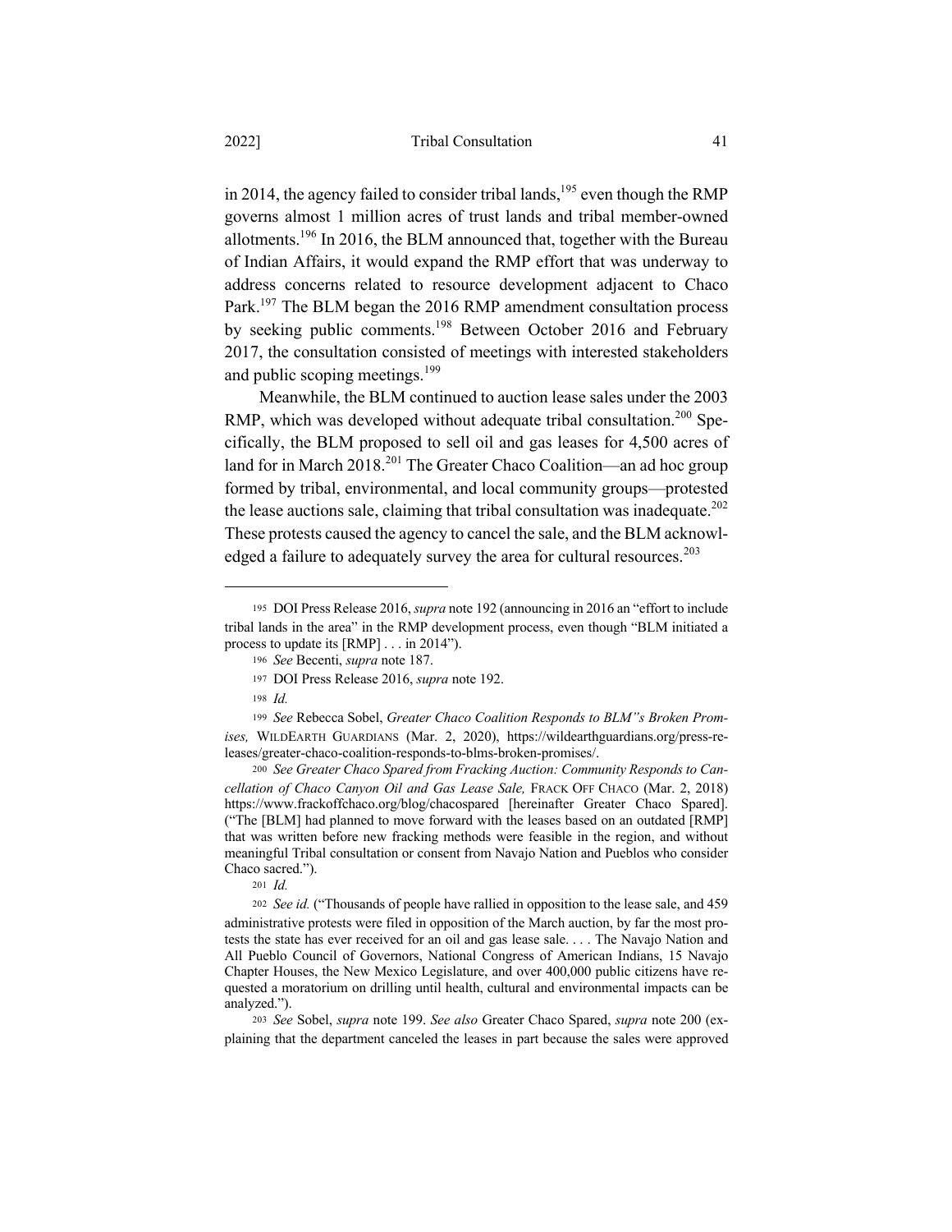in 2014, the agency failed to consider tribal lands,[195] even though the RMP governs almost 1 million acres of trust lands and tribal member-owned allotments.[196] In 2016, the BLM announced that, together with the Bureau of Indian Affairs, it would expand the RMP effort that was underway to address concerns related to resource development adjacent to Chaco Park.[197] The BLM began the 2016 RMP amendment consultation process by seeking public comments.[198] Between October 2016 and February 2017, the consultation consisted of meetings with interested stakeholders and public scoping meetings.[199]

Meanwhile, the BLM continued to auction lease sales under the 2003 RMP, which was developed without adequate tribal consultation.[200] Specifically, the BLM proposed to sell oil and gas leases for 4,500 acres of land for in March 2018.[201] The Greater Chaco Coalition—an ad hoc group formed by tribal, environmental, and local community groups—protested the lease auctions sale, claiming that tribal consultation was inadequate.[202] These protests caused the agency to cancel the sale, and the BLM acknowledged a failure to adequately survey the area for cultural resources.[203]

---

195 DOI Press Release 2016, *supra* note 192 (announcing in 2016 an "effort to include tribal lands in the area" in the RMP development process, even though "BLM initiated a process to update its [RMP] . . . in 2014").

196 *See* Becenti, *supra* note 187.

197 DOI Press Release 2016, *supra* note 192.

198 *Id.*

199 *See* Rebecca Sobel, *Greater Chaco Coalition Responds to BLM"s Broken Promises,* WILDEARTH GUARDIANS (Mar. 2, 2020), https://wildearthguardians.org/press-releases/greater-chaco-coalition-responds-to-blms-broken-promises/.

200 *See Greater Chaco Spared from Fracking Auction: Community Responds to Cancellation of Chaco Canyon Oil and Gas Lease Sale,* FRACK OFF CHACO (Mar. 2, 2018) https://www.frackoffchaco.org/blog/chacospared [hereinafter Greater Chaco Spared]. ("The [BLM] had planned to move forward with the leases based on an outdated [RMP] that was written before new fracking methods were feasible in the region, and without meaningful Tribal consultation or consent from Navajo Nation and Pueblos who consider Chaco sacred.").

201 *Id.*

202 *See id.* ("Thousands of people have rallied in opposition to the lease sale, and 459 administrative protests were filed in opposition of the March auction, by far the most protests the state has ever received for an oil and gas lease sale. . . . The Navajo Nation and All Pueblo Council of Governors, National Congress of American Indians, 15 Navajo Chapter Houses, the New Mexico Legislature, and over 400,000 public citizens have requested a moratorium on drilling until health, cultural and environmental impacts can be analyzed.").

203 *See* Sobel, *supra* note 199. *See also* Greater Chaco Spared, *supra* note 200 (explaining that the department canceled the leases in part because the sales were approved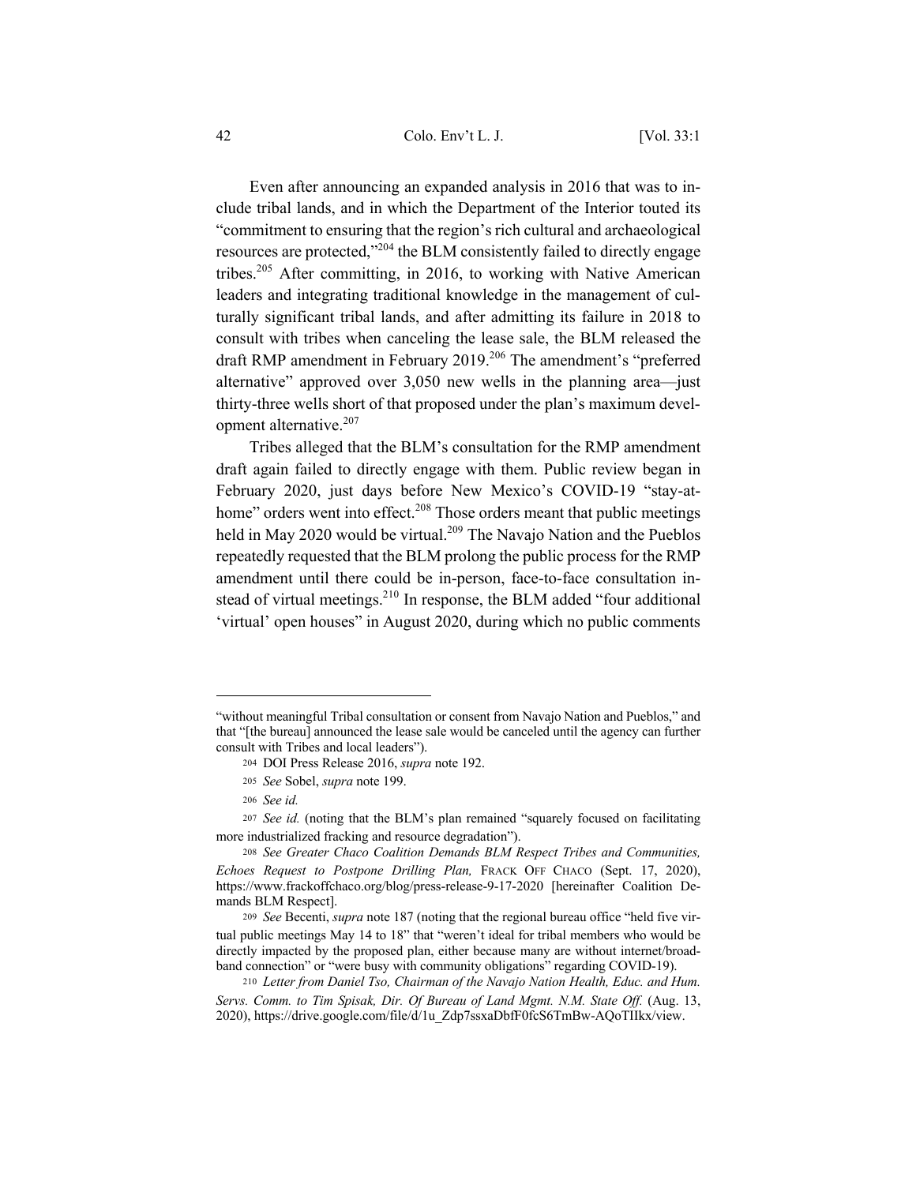Even after announcing an expanded analysis in 2016 that was to include tribal lands, and in which the Department of the Interior touted its "commitment to ensuring that the region's rich cultural and archaeological resources are protected,"[204] the BLM consistently failed to directly engage tribes.[205] After committing, in 2016, to working with Native American leaders and integrating traditional knowledge in the management of culturally significant tribal lands, and after admitting its failure in 2018 to consult with tribes when canceling the lease sale, the BLM released the draft RMP amendment in February 2019.[206] The amendment's "preferred alternative" approved over 3,050 new wells in the planning area—just thirty-three wells short of that proposed under the plan's maximum development alternative.[207]

Tribes alleged that the BLM's consultation for the RMP amendment draft again failed to directly engage with them. Public review began in February 2020, just days before New Mexico's COVID-19 "stay-at-home" orders went into effect.[208] Those orders meant that public meetings held in May 2020 would be virtual.[209] The Navajo Nation and the Pueblos repeatedly requested that the BLM prolong the public process for the RMP amendment until there could be in-person, face-to-face consultation instead of virtual meetings.[210] In response, the BLM added "four additional 'virtual' open houses" in August 2020, during which no public comments

---

"without meaningful Tribal consultation or consent from Navajo Nation and Pueblos," and that "[the bureau] announced the lease sale would be canceled until the agency can further consult with Tribes and local leaders").

204 DOI Press Release 2016, *supra* note 192.

205 *See* Sobel, *supra* note 199.

206 *See id.*

207 *See id.* (noting that the BLM's plan remained "squarely focused on facilitating more industrialized fracking and resource degradation").

208 *See Greater Chaco Coalition Demands BLM Respect Tribes and Communities, Echoes Request to Postpone Drilling Plan,* FRACK OFF CHACO (Sept. 17, 2020), https://www.frackoffchaco.org/blog/press-release-9-17-2020 [hereinafter Coalition Demands BLM Respect].

209 *See* Becenti, *supra* note 187 (noting that the regional bureau office "held five virtual public meetings May 14 to 18" that "weren't ideal for tribal members who would be directly impacted by the proposed plan, either because many are without internet/broadband connection" or "were busy with community obligations" regarding COVID-19).

210 *Letter from Daniel Tso, Chairman of the Navajo Nation Health, Educ. and Hum. Servs. Comm. to Tim Spisak, Dir. Of Bureau of Land Mgmt. N.M. State Off.* (Aug. 13, 2020), https://drive.google.com/file/d/1u_Zdp7ssxaDbfF0fcS6TmBw-AQoTIIkx/view.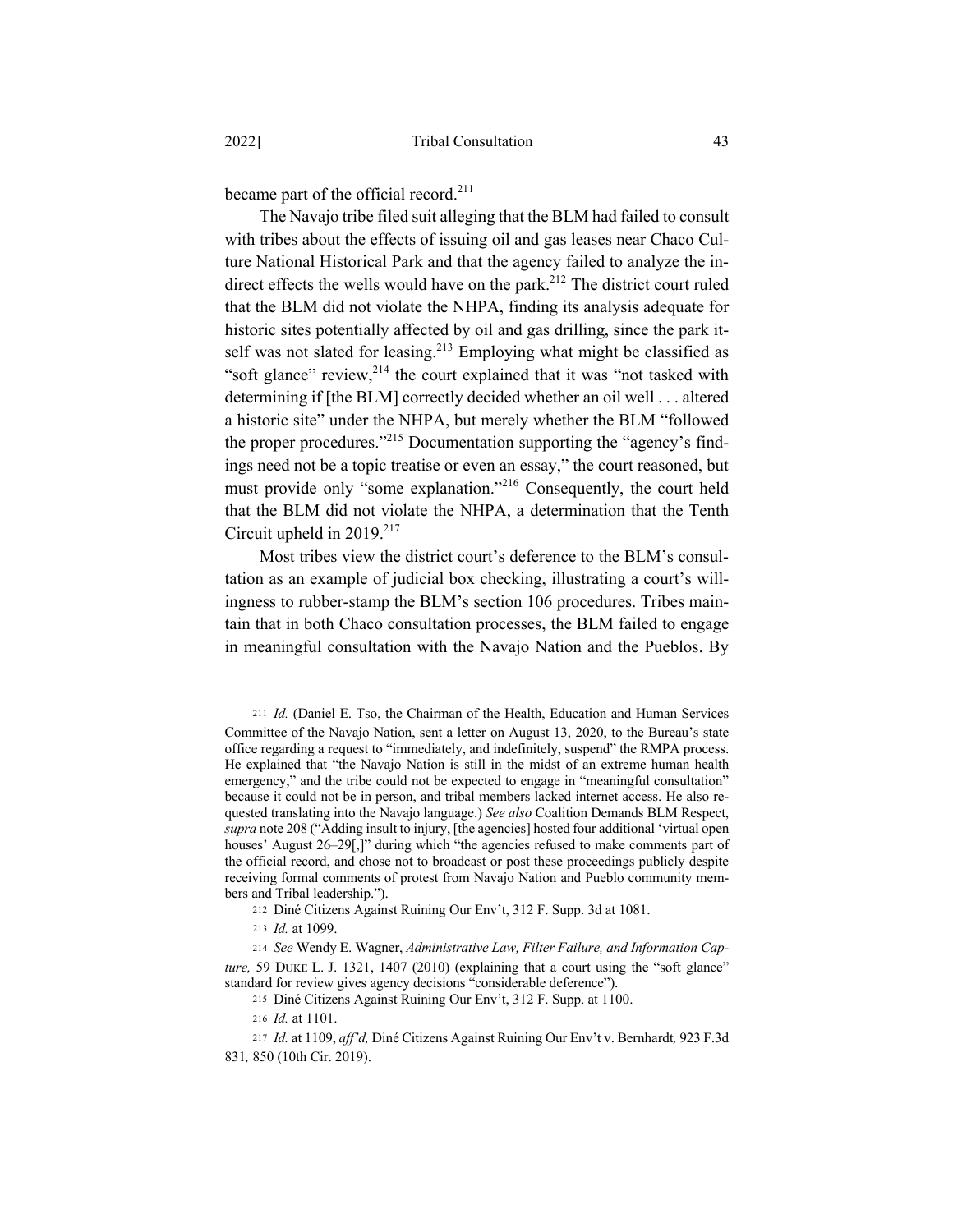became part of the official record.[211]

The Navajo tribe filed suit alleging that the BLM had failed to consult with tribes about the effects of issuing oil and gas leases near Chaco Culture National Historical Park and that the agency failed to analyze the indirect effects the wells would have on the park.[212] The district court ruled that the BLM did not violate the NHPA, finding its analysis adequate for historic sites potentially affected by oil and gas drilling, since the park itself was not slated for leasing.[213] Employing what might be classified as "soft glance" review,[214] the court explained that it was "not tasked with determining if [the BLM] correctly decided whether an oil well . . . altered a historic site" under the NHPA, but merely whether the BLM "followed the proper procedures."[215] Documentation supporting the "agency's findings need not be a topic treatise or even an essay," the court reasoned, but must provide only "some explanation."[216] Consequently, the court held that the BLM did not violate the NHPA, a determination that the Tenth Circuit upheld in 2019.[217]

Most tribes view the district court's deference to the BLM's consultation as an example of judicial box checking, illustrating a court's willingness to rubber-stamp the BLM's section 106 procedures. Tribes maintain that in both Chaco consultation processes, the BLM failed to engage in meaningful consultation with the Navajo Nation and the Pueblos. By

---

[211] *Id.* (Daniel E. Tso, the Chairman of the Health, Education and Human Services Committee of the Navajo Nation, sent a letter on August 13, 2020, to the Bureau's state office regarding a request to "immediately, and indefinitely, suspend" the RMPA process. He explained that "the Navajo Nation is still in the midst of an extreme human health emergency," and the tribe could not be expected to engage in "meaningful consultation" because it could not be in person, and tribal members lacked internet access. He also requested translating into the Navajo language.) *See also* Coalition Demands BLM Respect, *supra* note 208 ("Adding insult to injury, [the agencies] hosted four additional 'virtual open houses' August 26–29[,]" during which "the agencies refused to make comments part of the official record, and chose not to broadcast or post these proceedings publicly despite receiving formal comments of protest from Navajo Nation and Pueblo community members and Tribal leadership.").

[212] Diné Citizens Against Ruining Our Env't, 312 F. Supp. 3d at 1081.

[213] *Id.* at 1099.

[214] *See* Wendy E. Wagner, *Administrative Law, Filter Failure, and Information Capture,* 59 DUKE L. J. 1321, 1407 (2010) (explaining that a court using the "soft glance" standard for review gives agency decisions "considerable deference").

[215] Diné Citizens Against Ruining Our Env't, 312 F. Supp. at 1100.

[216] *Id.* at 1101.

[217] *Id.* at 1109, *aff'd,* Diné Citizens Against Ruining Our Env't v. Bernhardt*,* 923 F.3d 831*,* 850 (10th Cir. 2019).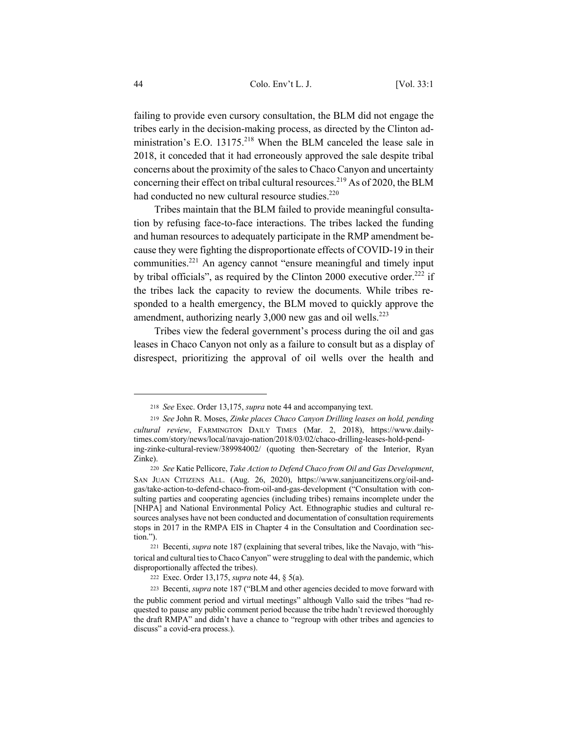failing to provide even cursory consultation, the BLM did not engage the tribes early in the decision-making process, as directed by the Clinton administration's E.O. 13175.[218] When the BLM canceled the lease sale in 2018, it conceded that it had erroneously approved the sale despite tribal concerns about the proximity of the sales to Chaco Canyon and uncertainty concerning their effect on tribal cultural resources.[219] As of 2020, the BLM had conducted no new cultural resource studies.[220]

Tribes maintain that the BLM failed to provide meaningful consultation by refusing face-to-face interactions. The tribes lacked the funding and human resources to adequately participate in the RMP amendment because they were fighting the disproportionate effects of COVID-19 in their communities.[221] An agency cannot "ensure meaningful and timely input by tribal officials", as required by the Clinton 2000 executive order.[222] if the tribes lack the capacity to review the documents. While tribes responded to a health emergency, the BLM moved to quickly approve the amendment, authorizing nearly 3,000 new gas and oil wells.[223]

Tribes view the federal government's process during the oil and gas leases in Chaco Canyon not only as a failure to consult but as a display of disrespect, prioritizing the approval of oil wells over the health and

---

218 *See* Exec. Order 13,175, *supra* note 44 and accompanying text.

219 *See* John R. Moses, *Zinke places Chaco Canyon Drilling leases on hold, pending cultural review*, FARMINGTON DAILY TIMES (Mar. 2, 2018), https://www.daily-times.com/story/news/local/navajo-nation/2018/03/02/chaco-drilling-leases-hold-pending-zinke-cultural-review/389984002/ (quoting then-Secretary of the Interior, Ryan Zinke).

220 *See* Katie Pellicore, *Take Action to Defend Chaco from Oil and Gas Development*, SAN JUAN CITIZENS ALL. (Aug. 26, 2020), https://www.sanjuancitizens.org/oil-and-gas/take-action-to-defend-chaco-from-oil-and-gas-development ("Consultation with consulting parties and cooperating agencies (including tribes) remains incomplete under the [NHPA] and National Environmental Policy Act. Ethnographic studies and cultural resources analyses have not been conducted and documentation of consultation requirements stops in 2017 in the RMPA EIS in Chapter 4 in the Consultation and Coordination section.").

221 Becenti, *supra* note 187 (explaining that several tribes, like the Navajo, with "historical and cultural ties to Chaco Canyon" were struggling to deal with the pandemic, which disproportionally affected the tribes).

222 Exec. Order 13,175, *supra* note 44, § 5(a).

223 Becenti, *supra* note 187 ("BLM and other agencies decided to move forward with the public comment period and virtual meetings" although Vallo said the tribes "had requested to pause any public comment period because the tribe hadn't reviewed thoroughly the draft RMPA" and didn't have a chance to "regroup with other tribes and agencies to discuss" a covid-era process.).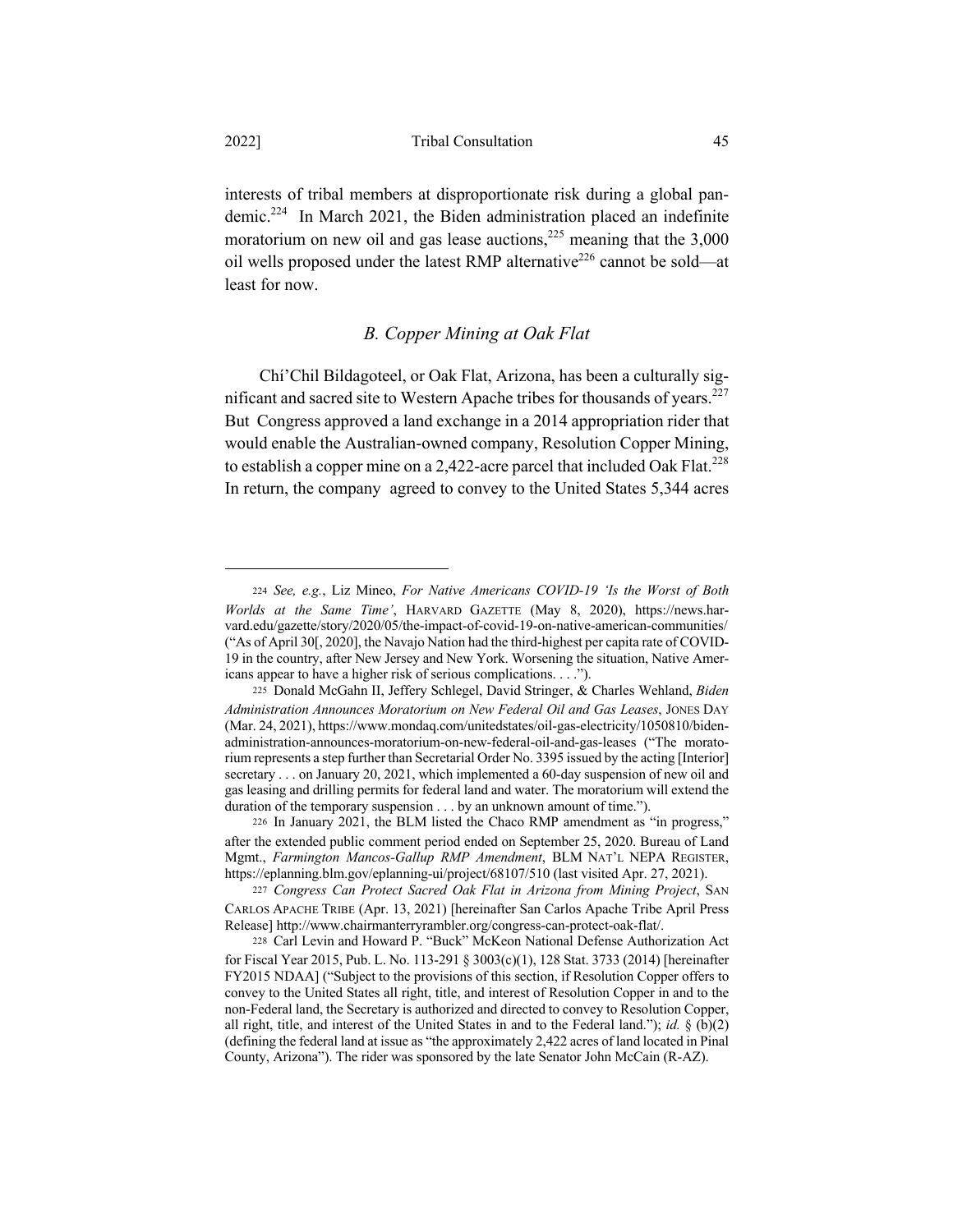interests of tribal members at disproportionate risk during a global pandemic.[224] In March 2021, the Biden administration placed an indefinite moratorium on new oil and gas lease auctions,[225] meaning that the 3,000 oil wells proposed under the latest RMP alternative[226] cannot be sold—at least for now.

### *B. Copper Mining at Oak Flat*

Chí'Chil Bildagoteel, or Oak Flat, Arizona, has been a culturally significant and sacred site to Western Apache tribes for thousands of years.[227] But Congress approved a land exchange in a 2014 appropriation rider that would enable the Australian-owned company, Resolution Copper Mining, to establish a copper mine on a 2,422-acre parcel that included Oak Flat.[228] In return, the company agreed to convey to the United States 5,344 acres

---

224 *See, e.g.*, Liz Mineo, *For Native Americans COVID-19 'Is the Worst of Both Worlds at the Same Time'*, HARVARD GAZETTE (May 8, 2020), https://news.harvard.edu/gazette/story/2020/05/the-impact-of-covid-19-on-native-american-communities/ ("As of April 30[, 2020], the Navajo Nation had the third-highest per capita rate of COVID-19 in the country, after New Jersey and New York. Worsening the situation, Native Americans appear to have a higher risk of serious complications. . . .").

225 Donald McGahn II, Jeffery Schlegel, David Stringer, & Charles Wehland, *Biden Administration Announces Moratorium on New Federal Oil and Gas Leases*, JONES DAY (Mar. 24, 2021), https://www.mondaq.com/unitedstates/oil-gas-electricity/1050810/biden-administration-announces-moratorium-on-new-federal-oil-and-gas-leases ("The moratorium represents a step further than Secretarial Order No. 3395 issued by the acting [Interior] secretary . . . on January 20, 2021, which implemented a 60-day suspension of new oil and gas leasing and drilling permits for federal land and water. The moratorium will extend the duration of the temporary suspension . . . by an unknown amount of time.").

226 In January 2021, the BLM listed the Chaco RMP amendment as "in progress," after the extended public comment period ended on September 25, 2020. Bureau of Land Mgmt., *Farmington Mancos-Gallup RMP Amendment*, BLM NAT'L NEPA REGISTER, https://eplanning.blm.gov/eplanning-ui/project/68107/510 (last visited Apr. 27, 2021).

227 *Congress Can Protect Sacred Oak Flat in Arizona from Mining Project*, SAN CARLOS APACHE TRIBE (Apr. 13, 2021) [hereinafter San Carlos Apache Tribe April Press Release] http://www.chairmanterryrambler.org/congress-can-protect-oak-flat/.

228 Carl Levin and Howard P. "Buck" McKeon National Defense Authorization Act for Fiscal Year 2015, Pub. L. No. 113-291 § 3003(c)(1), 128 Stat. 3733 (2014) [hereinafter FY2015 NDAA] ("Subject to the provisions of this section, if Resolution Copper offers to convey to the United States all right, title, and interest of Resolution Copper in and to the non-Federal land, the Secretary is authorized and directed to convey to Resolution Copper, all right, title, and interest of the United States in and to the Federal land."); *id.* § (b)(2) (defining the federal land at issue as "the approximately 2,422 acres of land located in Pinal County, Arizona"). The rider was sponsored by the late Senator John McCain (R-AZ).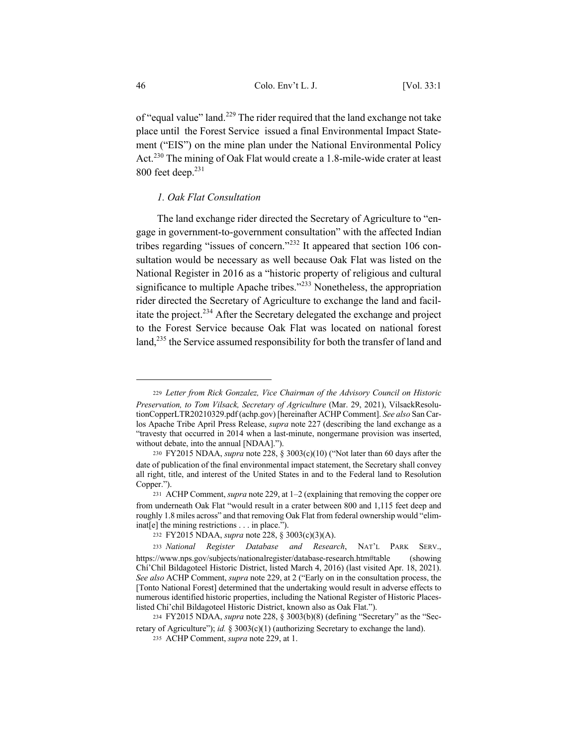of "equal value" land.[229] The rider required that the land exchange not take place until the Forest Service issued a final Environmental Impact Statement ("EIS") on the mine plan under the National Environmental Policy Act.[230] The mining of Oak Flat would create a 1.8-mile-wide crater at least 800 feet deep.[231]

### *1. Oak Flat Consultation*

The land exchange rider directed the Secretary of Agriculture to "engage in government-to-government consultation" with the affected Indian tribes regarding "issues of concern."[232] It appeared that section 106 consultation would be necessary as well because Oak Flat was listed on the National Register in 2016 as a "historic property of religious and cultural significance to multiple Apache tribes."[233] Nonetheless, the appropriation rider directed the Secretary of Agriculture to exchange the land and facilitate the project.[234] After the Secretary delegated the exchange and project to the Forest Service because Oak Flat was located on national forest land,[235] the Service assumed responsibility for both the transfer of land and

---

229 *Letter from Rick Gonzalez, Vice Chairman of the Advisory Council on Historic Preservation, to Tom Vilsack, Secretary of Agriculture* (Mar. 29, 2021), VilsackResolutionCopperLTR20210329.pdf (achp.gov) [hereinafter ACHP Comment]. *See also* San Carlos Apache Tribe April Press Release, *supra* note 227 (describing the land exchange as a "travesty that occurred in 2014 when a last-minute, nongermane provision was inserted, without debate, into the annual [NDAA].").

230 FY2015 NDAA, *supra* note 228, § 3003(c)(10) ("Not later than 60 days after the date of publication of the final environmental impact statement, the Secretary shall convey all right, title, and interest of the United States in and to the Federal land to Resolution Copper.").

231 ACHP Comment, *supra* note 229, at 1–2 (explaining that removing the copper ore from underneath Oak Flat "would result in a crater between 800 and 1,115 feet deep and roughly 1.8 miles across" and that removing Oak Flat from federal ownership would "eliminat[e] the mining restrictions . . . in place.").

232 FY2015 NDAA, *supra* note 228, § 3003(c)(3)(A).

233 *National Register Database and Research*, NAT'L PARK SERV., https://www.nps.gov/subjects/nationalregister/database-research.htm#table (showing Chi'Chil Bildagoteel Historic District, listed March 4, 2016) (last visited Apr. 18, 2021). *See also* ACHP Comment, *supra* note 229, at 2 ("Early on in the consultation process, the [Tonto National Forest] determined that the undertaking would result in adverse effects to numerous identified historic properties, including the National Register of Historic Places-listed Chí'chil Bildagoteel Historic District, known also as Oak Flat.").

234 FY2015 NDAA, *supra* note 228, § 3003(b)(8) (defining "Secretary" as the "Secretary of Agriculture"); *id.* § 3003(c)(1) (authorizing Secretary to exchange the land).

235 ACHP Comment, *supra* note 229, at 1.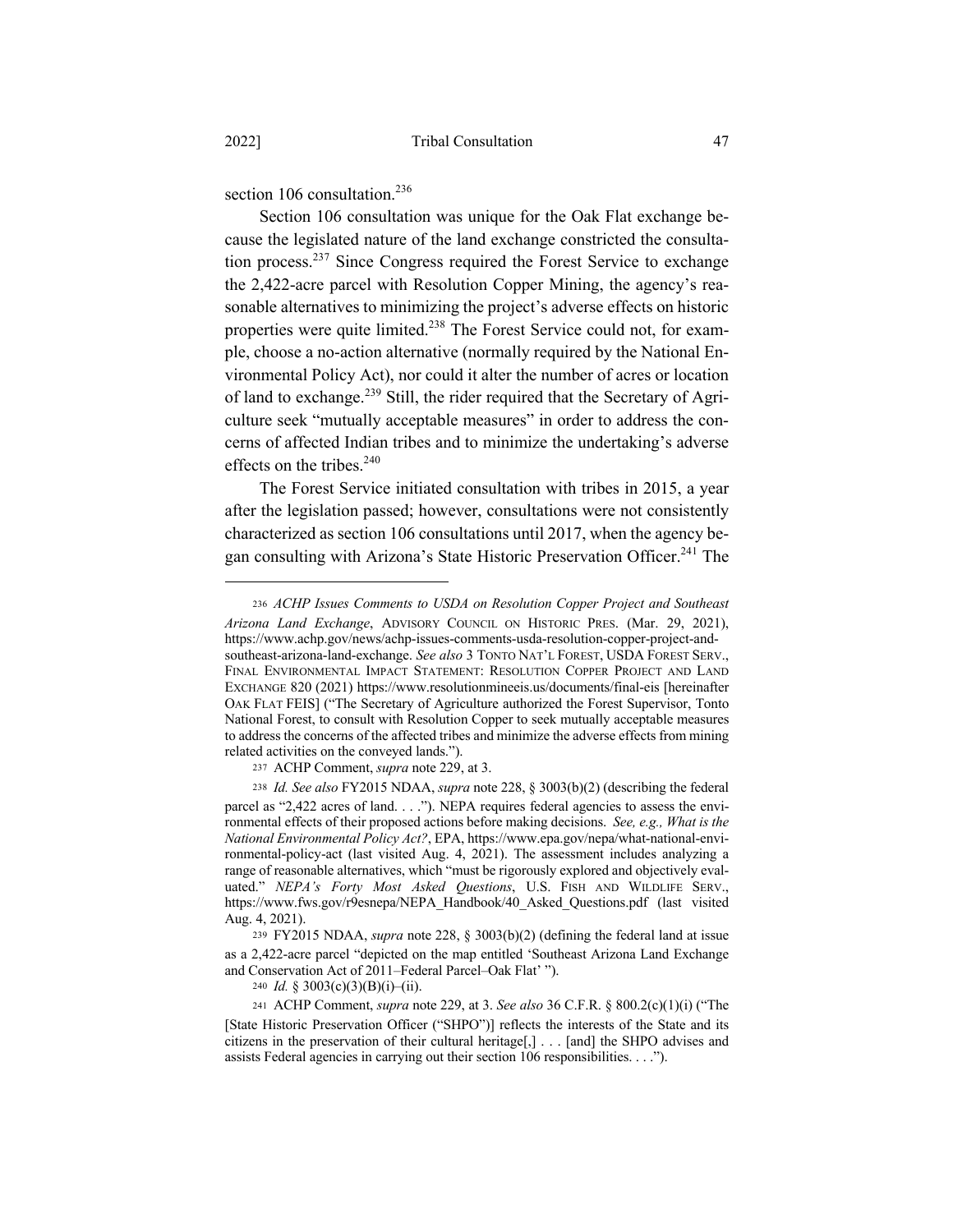section 106 consultation.[236]

Section 106 consultation was unique for the Oak Flat exchange because the legislated nature of the land exchange constricted the consultation process.[237] Since Congress required the Forest Service to exchange the 2,422-acre parcel with Resolution Copper Mining, the agency's reasonable alternatives to minimizing the project's adverse effects on historic properties were quite limited.[238] The Forest Service could not, for example, choose a no-action alternative (normally required by the National Environmental Policy Act), nor could it alter the number of acres or location of land to exchange.[239] Still, the rider required that the Secretary of Agriculture seek "mutually acceptable measures" in order to address the concerns of affected Indian tribes and to minimize the undertaking's adverse effects on the tribes.[240]

The Forest Service initiated consultation with tribes in 2015, a year after the legislation passed; however, consultations were not consistently characterized as section 106 consultations until 2017, when the agency began consulting with Arizona's State Historic Preservation Officer.[241] The

---

236 *ACHP Issues Comments to USDA on Resolution Copper Project and Southeast Arizona Land Exchange*, ADVISORY COUNCIL ON HISTORIC PRES. (Mar. 29, 2021), https://www.achp.gov/news/achp-issues-comments-usda-resolution-copper-project-and-southeast-arizona-land-exchange. *See also* 3 TONTO NAT'L FOREST, USDA FOREST SERV., FINAL ENVIRONMENTAL IMPACT STATEMENT: RESOLUTION COPPER PROJECT AND LAND EXCHANGE 820 (2021) https://www.resolutionmineeis.us/documents/final-eis [hereinafter OAK FLAT FEIS] ("The Secretary of Agriculture authorized the Forest Supervisor, Tonto National Forest, to consult with Resolution Copper to seek mutually acceptable measures to address the concerns of the affected tribes and minimize the adverse effects from mining related activities on the conveyed lands.").

237 ACHP Comment, *supra* note 229, at 3.

238 *Id. See also* FY2015 NDAA, *supra* note 228, § 3003(b)(2) (describing the federal parcel as "2,422 acres of land. . . ."). NEPA requires federal agencies to assess the environmental effects of their proposed actions before making decisions. *See, e.g., What is the National Environmental Policy Act?*, EPA, https://www.epa.gov/nepa/what-national-environmental-policy-act (last visited Aug. 4, 2021). The assessment includes analyzing a range of reasonable alternatives, which "must be rigorously explored and objectively evaluated." *NEPA's Forty Most Asked Questions*, U.S. FISH AND WILDLIFE SERV., https://www.fws.gov/r9esnepa/NEPA_Handbook/40_Asked_Questions.pdf (last visited Aug. 4, 2021).

239 FY2015 NDAA, *supra* note 228, § 3003(b)(2) (defining the federal land at issue as a 2,422-acre parcel "depicted on the map entitled 'Southeast Arizona Land Exchange and Conservation Act of 2011–Federal Parcel–Oak Flat' ").

240 *Id.* § 3003(c)(3)(B)(i)–(ii).

241 ACHP Comment, *supra* note 229, at 3. *See also* 36 C.F.R. § 800.2(c)(1)(i) ("The [State Historic Preservation Officer ("SHPO")] reflects the interests of the State and its citizens in the preservation of their cultural heritage[,] . . . [and] the SHPO advises and assists Federal agencies in carrying out their section 106 responsibilities. . . .").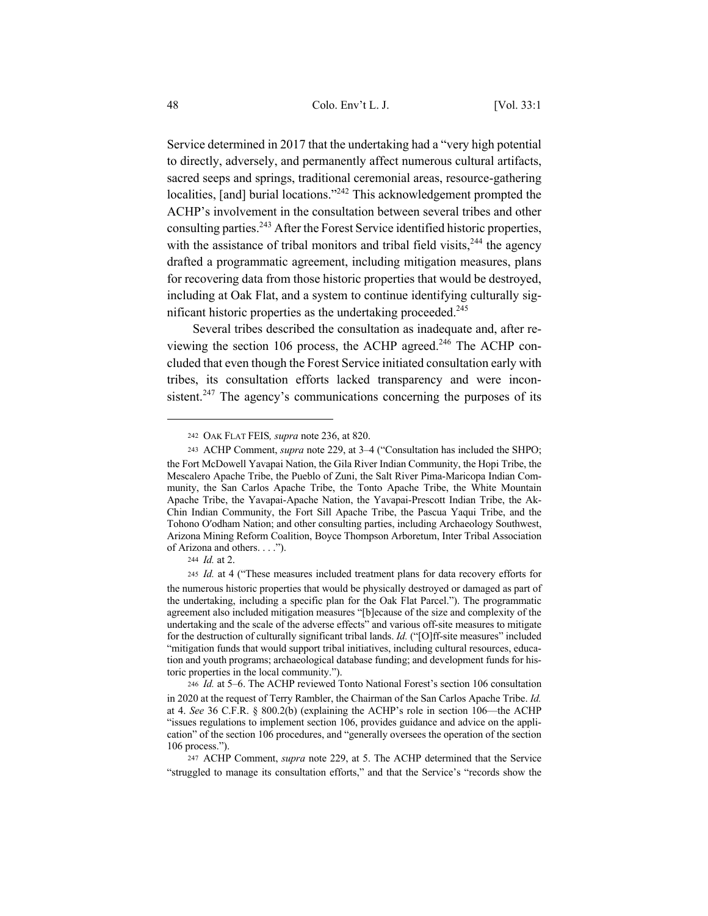Service determined in 2017 that the undertaking had a "very high potential to directly, adversely, and permanently affect numerous cultural artifacts, sacred seeps and springs, traditional ceremonial areas, resource-gathering localities, [and] burial locations."[242] This acknowledgement prompted the ACHP's involvement in the consultation between several tribes and other consulting parties.[243] After the Forest Service identified historic properties, with the assistance of tribal monitors and tribal field visits,[244] the agency drafted a programmatic agreement, including mitigation measures, plans for recovering data from those historic properties that would be destroyed, including at Oak Flat, and a system to continue identifying culturally significant historic properties as the undertaking proceeded.[245]

Several tribes described the consultation as inadequate and, after reviewing the section 106 process, the ACHP agreed.[246] The ACHP concluded that even though the Forest Service initiated consultation early with tribes, its consultation efforts lacked transparency and were inconsistent.[247] The agency's communications concerning the purposes of its

---

242 OAK FLAT FEIS*, supra* note 236, at 820.

243 ACHP Comment, *supra* note 229, at 3–4 ("Consultation has included the SHPO; the Fort McDowell Yavapai Nation, the Gila River Indian Community, the Hopi Tribe, the Mescalero Apache Tribe, the Pueblo of Zuni, the Salt River Pima-Maricopa Indian Community, the San Carlos Apache Tribe, the Tonto Apache Tribe, the White Mountain Apache Tribe, the Yavapai-Apache Nation, the Yavapai-Prescott Indian Tribe, the Ak-Chin Indian Community, the Fort Sill Apache Tribe, the Pascua Yaqui Tribe, and the Tohono O′odham Nation; and other consulting parties, including Archaeology Southwest, Arizona Mining Reform Coalition, Boyce Thompson Arboretum, Inter Tribal Association of Arizona and others. . . .").

244 *Id.* at 2.

245 *Id.* at 4 ("These measures included treatment plans for data recovery efforts for the numerous historic properties that would be physically destroyed or damaged as part of the undertaking, including a specific plan for the Oak Flat Parcel."). The programmatic agreement also included mitigation measures "[b]ecause of the size and complexity of the undertaking and the scale of the adverse effects" and various off-site measures to mitigate for the destruction of culturally significant tribal lands. *Id.* ("[O]ff-site measures" included "mitigation funds that would support tribal initiatives, including cultural resources, education and youth programs; archaeological database funding; and development funds for historic properties in the local community.").

246 *Id.* at 5–6. The ACHP reviewed Tonto National Forest's section 106 consultation in 2020 at the request of Terry Rambler, the Chairman of the San Carlos Apache Tribe. *Id.* at 4. *See* 36 C.F.R. § 800.2(b) (explaining the ACHP's role in section 106—the ACHP "issues regulations to implement section 106, provides guidance and advice on the application" of the section 106 procedures, and "generally oversees the operation of the section 106 process.").

247 ACHP Comment, *supra* note 229, at 5. The ACHP determined that the Service "struggled to manage its consultation efforts," and that the Service's "records show the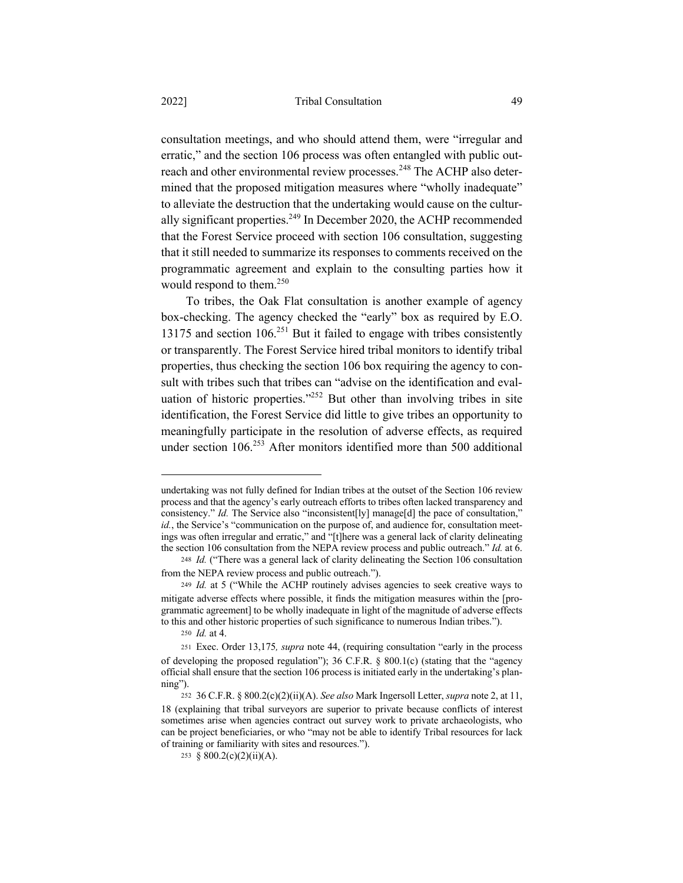consultation meetings, and who should attend them, were "irregular and erratic," and the section 106 process was often entangled with public outreach and other environmental review processes.[248] The ACHP also determined that the proposed mitigation measures where "wholly inadequate" to alleviate the destruction that the undertaking would cause on the culturally significant properties.[249] In December 2020, the ACHP recommended that the Forest Service proceed with section 106 consultation, suggesting that it still needed to summarize its responses to comments received on the programmatic agreement and explain to the consulting parties how it would respond to them.[250]

To tribes, the Oak Flat consultation is another example of agency box-checking. The agency checked the "early" box as required by E.O. 13175 and section 106.[251] But it failed to engage with tribes consistently or transparently. The Forest Service hired tribal monitors to identify tribal properties, thus checking the section 106 box requiring the agency to consult with tribes such that tribes can "advise on the identification and evaluation of historic properties."[252] But other than involving tribes in site identification, the Forest Service did little to give tribes an opportunity to meaningfully participate in the resolution of adverse effects, as required under section 106.[253] After monitors identified more than 500 additional

---

undertaking was not fully defined for Indian tribes at the outset of the Section 106 review process and that the agency's early outreach efforts to tribes often lacked transparency and consistency." *Id.* The Service also "inconsistent[ly] manage[d] the pace of consultation," *id.*, the Service's "communication on the purpose of, and audience for, consultation meetings was often irregular and erratic," and "[t]here was a general lack of clarity delineating the section 106 consultation from the NEPA review process and public outreach." *Id.* at 6.

248 *Id.* ("There was a general lack of clarity delineating the Section 106 consultation from the NEPA review process and public outreach.").

249 *Id.* at 5 ("While the ACHP routinely advises agencies to seek creative ways to mitigate adverse effects where possible, it finds the mitigation measures within the [programmatic agreement] to be wholly inadequate in light of the magnitude of adverse effects to this and other historic properties of such significance to numerous Indian tribes.").

250 *Id.* at 4.

251 Exec. Order 13,175*, supra* note 44, (requiring consultation "early in the process of developing the proposed regulation"); 36 C.F.R. § 800.1(c) (stating that the "agency official shall ensure that the section 106 process is initiated early in the undertaking's planning").

252 36 C.F.R. § 800.2(c)(2)(ii)(A). *See also* Mark Ingersoll Letter, *supra* note 2, at 11, 18 (explaining that tribal surveyors are superior to private because conflicts of interest sometimes arise when agencies contract out survey work to private archaeologists, who can be project beneficiaries, or who "may not be able to identify Tribal resources for lack of training or familiarity with sites and resources.").

253 § 800.2(c)(2)(ii)(A).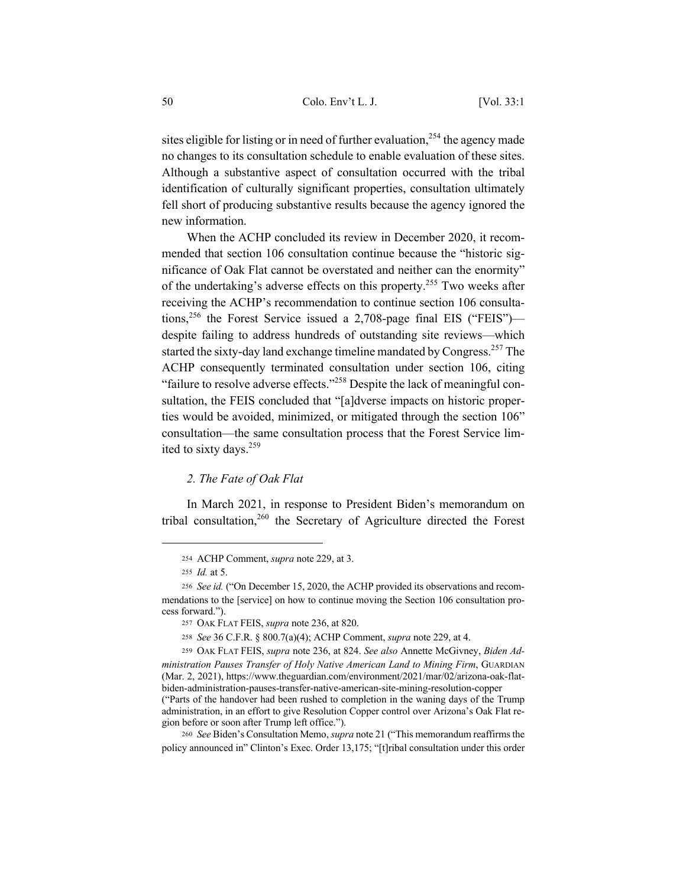sites eligible for listing or in need of further evaluation,[254] the agency made no changes to its consultation schedule to enable evaluation of these sites. Although a substantive aspect of consultation occurred with the tribal identification of culturally significant properties, consultation ultimately fell short of producing substantive results because the agency ignored the new information.

When the ACHP concluded its review in December 2020, it recommended that section 106 consultation continue because the "historic significance of Oak Flat cannot be overstated and neither can the enormity" of the undertaking's adverse effects on this property.[255] Two weeks after receiving the ACHP's recommendation to continue section 106 consultations,[256] the Forest Service issued a 2,708-page final EIS ("FEIS")—despite failing to address hundreds of outstanding site reviews—which started the sixty-day land exchange timeline mandated by Congress.[257] The ACHP consequently terminated consultation under section 106, citing "failure to resolve adverse effects."[258] Despite the lack of meaningful consultation, the FEIS concluded that "[a]dverse impacts on historic properties would be avoided, minimized, or mitigated through the section 106" consultation—the same consultation process that the Forest Service limited to sixty days.[259]

### *2. The Fate of Oak Flat*

In March 2021, in response to President Biden's memorandum on tribal consultation,[260] the Secretary of Agriculture directed the Forest

---

254 ACHP Comment, *supra* note 229, at 3.

255 *Id.* at 5.

256 *See id.* ("On December 15, 2020, the ACHP provided its observations and recommendations to the [service] on how to continue moving the Section 106 consultation process forward.").

257 OAK FLAT FEIS, *supra* note 236, at 820.

258 *See* 36 C.F.R. § 800.7(a)(4); ACHP Comment, *supra* note 229, at 4.

259 OAK FLAT FEIS, *supra* note 236, at 824. *See also* Annette McGivney, *Biden Administration Pauses Transfer of Holy Native American Land to Mining Firm*, GUARDIAN (Mar. 2, 2021), https://www.theguardian.com/environment/2021/mar/02/arizona-oak-flat-biden-administration-pauses-transfer-native-american-site-mining-resolution-copper ("Parts of the handover had been rushed to completion in the waning days of the Trump administration, in an effort to give Resolution Copper control over Arizona's Oak Flat region before or soon after Trump left office.").

260 *See* Biden's Consultation Memo, *supra* note 21 ("This memorandum reaffirms the policy announced in" Clinton's Exec. Order 13,175; "[t]ribal consultation under this order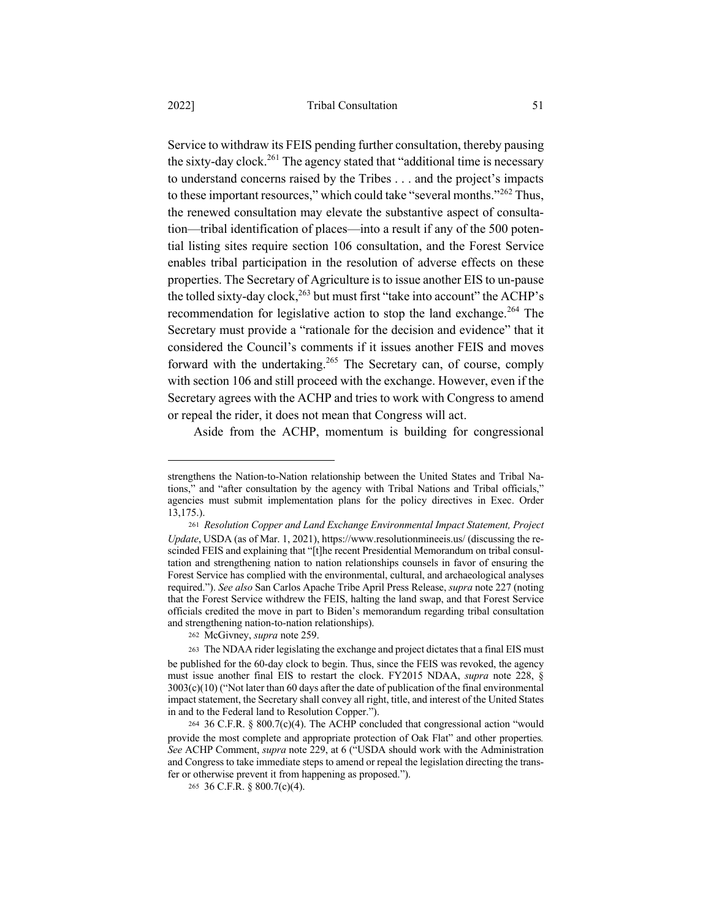Service to withdraw its FEIS pending further consultation, thereby pausing the sixty-day clock.[261] The agency stated that "additional time is necessary to understand concerns raised by the Tribes . . . and the project's impacts to these important resources," which could take "several months."[262] Thus, the renewed consultation may elevate the substantive aspect of consultation—tribal identification of places—into a result if any of the 500 potential listing sites require section 106 consultation, and the Forest Service enables tribal participation in the resolution of adverse effects on these properties. The Secretary of Agriculture is to issue another EIS to un-pause the tolled sixty-day clock,[263] but must first "take into account" the ACHP's recommendation for legislative action to stop the land exchange.[264] The Secretary must provide a "rationale for the decision and evidence" that it considered the Council's comments if it issues another FEIS and moves forward with the undertaking.[265] The Secretary can, of course, comply with section 106 and still proceed with the exchange. However, even if the Secretary agrees with the ACHP and tries to work with Congress to amend or repeal the rider, it does not mean that Congress will act.

Aside from the ACHP, momentum is building for congressional

---

strengthens the Nation-to-Nation relationship between the United States and Tribal Nations," and "after consultation by the agency with Tribal Nations and Tribal officials," agencies must submit implementation plans for the policy directives in Exec. Order 13,175.).

261 *Resolution Copper and Land Exchange Environmental Impact Statement, Project Update*, USDA (as of Mar. 1, 2021), https://www.resolutionmineeis.us/ (discussing the rescinded FEIS and explaining that "[t]he recent Presidential Memorandum on tribal consultation and strengthening nation to nation relationships counsels in favor of ensuring the Forest Service has complied with the environmental, cultural, and archaeological analyses required."). *See also* San Carlos Apache Tribe April Press Release, *supra* note 227 (noting that the Forest Service withdrew the FEIS, halting the land swap, and that Forest Service officials credited the move in part to Biden's memorandum regarding tribal consultation and strengthening nation-to-nation relationships).

262 McGivney, *supra* note 259.

263 The NDAA rider legislating the exchange and project dictates that a final EIS must be published for the 60-day clock to begin. Thus, since the FEIS was revoked, the agency must issue another final EIS to restart the clock. FY2015 NDAA, *supra* note 228, § 3003(c)(10) ("Not later than 60 days after the date of publication of the final environmental impact statement, the Secretary shall convey all right, title, and interest of the United States in and to the Federal land to Resolution Copper.").

264 36 C.F.R. § 800.7(c)(4). The ACHP concluded that congressional action "would provide the most complete and appropriate protection of Oak Flat" and other properties. *See* ACHP Comment, *supra* note 229, at 6 ("USDA should work with the Administration and Congress to take immediate steps to amend or repeal the legislation directing the transfer or otherwise prevent it from happening as proposed.").

265 36 C.F.R. § 800.7(c)(4).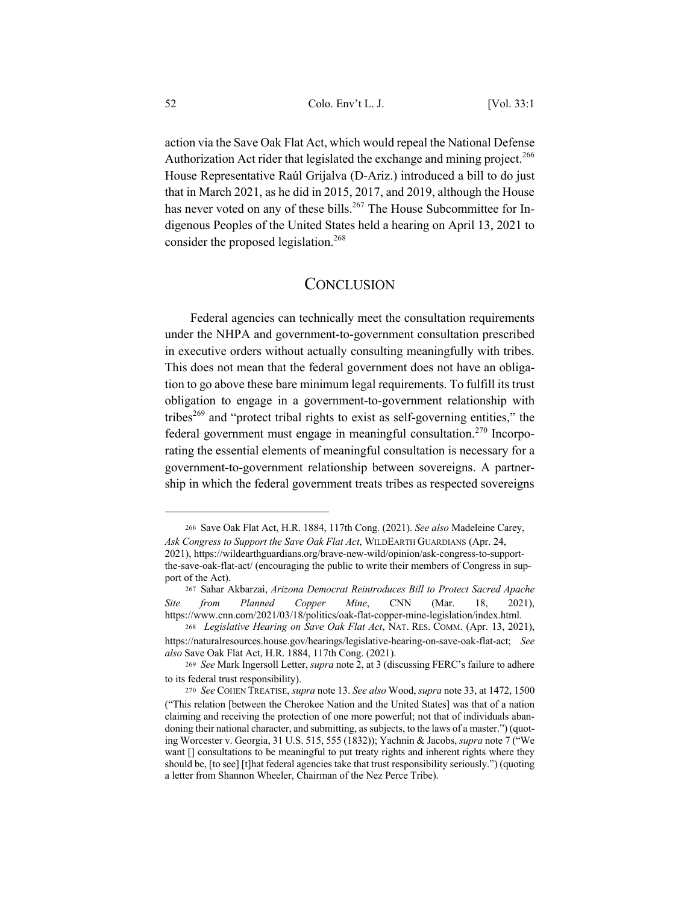action via the Save Oak Flat Act, which would repeal the National Defense Authorization Act rider that legislated the exchange and mining project.[266] House Representative Raúl Grijalva (D-Ariz.) introduced a bill to do just that in March 2021, as he did in 2015, 2017, and 2019, although the House has never voted on any of these bills.[267] The House Subcommittee for Indigenous Peoples of the United States held a hearing on April 13, 2021 to consider the proposed legislation.[268]

## Conclusion

Federal agencies can technically meet the consultation requirements under the NHPA and government-to-government consultation prescribed in executive orders without actually consulting meaningfully with tribes. This does not mean that the federal government does not have an obligation to go above these bare minimum legal requirements. To fulfill its trust obligation to engage in a government-to-government relationship with tribes[269] and "protect tribal rights to exist as self-governing entities," the federal government must engage in meaningful consultation.[270] Incorporating the essential elements of meaningful consultation is necessary for a government-to-government relationship between sovereigns. A partnership in which the federal government treats tribes as respected sovereigns

---

266 Save Oak Flat Act, H.R. 1884, 117th Cong. (2021). *See also* Madeleine Carey, *Ask Congress to Support the Save Oak Flat Act*, WILDEARTH GUARDIANS (Apr. 24, 2021), https://wildearthguardians.org/brave-new-wild/opinion/ask-congress-to-support-the-save-oak-flat-act/ (encouraging the public to write their members of Congress in support of the Act).

267 Sahar Akbarzai, *Arizona Democrat Reintroduces Bill to Protect Sacred Apache Site from Planned Copper Mine*, CNN (Mar. 18, 2021), https://www.cnn.com/2021/03/18/politics/oak-flat-copper-mine-legislation/index.html.

268 *Legislative Hearing on Save Oak Flat Act*, NAT. RES. COMM. (Apr. 13, 2021), https://naturalresources.house.gov/hearings/legislative-hearing-on-save-oak-flat-act; *See also* Save Oak Flat Act, H.R. 1884, 117th Cong. (2021).

269 *See* Mark Ingersoll Letter, *supra* note 2, at 3 (discussing FERC's failure to adhere to its federal trust responsibility).

270 *See* COHEN TREATISE, *supra* note 13. *See also* Wood, *supra* note 33, at 1472, 1500 ("This relation [between the Cherokee Nation and the United States] was that of a nation claiming and receiving the protection of one more powerful; not that of individuals abandoning their national character, and submitting, as subjects, to the laws of a master.") (quoting Worcester v. Georgia, 31 U.S. 515, 555 (1832)); Yachnin & Jacobs, *supra* note 7 ("We want [] consultations to be meaningful to put treaty rights and inherent rights where they should be, [to see] [t]hat federal agencies take that trust responsibility seriously.") (quoting a letter from Shannon Wheeler, Chairman of the Nez Perce Tribe).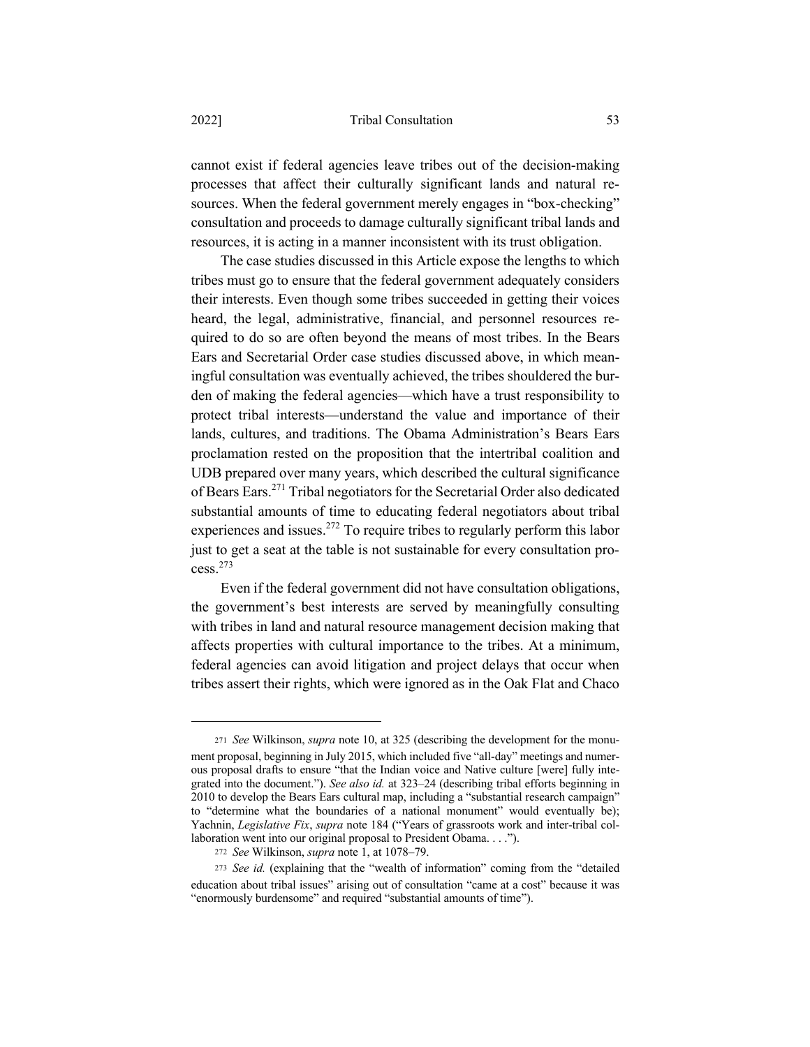cannot exist if federal agencies leave tribes out of the decision-making processes that affect their culturally significant lands and natural resources. When the federal government merely engages in "box-checking" consultation and proceeds to damage culturally significant tribal lands and resources, it is acting in a manner inconsistent with its trust obligation.

The case studies discussed in this Article expose the lengths to which tribes must go to ensure that the federal government adequately considers their interests. Even though some tribes succeeded in getting their voices heard, the legal, administrative, financial, and personnel resources required to do so are often beyond the means of most tribes. In the Bears Ears and Secretarial Order case studies discussed above, in which meaningful consultation was eventually achieved, the tribes shouldered the burden of making the federal agencies—which have a trust responsibility to protect tribal interests—understand the value and importance of their lands, cultures, and traditions. The Obama Administration's Bears Ears proclamation rested on the proposition that the intertribal coalition and UDB prepared over many years, which described the cultural significance of Bears Ears.[271] Tribal negotiators for the Secretarial Order also dedicated substantial amounts of time to educating federal negotiators about tribal experiences and issues.[272] To require tribes to regularly perform this labor just to get a seat at the table is not sustainable for every consultation process.[273]

Even if the federal government did not have consultation obligations, the government's best interests are served by meaningfully consulting with tribes in land and natural resource management decision making that affects properties with cultural importance to the tribes. At a minimum, federal agencies can avoid litigation and project delays that occur when tribes assert their rights, which were ignored as in the Oak Flat and Chaco

---

271 *See* Wilkinson, *supra* note 10, at 325 (describing the development for the monument proposal, beginning in July 2015, which included five "all-day" meetings and numerous proposal drafts to ensure "that the Indian voice and Native culture [were] fully integrated into the document."). *See also id.* at 323–24 (describing tribal efforts beginning in 2010 to develop the Bears Ears cultural map, including a "substantial research campaign" to "determine what the boundaries of a national monument" would eventually be); Yachnin, *Legislative Fix*, *supra* note 184 ("Years of grassroots work and inter-tribal collaboration went into our original proposal to President Obama. . . .").

272 *See* Wilkinson, *supra* note 1, at 1078–79.

273 *See id.* (explaining that the "wealth of information" coming from the "detailed education about tribal issues" arising out of consultation "came at a cost" because it was "enormously burdensome" and required "substantial amounts of time").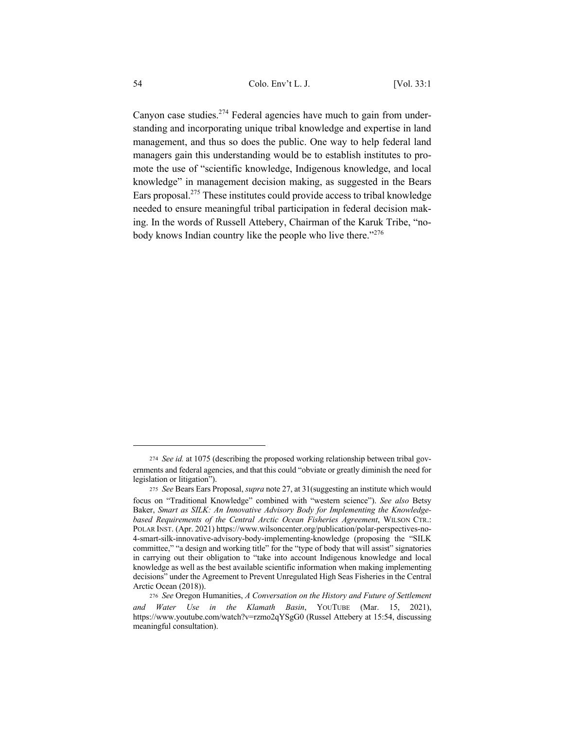Canyon case studies.[274] Federal agencies have much to gain from understanding and incorporating unique tribal knowledge and expertise in land management, and thus so does the public. One way to help federal land managers gain this understanding would be to establish institutes to promote the use of "scientific knowledge, Indigenous knowledge, and local knowledge" in management decision making, as suggested in the Bears Ears proposal.[275] These institutes could provide access to tribal knowledge needed to ensure meaningful tribal participation in federal decision making. In the words of Russell Attebery, Chairman of the Karuk Tribe, "nobody knows Indian country like the people who live there."[276]

---

274 *See id.* at 1075 (describing the proposed working relationship between tribal governments and federal agencies, and that this could "obviate or greatly diminish the need for legislation or litigation").

275 *See* Bears Ears Proposal, *supra* note 27, at 31(suggesting an institute which would focus on "Traditional Knowledge" combined with "western science"). *See also* Betsy Baker, *Smart as SILK: An Innovative Advisory Body for Implementing the Knowledge-based Requirements of the Central Arctic Ocean Fisheries Agreement*, WILSON CTR.: POLAR INST. (Apr. 2021) https://www.wilsoncenter.org/publication/polar-perspectives-no-4-smart-silk-innovative-advisory-body-implementing-knowledge (proposing the "SILK committee," "a design and working title" for the "type of body that will assist" signatories in carrying out their obligation to "take into account Indigenous knowledge and local knowledge as well as the best available scientific information when making implementing decisions" under the Agreement to Prevent Unregulated High Seas Fisheries in the Central Arctic Ocean (2018)).

276 *See* Oregon Humanities, *A Conversation on the History and Future of Settlement and Water Use in the Klamath Basin*, YOUTUBE (Mar. 15, 2021), https://www.youtube.com/watch?v=rzmo2qYSgG0 (Russel Attebery at 15:54, discussing meaningful consultation).